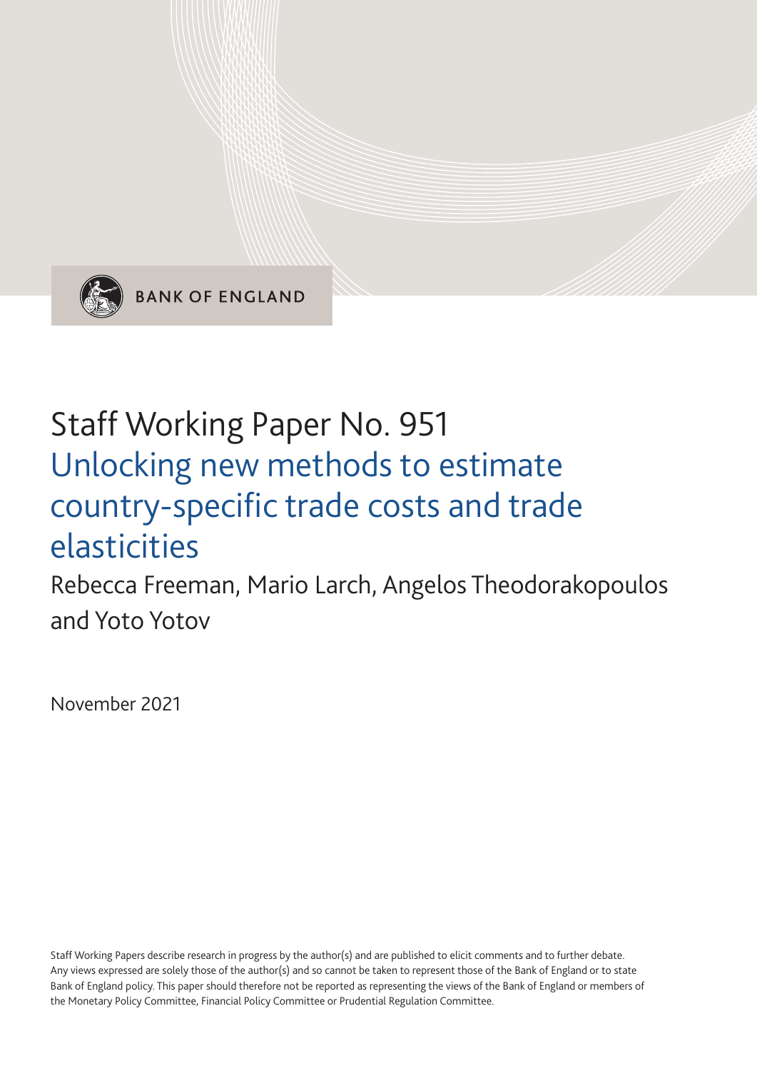BANK OF ENGLAND

# Staff Working Paper No. 951

## Unlocking new methods to estimate country-specific trade costs and trade elasticities

Rebecca Freeman, Mario Larch, Angelos Theodorakopoulos and Yoto Yotov

November 2021

Staff Working Papers describe research in progress by the author(s) and are published to elicit comments and to further debate. Any views expressed are solely those of the author(s) and so cannot be taken to represent those of the Bank of England or to state Bank of England policy. This paper should therefore not be reported as representing the views of the Bank of England or members of the Monetary Policy Committee, Financial Policy Committee or Prudential Regulation Committee.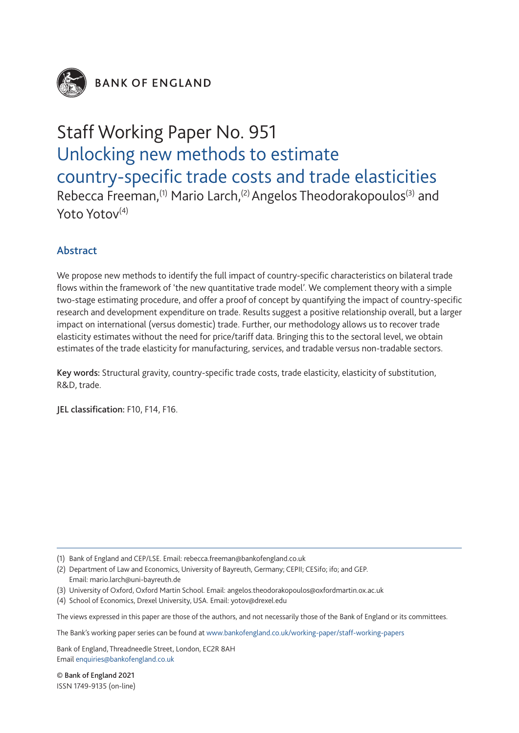# Staff Working Paper No. 951
## Unlocking new methods to estimate country-specific trade costs and trade elasticities

Rebecca Freeman,[(1)] Mario Larch,[(2)] Angelos Theodorakopoulos[(3)] and Yoto Yotov[(4)]

### Abstract

We propose new methods to identify the full impact of country-specific characteristics on bilateral trade flows within the framework of 'the new quantitative trade model'. We complement theory with a simple two-stage estimating procedure, and offer a proof of concept by quantifying the impact of country-specific research and development expenditure on trade. Results suggest a positive relationship overall, but a larger impact on international (versus domestic) trade. Further, our methodology allows us to recover trade elasticity estimates without the need for price/tariff data. Bringing this to the sectoral level, we obtain estimates of the trade elasticity for manufacturing, services, and tradable versus non-tradable sectors.

**Key words:** Structural gravity, country-specific trade costs, trade elasticity, elasticity of substitution, R&D, trade.

**JEL classification:** F10, F14, F16.

---

(1) Bank of England and CEP/LSE. Email: rebecca.freeman@bankofengland.co.uk

(2) Department of Law and Economics, University of Bayreuth, Germany; CEPII; CESifo; ifo; and GEP. Email: mario.larch@uni-bayreuth.de

(3) University of Oxford, Oxford Martin School. Email: angelos.theodorakopoulos@oxfordmartin.ox.ac.uk

(4) School of Economics, Drexel University, USA. Email: yotov@drexel.edu

The views expressed in this paper are those of the authors, and not necessarily those of the Bank of England or its committees.

The Bank's working paper series can be found at www.bankofengland.co.uk/working-paper/staff-working-papers

Bank of England, Threadneedle Street, London, EC2R 8AH
Email enquiries@bankofengland.co.uk

© Bank of England 2021
ISSN 1749-9135 (on-line)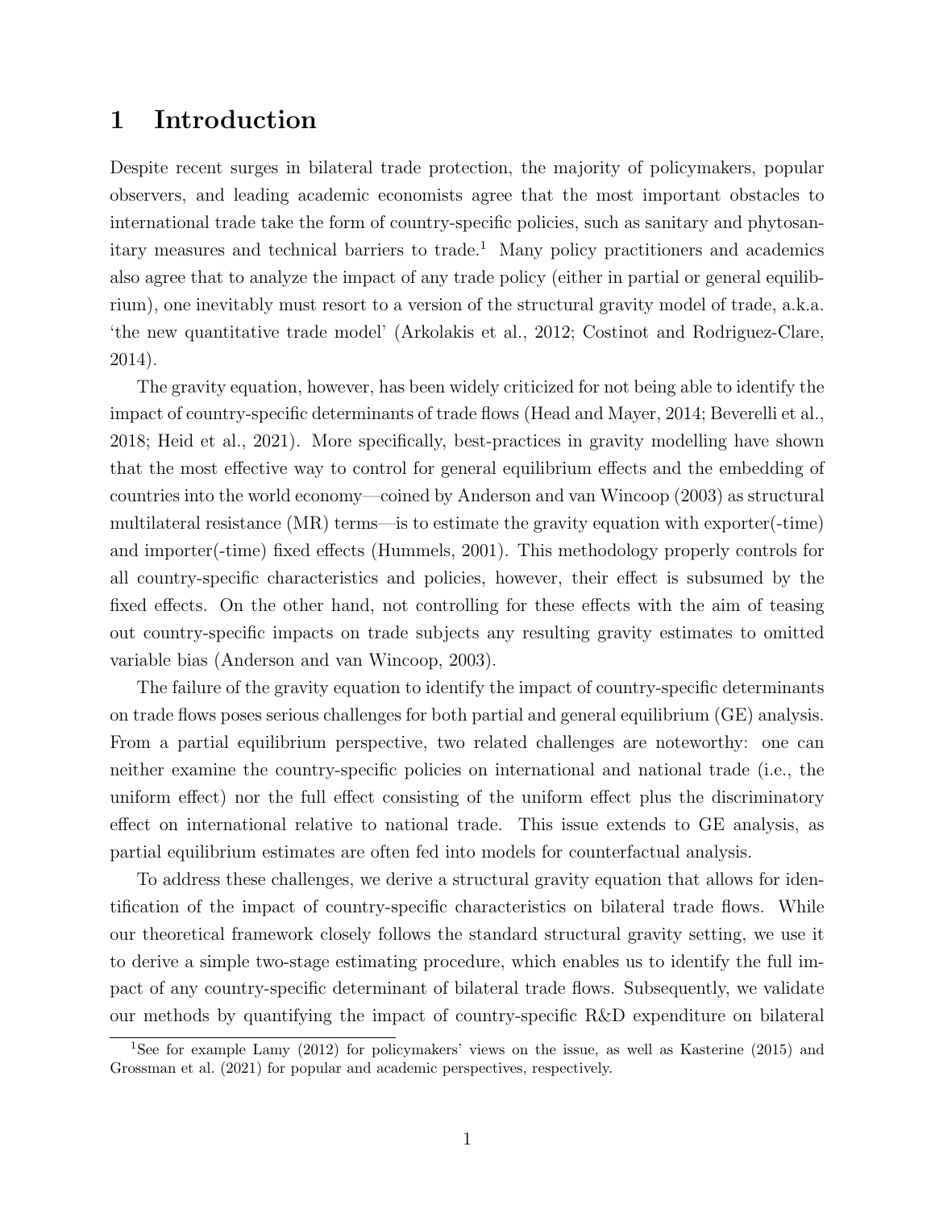# 1 Introduction

Despite recent surges in bilateral trade protection, the majority of policymakers, popular observers, and leading academic economists agree that the most important obstacles to international trade take the form of country-specific policies, such as sanitary and phytosanitary measures and technical barriers to trade.[1] Many policy practitioners and academics also agree that to analyze the impact of any trade policy (either in partial or general equilibrium), one inevitably must resort to a version of the structural gravity model of trade, a.k.a. 'the new quantitative trade model' (Arkolakis et al., 2012; Costinot and Rodriguez-Clare, 2014).

The gravity equation, however, has been widely criticized for not being able to identify the impact of country-specific determinants of trade flows (Head and Mayer, 2014; Beverelli et al., 2018; Heid et al., 2021). More specifically, best-practices in gravity modelling have shown that the most effective way to control for general equilibrium effects and the embedding of countries into the world economy—coined by Anderson and van Wincoop (2003) as structural multilateral resistance (MR) terms—is to estimate the gravity equation with exporter(-time) and importer(-time) fixed effects (Hummels, 2001). This methodology properly controls for all country-specific characteristics and policies, however, their effect is subsumed by the fixed effects. On the other hand, not controlling for these effects with the aim of teasing out country-specific impacts on trade subjects any resulting gravity estimates to omitted variable bias (Anderson and van Wincoop, 2003).

The failure of the gravity equation to identify the impact of country-specific determinants on trade flows poses serious challenges for both partial and general equilibrium (GE) analysis. From a partial equilibrium perspective, two related challenges are noteworthy: one can neither examine the country-specific policies on international and national trade (i.e., the uniform effect) nor the full effect consisting of the uniform effect plus the discriminatory effect on international relative to national trade. This issue extends to GE analysis, as partial equilibrium estimates are often fed into models for counterfactual analysis.

To address these challenges, we derive a structural gravity equation that allows for identification of the impact of country-specific characteristics on bilateral trade flows. While our theoretical framework closely follows the standard structural gravity setting, we use it to derive a simple two-stage estimating procedure, which enables us to identify the full impact of any country-specific determinant of bilateral trade flows. Subsequently, we validate our methods by quantifying the impact of country-specific R&D expenditure on bilateral

[1] See for example Lamy (2012) for policymakers' views on the issue, as well as Kasterine (2015) and Grossman et al. (2021) for popular and academic perspectives, respectively.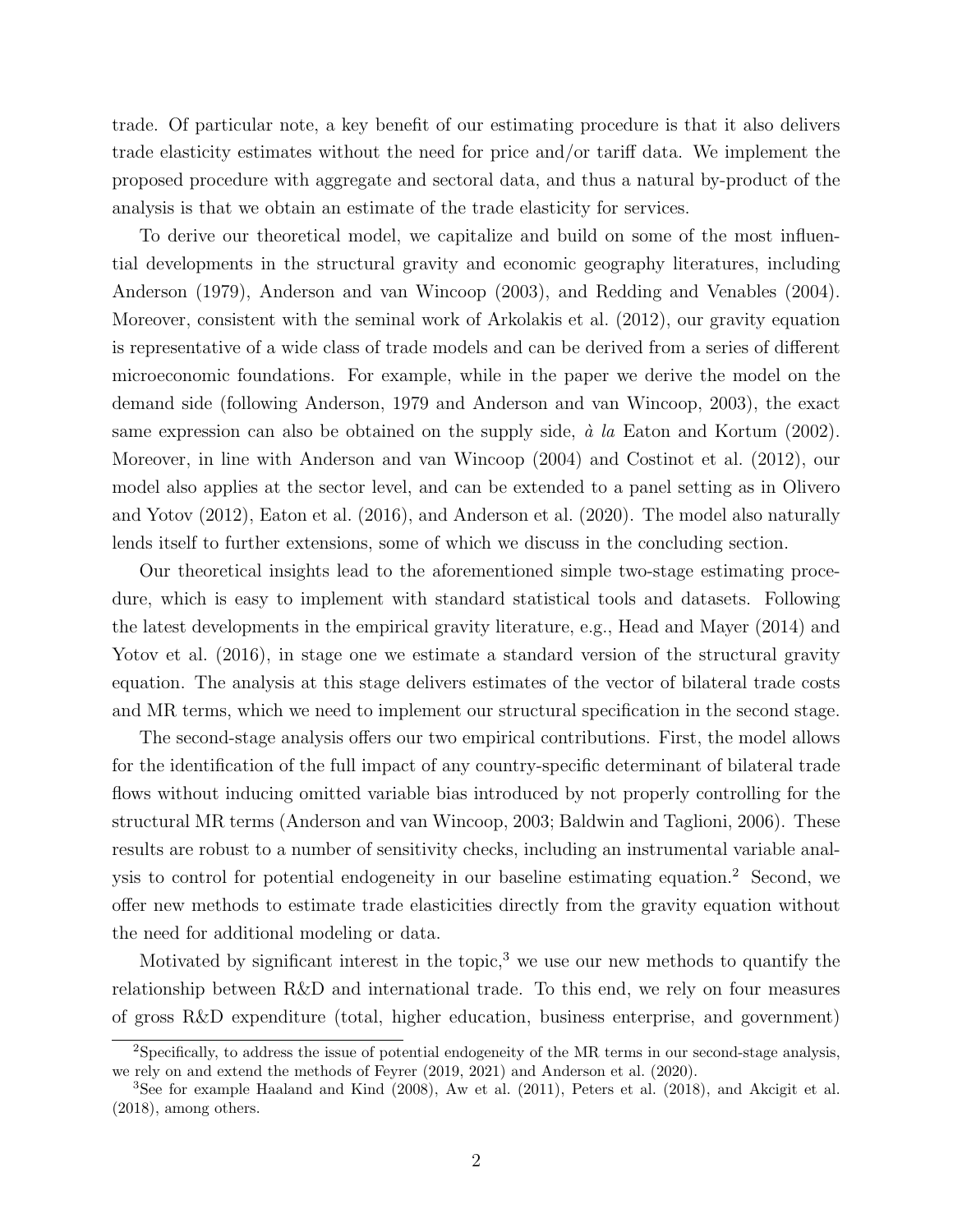trade. Of particular note, a key benefit of our estimating procedure is that it also delivers trade elasticity estimates without the need for price and/or tariff data. We implement the proposed procedure with aggregate and sectoral data, and thus a natural by-product of the analysis is that we obtain an estimate of the trade elasticity for services.

To derive our theoretical model, we capitalize and build on some of the most influential developments in the structural gravity and economic geography literatures, including Anderson (1979), Anderson and van Wincoop (2003), and Redding and Venables (2004). Moreover, consistent with the seminal work of Arkolakis et al. (2012), our gravity equation is representative of a wide class of trade models and can be derived from a series of different microeconomic foundations. For example, while in the paper we derive the model on the demand side (following Anderson, 1979 and Anderson and van Wincoop, 2003), the exact same expression can also be obtained on the supply side, *à la* Eaton and Kortum (2002). Moreover, in line with Anderson and van Wincoop (2004) and Costinot et al. (2012), our model also applies at the sector level, and can be extended to a panel setting as in Olivero and Yotov (2012), Eaton et al. (2016), and Anderson et al. (2020). The model also naturally lends itself to further extensions, some of which we discuss in the concluding section.

Our theoretical insights lead to the aforementioned simple two-stage estimating procedure, which is easy to implement with standard statistical tools and datasets. Following the latest developments in the empirical gravity literature, e.g., Head and Mayer (2014) and Yotov et al. (2016), in stage one we estimate a standard version of the structural gravity equation. The analysis at this stage delivers estimates of the vector of bilateral trade costs and MR terms, which we need to implement our structural specification in the second stage.

The second-stage analysis offers our two empirical contributions. First, the model allows for the identification of the full impact of any country-specific determinant of bilateral trade flows without inducing omitted variable bias introduced by not properly controlling for the structural MR terms (Anderson and van Wincoop, 2003; Baldwin and Taglioni, 2006). These results are robust to a number of sensitivity checks, including an instrumental variable analysis to control for potential endogeneity in our baseline estimating equation.[2] Second, we offer new methods to estimate trade elasticities directly from the gravity equation without the need for additional modeling or data.

Motivated by significant interest in the topic,[3] we use our new methods to quantify the relationship between R&D and international trade. To this end, we rely on four measures of gross R&D expenditure (total, higher education, business enterprise, and government)

[2] Specifically, to address the issue of potential endogeneity of the MR terms in our second-stage analysis, we rely on and extend the methods of Feyrer (2019, 2021) and Anderson et al. (2020).

[3] See for example Haaland and Kind (2008), Aw et al. (2011), Peters et al. (2018), and Akcigit et al. (2018), among others.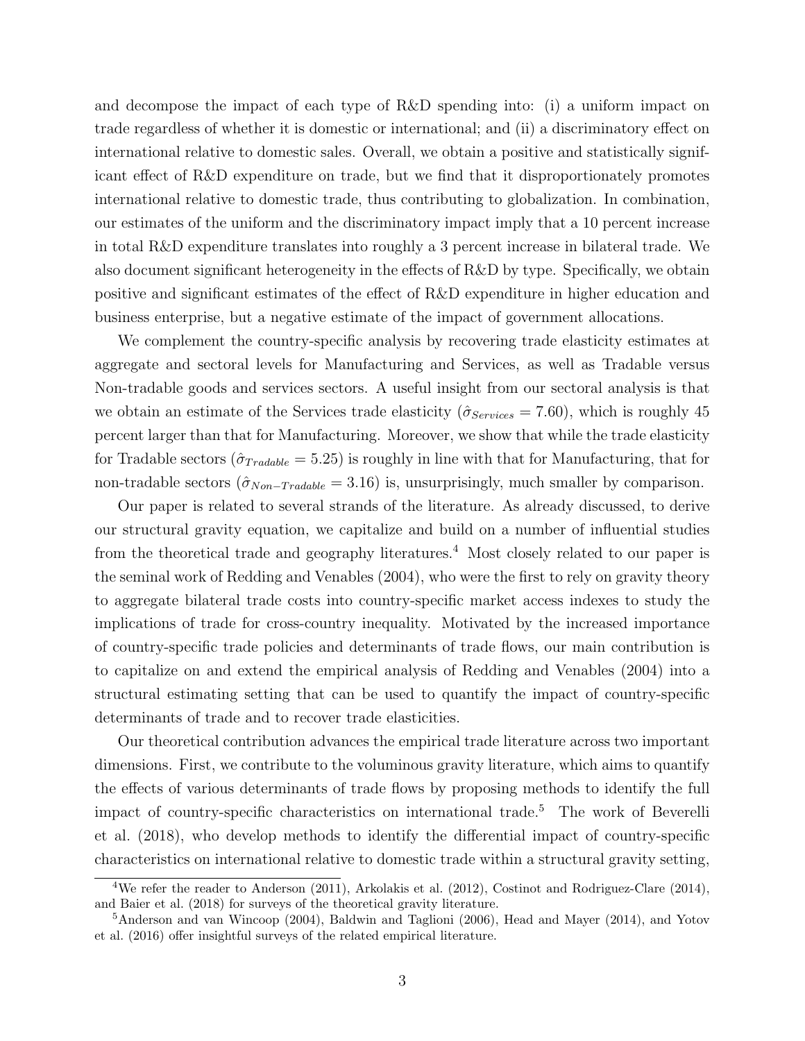and decompose the impact of each type of R&D spending into: (i) a uniform impact on trade regardless of whether it is domestic or international; and (ii) a discriminatory effect on international relative to domestic sales. Overall, we obtain a positive and statistically significant effect of R&D expenditure on trade, but we find that it disproportionately promotes international relative to domestic trade, thus contributing to globalization. In combination, our estimates of the uniform and the discriminatory impact imply that a 10 percent increase in total R&D expenditure translates into roughly a 3 percent increase in bilateral trade. We also document significant heterogeneity in the effects of R&D by type. Specifically, we obtain positive and significant estimates of the effect of R&D expenditure in higher education and business enterprise, but a negative estimate of the impact of government allocations.

We complement the country-specific analysis by recovering trade elasticity estimates at aggregate and sectoral levels for Manufacturing and Services, as well as Tradable versus Non-tradable goods and services sectors. A useful insight from our sectoral analysis is that we obtain an estimate of the Services trade elasticity ($\hat{\sigma}_{Services} = 7.60$), which is roughly 45 percent larger than that for Manufacturing. Moreover, we show that while the trade elasticity for Tradable sectors ($\hat{\sigma}_{Tradable} = 5.25$) is roughly in line with that for Manufacturing, that for non-tradable sectors ($\hat{\sigma}_{Non-Tradable} = 3.16$) is, unsurprisingly, much smaller by comparison.

Our paper is related to several strands of the literature. As already discussed, to derive our structural gravity equation, we capitalize and build on a number of influential studies from the theoretical trade and geography literatures.[4] Most closely related to our paper is the seminal work of Redding and Venables (2004), who were the first to rely on gravity theory to aggregate bilateral trade costs into country-specific market access indexes to study the implications of trade for cross-country inequality. Motivated by the increased importance of country-specific trade policies and determinants of trade flows, our main contribution is to capitalize on and extend the empirical analysis of Redding and Venables (2004) into a structural estimating setting that can be used to quantify the impact of country-specific determinants of trade and to recover trade elasticities.

Our theoretical contribution advances the empirical trade literature across two important dimensions. First, we contribute to the voluminous gravity literature, which aims to quantify the effects of various determinants of trade flows by proposing methods to identify the full impact of country-specific characteristics on international trade.[5] The work of Beverelli et al. (2018), who develop methods to identify the differential impact of country-specific characteristics on international relative to domestic trade within a structural gravity setting,

[4]We refer the reader to Anderson (2011), Arkolakis et al. (2012), Costinot and Rodriguez-Clare (2014), and Baier et al. (2018) for surveys of the theoretical gravity literature.

[5]Anderson and van Wincoop (2004), Baldwin and Taglioni (2006), Head and Mayer (2014), and Yotov et al. (2016) offer insightful surveys of the related empirical literature.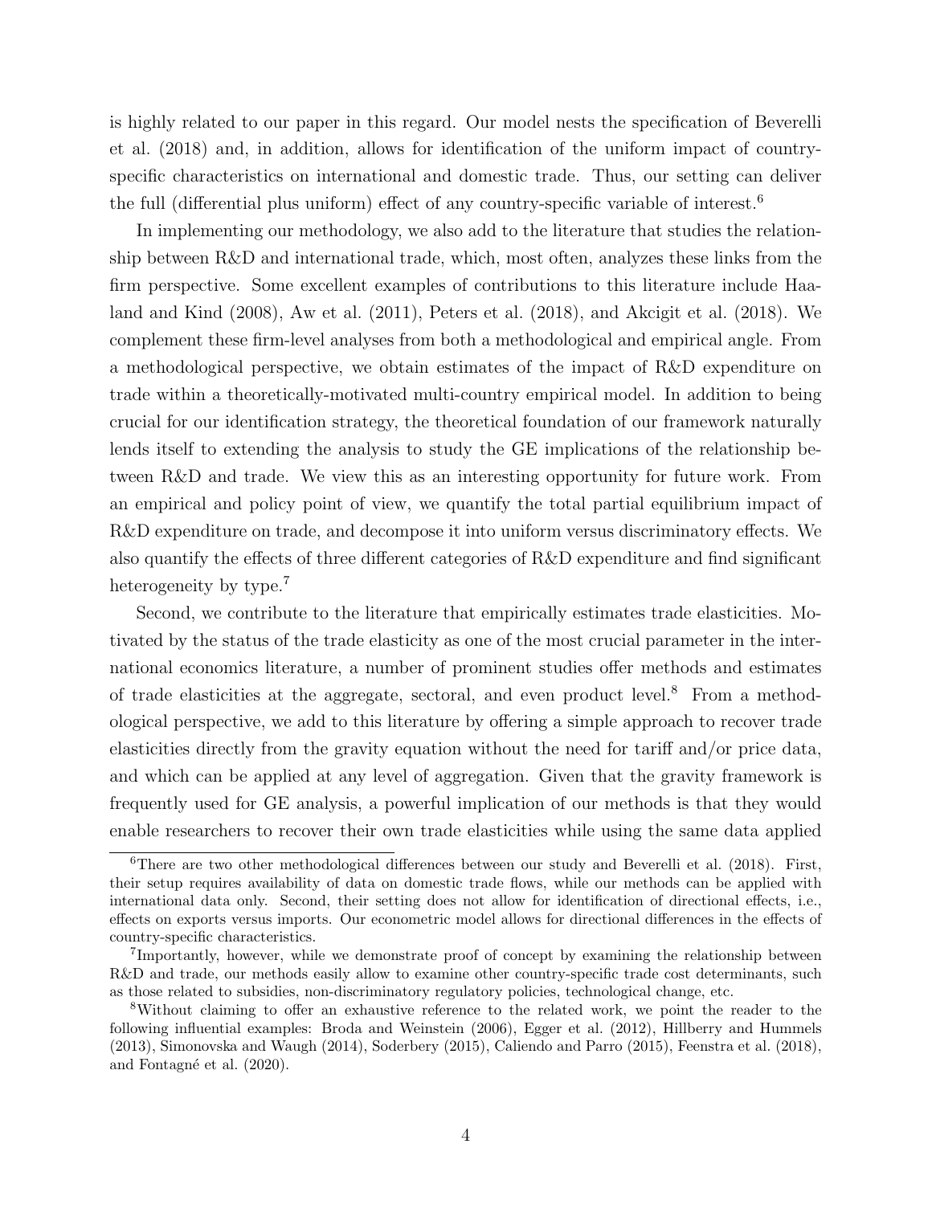is highly related to our paper in this regard. Our model nests the specification of Beverelli et al. (2018) and, in addition, allows for identification of the uniform impact of country-specific characteristics on international and domestic trade. Thus, our setting can deliver the full (differential plus uniform) effect of any country-specific variable of interest.[6]

In implementing our methodology, we also add to the literature that studies the relationship between R&D and international trade, which, most often, analyzes these links from the firm perspective. Some excellent examples of contributions to this literature include Haaland and Kind (2008), Aw et al. (2011), Peters et al. (2018), and Akcigit et al. (2018). We complement these firm-level analyses from both a methodological and empirical angle. From a methodological perspective, we obtain estimates of the impact of R&D expenditure on trade within a theoretically-motivated multi-country empirical model. In addition to being crucial for our identification strategy, the theoretical foundation of our framework naturally lends itself to extending the analysis to study the GE implications of the relationship between R&D and trade. We view this as an interesting opportunity for future work. From an empirical and policy point of view, we quantify the total partial equilibrium impact of R&D expenditure on trade, and decompose it into uniform versus discriminatory effects. We also quantify the effects of three different categories of R&D expenditure and find significant heterogeneity by type.[7]

Second, we contribute to the literature that empirically estimates trade elasticities. Motivated by the status of the trade elasticity as one of the most crucial parameter in the international economics literature, a number of prominent studies offer methods and estimates of trade elasticities at the aggregate, sectoral, and even product level.[8] From a methodological perspective, we add to this literature by offering a simple approach to recover trade elasticities directly from the gravity equation without the need for tariff and/or price data, and which can be applied at any level of aggregation. Given that the gravity framework is frequently used for GE analysis, a powerful implication of our methods is that they would enable researchers to recover their own trade elasticities while using the same data applied

[6] There are two other methodological differences between our study and Beverelli et al. (2018). First, their setup requires availability of data on domestic trade flows, while our methods can be applied with international data only. Second, their setting does not allow for identification of directional effects, i.e., effects on exports versus imports. Our econometric model allows for directional differences in the effects of country-specific characteristics.

[7] Importantly, however, while we demonstrate proof of concept by examining the relationship between R&D and trade, our methods easily allow to examine other country-specific trade cost determinants, such as those related to subsidies, non-discriminatory regulatory policies, technological change, etc.

[8] Without claiming to offer an exhaustive reference to the related work, we point the reader to the following influential examples: Broda and Weinstein (2006), Egger et al. (2012), Hillberry and Hummels (2013), Simonovska and Waugh (2014), Soderbery (2015), Caliendo and Parro (2015), Feenstra et al. (2018), and Fontagné et al. (2020).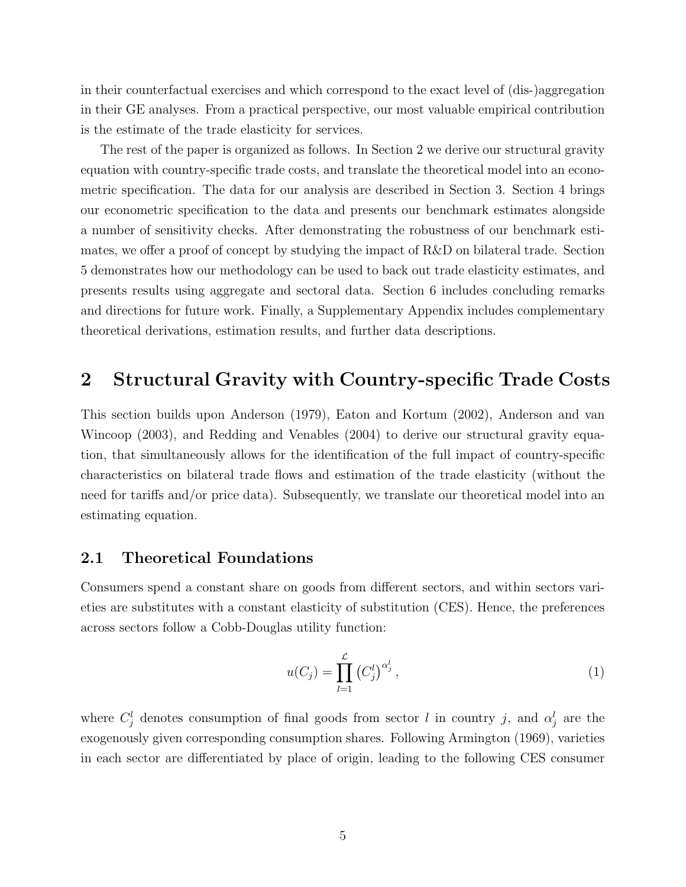in their counterfactual exercises and which correspond to the exact level of (dis-)aggregation in their GE analyses. From a practical perspective, our most valuable empirical contribution is the estimate of the trade elasticity for services.

The rest of the paper is organized as follows. In Section 2 we derive our structural gravity equation with country-specific trade costs, and translate the theoretical model into an econometric specification. The data for our analysis are described in Section 3. Section 4 brings our econometric specification to the data and presents our benchmark estimates alongside a number of sensitivity checks. After demonstrating the robustness of our benchmark estimates, we offer a proof of concept by studying the impact of R&D on bilateral trade. Section 5 demonstrates how our methodology can be used to back out trade elasticity estimates, and presents results using aggregate and sectoral data. Section 6 includes concluding remarks and directions for future work. Finally, a Supplementary Appendix includes complementary theoretical derivations, estimation results, and further data descriptions.

## 2 Structural Gravity with Country-specific Trade Costs

This section builds upon Anderson (1979), Eaton and Kortum (2002), Anderson and van Wincoop (2003), and Redding and Venables (2004) to derive our structural gravity equation, that simultaneously allows for the identification of the full impact of country-specific characteristics on bilateral trade flows and estimation of the trade elasticity (without the need for tariffs and/or price data). Subsequently, we translate our theoretical model into an estimating equation.

### 2.1 Theoretical Foundations

Consumers spend a constant share on goods from different sectors, and within sectors varieties are substitutes with a constant elasticity of substitution (CES). Hence, the preferences across sectors follow a Cobb-Douglas utility function:

$$u(C_j) = \prod_{l=1}^{\mathcal{L}} \left(C_j^l\right)^{\alpha_j^l}, \tag{1}$$

where $C_j^l$ denotes consumption of final goods from sector $l$ in country $j$, and $\alpha_j^l$ are the exogenously given corresponding consumption shares. Following Armington (1969), varieties in each sector are differentiated by place of origin, leading to the following CES consumer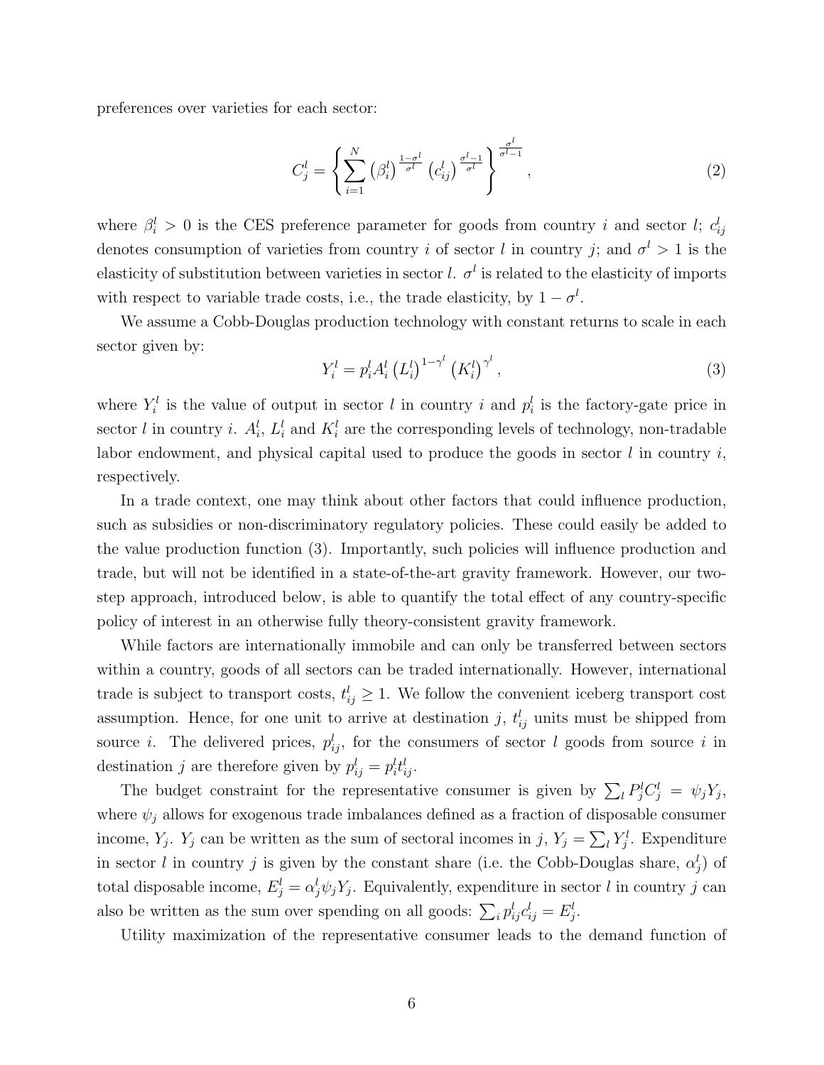preferences over varieties for each sector:

$$C_j^l = \left\{ \sum_{i=1}^{N} \left(\beta_i^l\right)^{\frac{1-\sigma^l}{\sigma^l}} \left(c_{ij}^l\right)^{\frac{\sigma^l-1}{\sigma^l}} \right\}^{\frac{\sigma^l}{\sigma^l-1}}, \tag{2}$$

where $\beta_i^l > 0$ is the CES preference parameter for goods from country $i$ and sector $l$; $c_{ij}^l$ denotes consumption of varieties from country $i$ of sector $l$ in country $j$; and $\sigma^l > 1$ is the elasticity of substitution between varieties in sector $l$. $\sigma^l$ is related to the elasticity of imports with respect to variable trade costs, i.e., the trade elasticity, by $1 - \sigma^l$.

We assume a Cobb-Douglas production technology with constant returns to scale in each sector given by:

$$Y_i^l = p_i^l A_i^l \left(L_i^l\right)^{1-\gamma^l} \left(K_i^l\right)^{\gamma^l}, \tag{3}$$

where $Y_i^l$ is the value of output in sector $l$ in country $i$ and $p_i^l$ is the factory-gate price in sector $l$ in country $i$. $A_i^l$, $L_i^l$ and $K_i^l$ are the corresponding levels of technology, non-tradable labor endowment, and physical capital used to produce the goods in sector $l$ in country $i$, respectively.

In a trade context, one may think about other factors that could influence production, such as subsidies or non-discriminatory regulatory policies. These could easily be added to the value production function (3). Importantly, such policies will influence production and trade, but will not be identified in a state-of-the-art gravity framework. However, our two-step approach, introduced below, is able to quantify the total effect of any country-specific policy of interest in an otherwise fully theory-consistent gravity framework.

While factors are internationally immobile and can only be transferred between sectors within a country, goods of all sectors can be traded internationally. However, international trade is subject to transport costs, $t_{ij}^l \geq 1$. We follow the convenient iceberg transport cost assumption. Hence, for one unit to arrive at destination $j$, $t_{ij}^l$ units must be shipped from source $i$. The delivered prices, $p_{ij}^l$, for the consumers of sector $l$ goods from source $i$ in destination $j$ are therefore given by $p_{ij}^l = p_i^l t_{ij}^l$.

The budget constraint for the representative consumer is given by $\sum_l P_j^l C_j^l = \psi_j Y_j$, where $\psi_j$ allows for exogenous trade imbalances defined as a fraction of disposable consumer income, $Y_j$. $Y_j$ can be written as the sum of sectoral incomes in $j$, $Y_j = \sum_l Y_j^l$. Expenditure in sector $l$ in country $j$ is given by the constant share (i.e. the Cobb-Douglas share, $\alpha_j^l$) of total disposable income, $E_j^l = \alpha_j^l \psi_j Y_j$. Equivalently, expenditure in sector $l$ in country $j$ can also be written as the sum over spending on all goods: $\sum_i p_{ij}^l c_{ij}^l = E_j^l$.

Utility maximization of the representative consumer leads to the demand function of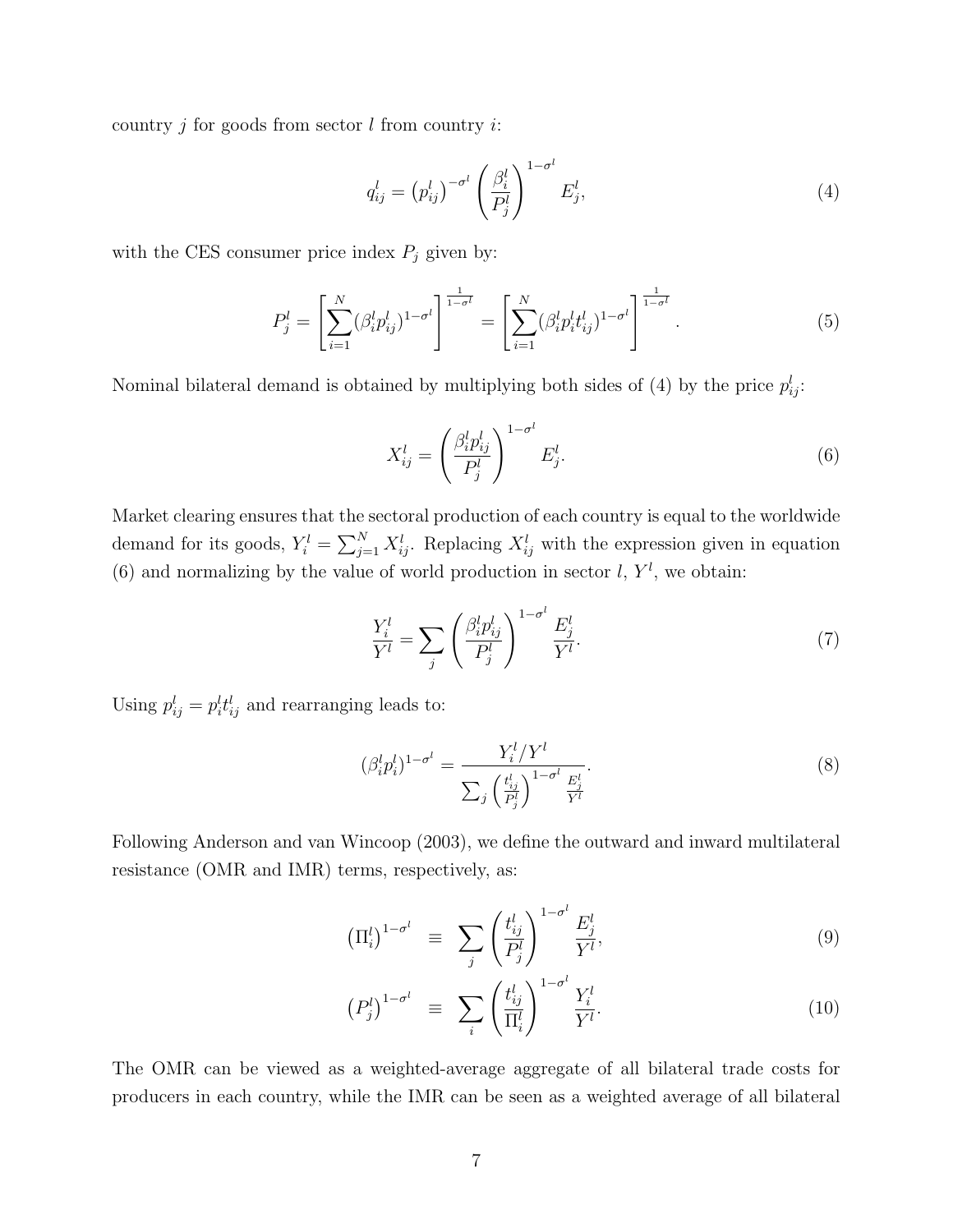country $j$ for goods from sector $l$ from country $i$:

$$q_{ij}^l = \left(p_{ij}^l\right)^{-\sigma^l} \left(\frac{\beta_i^l}{P_j^l}\right)^{1-\sigma^l} E_j^l, \tag{4}$$

with the CES consumer price index $P_j$ given by:

$$P_j^l = \left[\sum_{i=1}^{N} (\beta_i^l p_{ij}^l)^{1-\sigma^l}\right]^{\frac{1}{1-\sigma^l}} = \left[\sum_{i=1}^{N} (\beta_i^l p_i^l t_{ij}^l)^{1-\sigma^l}\right]^{\frac{1}{1-\sigma^l}}. \tag{5}$$

Nominal bilateral demand is obtained by multiplying both sides of (4) by the price $p_{ij}^l$:

$$X_{ij}^l = \left(\frac{\beta_i^l p_{ij}^l}{P_j^l}\right)^{1-\sigma^l} E_j^l. \tag{6}$$

Market clearing ensures that the sectoral production of each country is equal to the worldwide demand for its goods, $Y_i^l = \sum_{j=1}^{N} X_{ij}^l$. Replacing $X_{ij}^l$ with the expression given in equation (6) and normalizing by the value of world production in sector $l$, $Y^l$, we obtain:

$$\frac{Y_i^l}{Y^l} = \sum_j \left(\frac{\beta_i^l p_{ij}^l}{P_j^l}\right)^{1-\sigma^l} \frac{E_j^l}{Y^l}. \tag{7}$$

Using $p_{ij}^l = p_i^l t_{ij}^l$ and rearranging leads to:

$$(\beta_i^l p_i^l)^{1-\sigma^l} = \frac{Y_i^l / Y^l}{\sum_j \left(\frac{t_{ij}^l}{P_j^l}\right)^{1-\sigma^l} \frac{E_j^l}{Y^l}}. \tag{8}$$

Following Anderson and van Wincoop (2003), we define the outward and inward multilateral resistance (OMR and IMR) terms, respectively, as:

$$\left(\Pi_i^l\right)^{1-\sigma^l} \equiv \sum_j \left(\frac{t_{ij}^l}{P_j^l}\right)^{1-\sigma^l} \frac{E_j^l}{Y^l}, \tag{9}$$

$$\left(P_j^l\right)^{1-\sigma^l} \equiv \sum_i \left(\frac{t_{ij}^l}{\Pi_i^l}\right)^{1-\sigma^l} \frac{Y_i^l}{Y^l}. \tag{10}$$

The OMR can be viewed as a weighted-average aggregate of all bilateral trade costs for producers in each country, while the IMR can be seen as a weighted average of all bilateral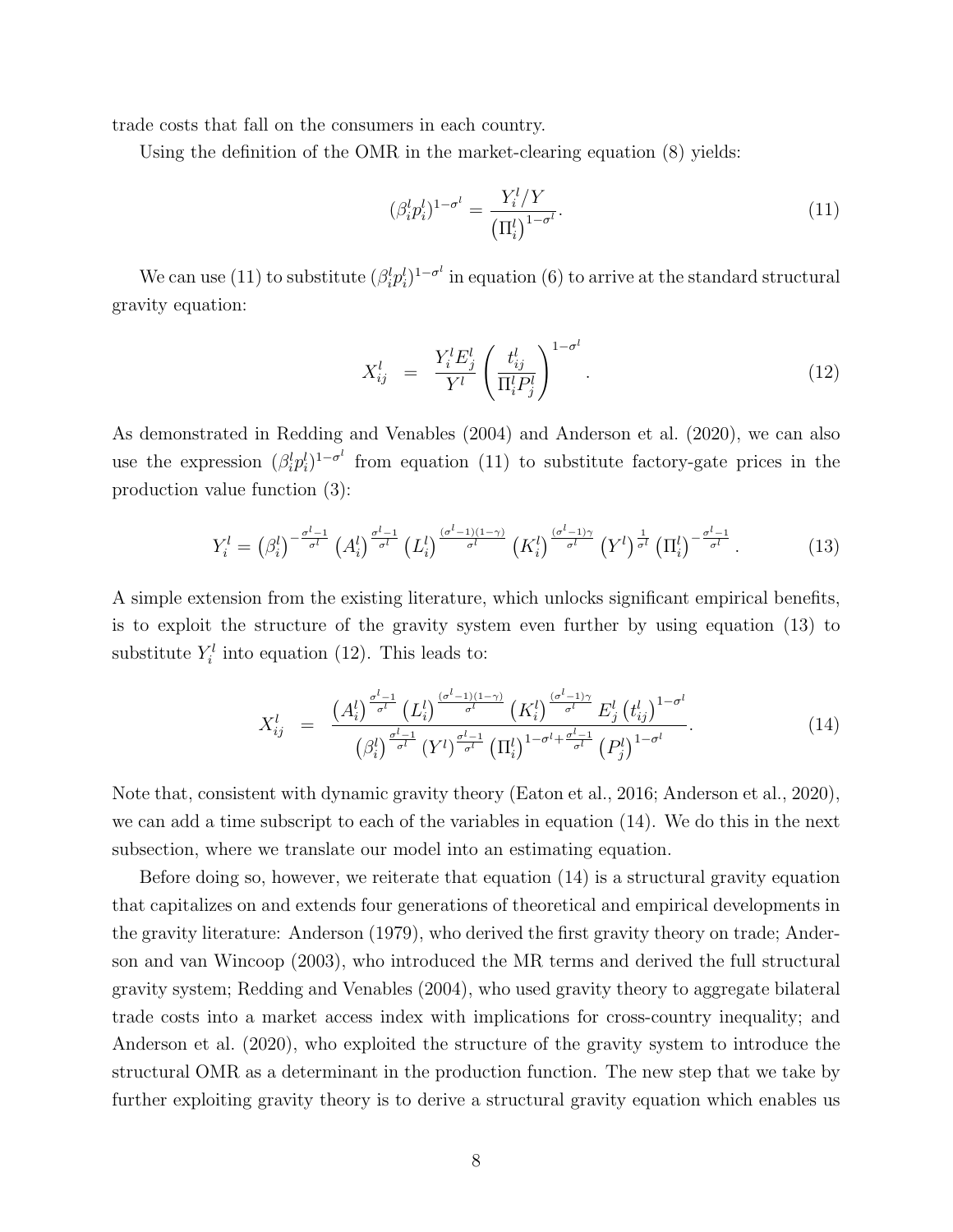trade costs that fall on the consumers in each country.

Using the definition of the OMR in the market-clearing equation (8) yields:

$$(\beta_i^l p_i^l)^{1-\sigma^l} = \frac{Y_i^l/Y}{\left(\Pi_i^l\right)^{1-\sigma^l}}. \tag{11}$$

We can use (11) to substitute $(\beta_i^l p_i^l)^{1-\sigma^l}$ in equation (6) to arrive at the standard structural gravity equation:

$$X_{ij}^l \;=\; \frac{Y_i^l E_j^l}{Y^l}\left(\frac{t_{ij}^l}{\Pi_i^l P_j^l}\right)^{1-\sigma^l}. \tag{12}$$

As demonstrated in Redding and Venables (2004) and Anderson et al. (2020), we can also use the expression $(\beta_i^l p_i^l)^{1-\sigma^l}$ from equation (11) to substitute factory-gate prices in the production value function (3):

$$Y_i^l = \left(\beta_i^l\right)^{-\frac{\sigma^l-1}{\sigma^l}} \left(A_i^l\right)^{\frac{\sigma^l-1}{\sigma^l}} \left(L_i^l\right)^{\frac{(\sigma^l-1)(1-\gamma)}{\sigma^l}} \left(K_i^l\right)^{\frac{(\sigma^l-1)\gamma}{\sigma^l}} \left(Y^l\right)^{\frac{1}{\sigma^l}} \left(\Pi_i^l\right)^{-\frac{\sigma^l-1}{\sigma^l}}. \tag{13}$$

A simple extension from the existing literature, which unlocks significant empirical benefits, is to exploit the structure of the gravity system even further by using equation (13) to substitute $Y_i^l$ into equation (12). This leads to:

$$X_{ij}^l \;=\; \frac{\left(A_i^l\right)^{\frac{\sigma^l-1}{\sigma^l}} \left(L_i^l\right)^{\frac{(\sigma^l-1)(1-\gamma)}{\sigma^l}} \left(K_i^l\right)^{\frac{(\sigma^l-1)\gamma}{\sigma^l}} E_j^l \left(t_{ij}^l\right)^{1-\sigma^l}}{\left(\beta_i^l\right)^{\frac{\sigma^l-1}{\sigma^l}} \left(Y^l\right)^{\frac{\sigma^l-1}{\sigma^l}} \left(\Pi_i^l\right)^{1-\sigma^l+\frac{\sigma^l-1}{\sigma^l}} \left(P_j^l\right)^{1-\sigma^l}}. \tag{14}$$

Note that, consistent with dynamic gravity theory (Eaton et al., 2016; Anderson et al., 2020), we can add a time subscript to each of the variables in equation (14). We do this in the next subsection, where we translate our model into an estimating equation.

Before doing so, however, we reiterate that equation (14) is a structural gravity equation that capitalizes on and extends four generations of theoretical and empirical developments in the gravity literature: Anderson (1979), who derived the first gravity theory on trade; Anderson and van Wincoop (2003), who introduced the MR terms and derived the full structural gravity system; Redding and Venables (2004), who used gravity theory to aggregate bilateral trade costs into a market access index with implications for cross-country inequality; and Anderson et al. (2020), who exploited the structure of the gravity system to introduce the structural OMR as a determinant in the production function. The new step that we take by further exploiting gravity theory is to derive a structural gravity equation which enables us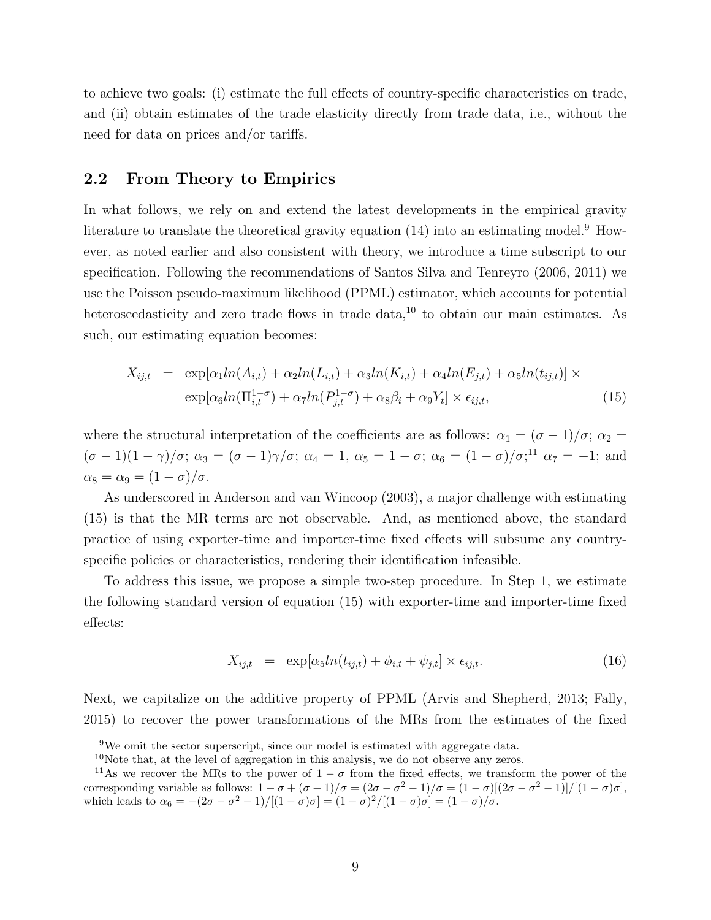to achieve two goals: (i) estimate the full effects of country-specific characteristics on trade, and (ii) obtain estimates of the trade elasticity directly from trade data, i.e., without the need for data on prices and/or tariffs.

## 2.2 From Theory to Empirics

In what follows, we rely on and extend the latest developments in the empirical gravity literature to translate the theoretical gravity equation (14) into an estimating model.[9] However, as noted earlier and also consistent with theory, we introduce a time subscript to our specification. Following the recommendations of Santos Silva and Tenreyro (2006, 2011) we use the Poisson pseudo-maximum likelihood (PPML) estimator, which accounts for potential heteroscedasticity and zero trade flows in trade data,[10] to obtain our main estimates. As such, our estimating equation becomes:

$$\begin{aligned} X_{ij,t} &= \exp[\alpha_1 ln(A_{i,t}) + \alpha_2 ln(L_{i,t}) + \alpha_3 ln(K_{i,t}) + \alpha_4 ln(E_{j,t}) + \alpha_5 ln(t_{ij,t})] \times \\ &\quad \exp[\alpha_6 ln(\Pi_{i,t}^{1-\sigma}) + \alpha_7 ln(P_{j,t}^{1-\sigma}) + \alpha_8 \beta_i + \alpha_9 Y_t] \times \epsilon_{ij,t}, \end{aligned} \tag{15}$$

where the structural interpretation of the coefficients are as follows: $\alpha_1 = (\sigma-1)/\sigma$; $\alpha_2 = (\sigma-1)(1-\gamma)/\sigma$; $\alpha_3 = (\sigma-1)\gamma/\sigma$; $\alpha_4 = 1$, $\alpha_5 = 1-\sigma$; $\alpha_6 = (1-\sigma)/\sigma$;[11] $\alpha_7 = -1$; and $\alpha_8 = \alpha_9 = (1-\sigma)/\sigma$.

As underscored in Anderson and van Wincoop (2003), a major challenge with estimating (15) is that the MR terms are not observable. And, as mentioned above, the standard practice of using exporter-time and importer-time fixed effects will subsume any country-specific policies or characteristics, rendering their identification infeasible.

To address this issue, we propose a simple two-step procedure. In Step 1, we estimate the following standard version of equation (15) with exporter-time and importer-time fixed effects:

$$X_{ij,t} = \exp[\alpha_5 ln(t_{ij,t}) + \phi_{i,t} + \psi_{j,t}] \times \epsilon_{ij,t}. \tag{16}$$

Next, we capitalize on the additive property of PPML (Arvis and Shepherd, 2013; Fally, 2015) to recover the power transformations of the MRs from the estimates of the fixed

[9] We omit the sector superscript, since our model is estimated with aggregate data.

[10] Note that, at the level of aggregation in this analysis, we do not observe any zeros.

[11] As we recover the MRs to the power of $1-\sigma$ from the fixed effects, we transform the power of the corresponding variable as follows: $1-\sigma+(\sigma-1)/\sigma = (2\sigma-\sigma^2-1)/\sigma = (1-\sigma)[(2\sigma-\sigma^2-1)]/[(1-\sigma)\sigma]$, which leads to $\alpha_6 = -(2\sigma-\sigma^2-1)/[(1-\sigma)\sigma] = (1-\sigma)^2/[(1-\sigma)\sigma] = (1-\sigma)/\sigma$.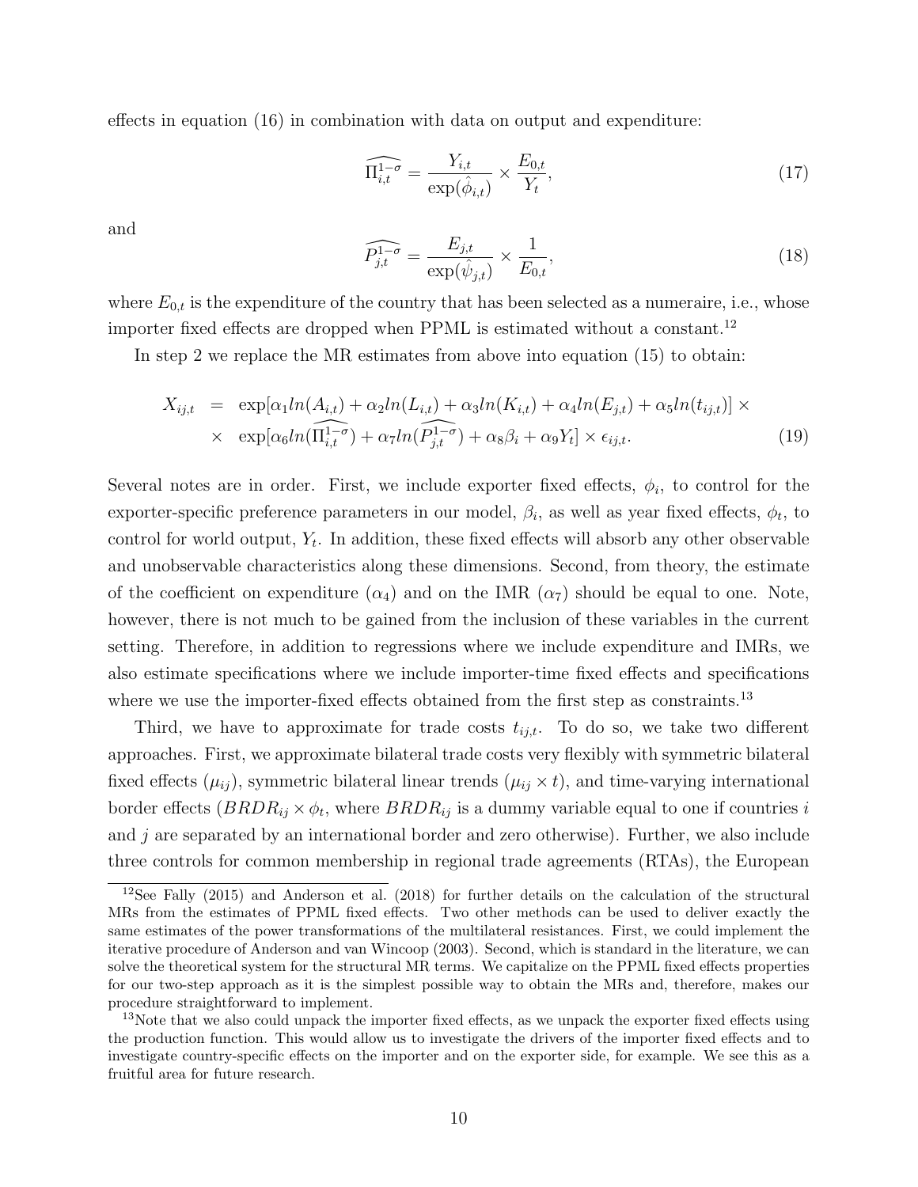effects in equation (16) in combination with data on output and expenditure:

$$\widehat{\Pi_{i,t}^{1-\sigma}} = \frac{Y_{i,t}}{\exp(\hat{\phi}_{i,t})} \times \frac{E_{0,t}}{Y_t}, \tag{17}$$

and

$$\widehat{P_{j,t}^{1-\sigma}} = \frac{E_{j,t}}{\exp(\hat{\psi}_{j,t})} \times \frac{1}{E_{0,t}}, \tag{18}$$

where $E_{0,t}$ is the expenditure of the country that has been selected as a numeraire, i.e., whose importer fixed effects are dropped when PPML is estimated without a constant.[12]

In step 2 we replace the MR estimates from above into equation (15) to obtain:

$$\begin{aligned} X_{ij,t} &= \exp[\alpha_1 ln(A_{i,t}) + \alpha_2 ln(L_{i,t}) + \alpha_3 ln(K_{i,t}) + \alpha_4 ln(E_{j,t}) + \alpha_5 ln(t_{ij,t})] \times \\ &\times \exp[\alpha_6 ln(\widehat{\Pi_{i,t}^{1-\sigma}}) + \alpha_7 ln(\widehat{P_{j,t}^{1-\sigma}}) + \alpha_8 \beta_i + \alpha_9 Y_t] \times \epsilon_{ij,t}. \end{aligned} \tag{19}$$

Several notes are in order. First, we include exporter fixed effects, $\phi_i$, to control for the exporter-specific preference parameters in our model, $\beta_i$, as well as year fixed effects, $\phi_t$, to control for world output, $Y_t$. In addition, these fixed effects will absorb any other observable and unobservable characteristics along these dimensions. Second, from theory, the estimate of the coefficient on expenditure ($\alpha_4$) and on the IMR ($\alpha_7$) should be equal to one. Note, however, there is not much to be gained from the inclusion of these variables in the current setting. Therefore, in addition to regressions where we include expenditure and IMRs, we also estimate specifications where we include importer-time fixed effects and specifications where we use the importer-fixed effects obtained from the first step as constraints.[13]

Third, we have to approximate for trade costs $t_{ij,t}$. To do so, we take two different approaches. First, we approximate bilateral trade costs very flexibly with symmetric bilateral fixed effects ($\mu_{ij}$), symmetric bilateral linear trends ($\mu_{ij} \times t$), and time-varying international border effects ($BRDR_{ij} \times \phi_t$, where $BRDR_{ij}$ is a dummy variable equal to one if countries $i$ and $j$ are separated by an international border and zero otherwise). Further, we also include three controls for common membership in regional trade agreements (RTAs), the European

[12] See Fally (2015) and Anderson et al. (2018) for further details on the calculation of the structural MRs from the estimates of PPML fixed effects. Two other methods can be used to deliver exactly the same estimates of the power transformations of the multilateral resistances. First, we could implement the iterative procedure of Anderson and van Wincoop (2003). Second, which is standard in the literature, we can solve the theoretical system for the structural MR terms. We capitalize on the PPML fixed effects properties for our two-step approach as it is the simplest possible way to obtain the MRs and, therefore, makes our procedure straightforward to implement.

[13] Note that we also could unpack the importer fixed effects, as we unpack the exporter fixed effects using the production function. This would allow us to investigate the drivers of the importer fixed effects and to investigate country-specific effects on the importer and on the exporter side, for example. We see this as a fruitful area for future research.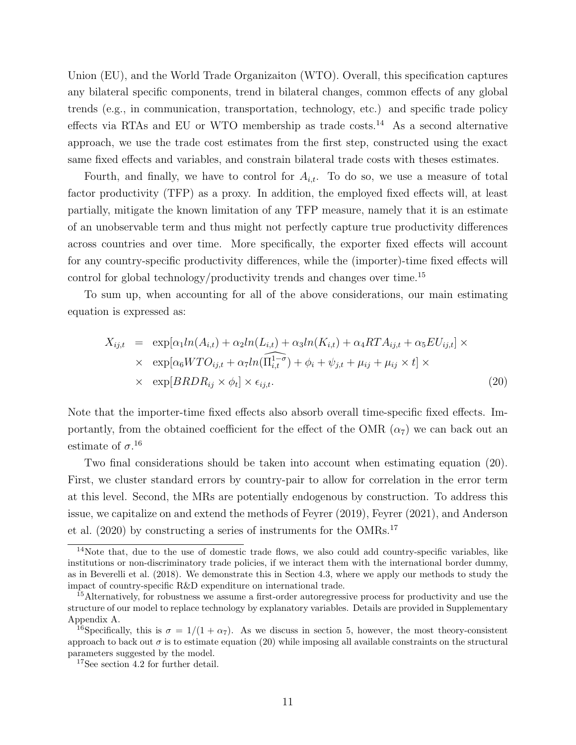Union (EU), and the World Trade Organizaiton (WTO). Overall, this specification captures any bilateral specific components, trend in bilateral changes, common effects of any global trends (e.g., in communication, transportation, technology, etc.) and specific trade policy effects via RTAs and EU or WTO membership as trade costs.[14] As a second alternative approach, we use the trade cost estimates from the first step, constructed using the exact same fixed effects and variables, and constrain bilateral trade costs with theses estimates.

Fourth, and finally, we have to control for $A_{i,t}$. To do so, we use a measure of total factor productivity (TFP) as a proxy. In addition, the employed fixed effects will, at least partially, mitigate the known limitation of any TFP measure, namely that it is an estimate of an unobservable term and thus might not perfectly capture true productivity differences across countries and over time. More specifically, the exporter fixed effects will account for any country-specific productivity differences, while the (importer)-time fixed effects will control for global technology/productivity trends and changes over time.[15]

To sum up, when accounting for all of the above considerations, our main estimating equation is expressed as:

$$
\begin{aligned}
X_{ij,t} &= \exp[\alpha_1 ln(A_{i,t}) + \alpha_2 ln(L_{i,t}) + \alpha_3 ln(K_{i,t}) + \alpha_4 RTA_{ij,t} + \alpha_5 EU_{ij,t}] \times \\
&\times \exp[\alpha_6 WTO_{ij,t} + \alpha_7 ln(\widehat{\Pi_{i,t}^{1-\sigma}}) + \phi_i + \psi_{j,t} + \mu_{ij} + \mu_{ij} \times t] \times \\
&\times \exp[BRDR_{ij} \times \phi_t] \times \epsilon_{ij,t}. \qquad (20)
\end{aligned}
$$

Note that the importer-time fixed effects also absorb overall time-specific fixed effects. Importantly, from the obtained coefficient for the effect of the OMR ($\alpha_7$) we can back out an estimate of $\sigma$.[16]

Two final considerations should be taken into account when estimating equation (20). First, we cluster standard errors by country-pair to allow for correlation in the error term at this level. Second, the MRs are potentially endogenous by construction. To address this issue, we capitalize on and extend the methods of Feyrer (2019), Feyrer (2021), and Anderson et al. (2020) by constructing a series of instruments for the OMRs.[17]

[14] Note that, due to the use of domestic trade flows, we also could add country-specific variables, like institutions or non-discriminatory trade policies, if we interact them with the international border dummy, as in Beverelli et al. (2018). We demonstrate this in Section 4.3, where we apply our methods to study the impact of country-specific R&D expenditure on international trade.

[15] Alternatively, for robustness we assume a first-order autoregressive process for productivity and use the structure of our model to replace technology by explanatory variables. Details are provided in Supplementary Appendix A.

[16] Specifically, this is $\sigma = 1/(1 + \alpha_7)$. As we discuss in section 5, however, the most theory-consistent approach to back out $\sigma$ is to estimate equation (20) while imposing all available constraints on the structural parameters suggested by the model.

[17] See section 4.2 for further detail.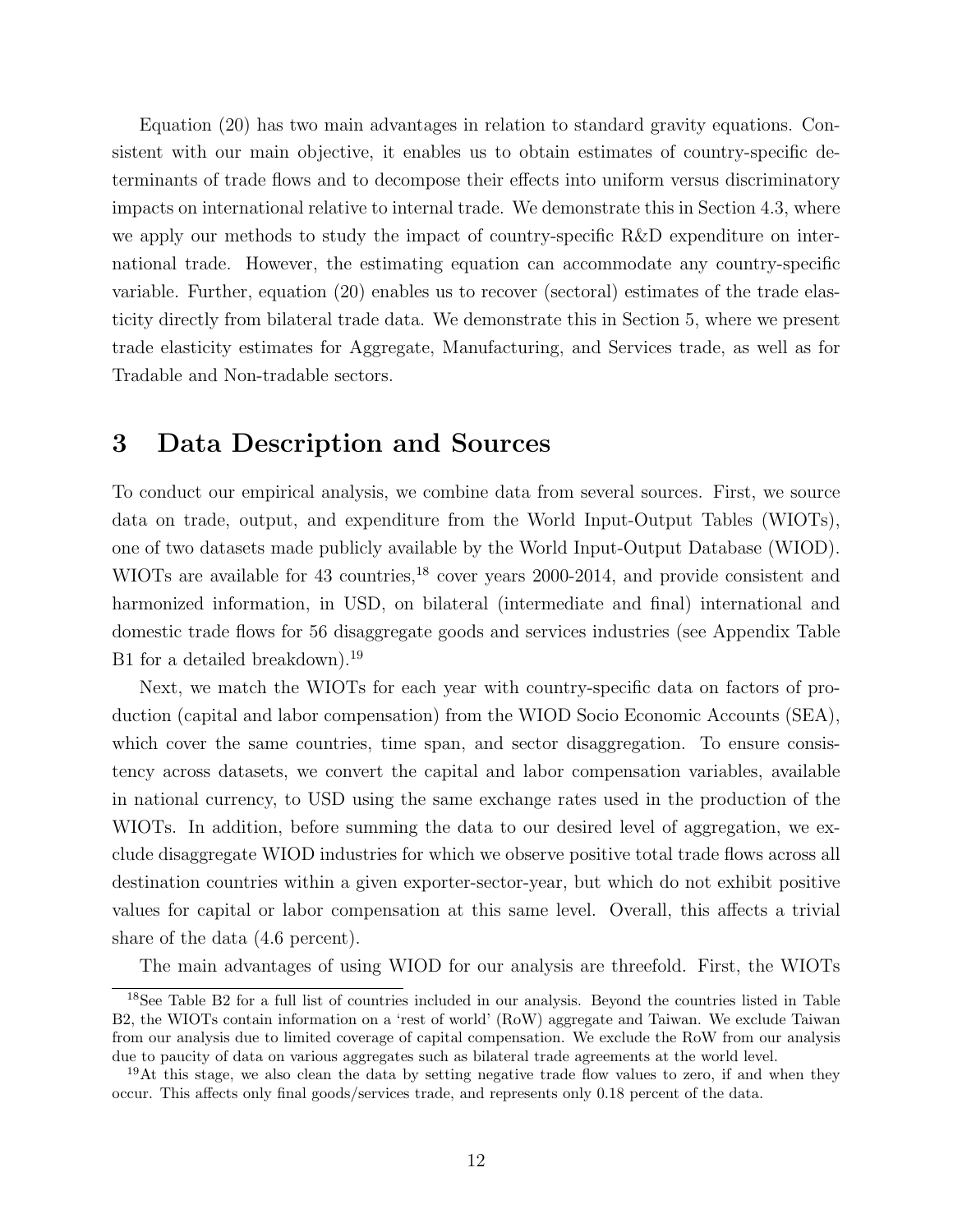Equation (20) has two main advantages in relation to standard gravity equations. Consistent with our main objective, it enables us to obtain estimates of country-specific determinants of trade flows and to decompose their effects into uniform versus discriminatory impacts on international relative to internal trade. We demonstrate this in Section 4.3, where we apply our methods to study the impact of country-specific R&D expenditure on international trade. However, the estimating equation can accommodate any country-specific variable. Further, equation (20) enables us to recover (sectoral) estimates of the trade elasticity directly from bilateral trade data. We demonstrate this in Section 5, where we present trade elasticity estimates for Aggregate, Manufacturing, and Services trade, as well as for Tradable and Non-tradable sectors.

# 3 Data Description and Sources

To conduct our empirical analysis, we combine data from several sources. First, we source data on trade, output, and expenditure from the World Input-Output Tables (WIOTs), one of two datasets made publicly available by the World Input-Output Database (WIOD). WIOTs are available for 43 countries,[18] cover years 2000-2014, and provide consistent and harmonized information, in USD, on bilateral (intermediate and final) international and domestic trade flows for 56 disaggregate goods and services industries (see Appendix Table B1 for a detailed breakdown).[19]

Next, we match the WIOTs for each year with country-specific data on factors of production (capital and labor compensation) from the WIOD Socio Economic Accounts (SEA), which cover the same countries, time span, and sector disaggregation. To ensure consistency across datasets, we convert the capital and labor compensation variables, available in national currency, to USD using the same exchange rates used in the production of the WIOTs. In addition, before summing the data to our desired level of aggregation, we exclude disaggregate WIOD industries for which we observe positive total trade flows across all destination countries within a given exporter-sector-year, but which do not exhibit positive values for capital or labor compensation at this same level. Overall, this affects a trivial share of the data (4.6 percent).

The main advantages of using WIOD for our analysis are threefold. First, the WIOTs

[18] See Table B2 for a full list of countries included in our analysis. Beyond the countries listed in Table B2, the WIOTs contain information on a 'rest of world' (RoW) aggregate and Taiwan. We exclude Taiwan from our analysis due to limited coverage of capital compensation. We exclude the RoW from our analysis due to paucity of data on various aggregates such as bilateral trade agreements at the world level.

[19] At this stage, we also clean the data by setting negative trade flow values to zero, if and when they occur. This affects only final goods/services trade, and represents only 0.18 percent of the data.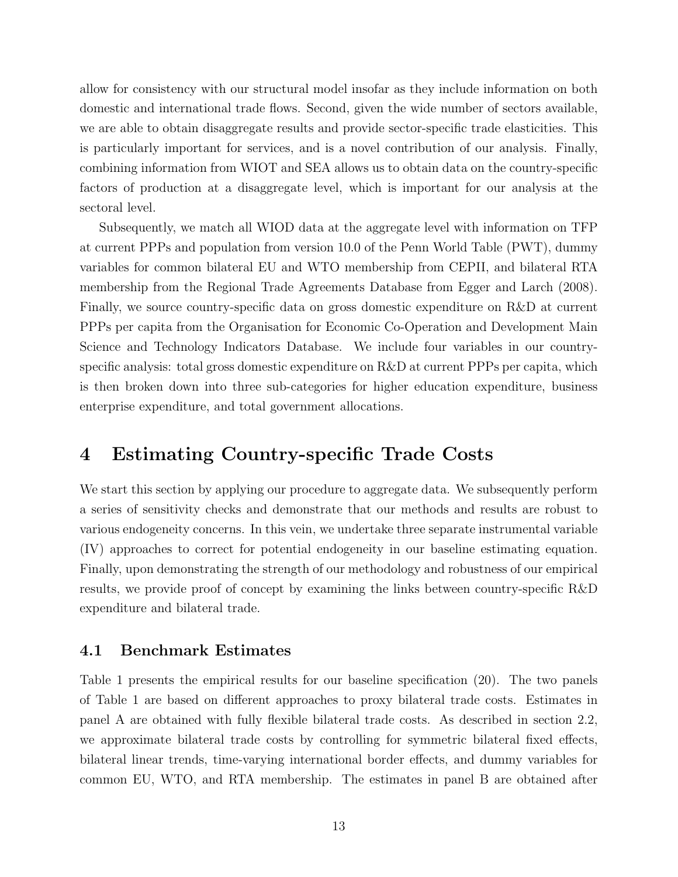allow for consistency with our structural model insofar as they include information on both domestic and international trade flows. Second, given the wide number of sectors available, we are able to obtain disaggregate results and provide sector-specific trade elasticities. This is particularly important for services, and is a novel contribution of our analysis. Finally, combining information from WIOT and SEA allows us to obtain data on the country-specific factors of production at a disaggregate level, which is important for our analysis at the sectoral level.

Subsequently, we match all WIOD data at the aggregate level with information on TFP at current PPPs and population from version 10.0 of the Penn World Table (PWT), dummy variables for common bilateral EU and WTO membership from CEPII, and bilateral RTA membership from the Regional Trade Agreements Database from Egger and Larch (2008). Finally, we source country-specific data on gross domestic expenditure on R&D at current PPPs per capita from the Organisation for Economic Co-Operation and Development Main Science and Technology Indicators Database. We include four variables in our country-specific analysis: total gross domestic expenditure on R&D at current PPPs per capita, which is then broken down into three sub-categories for higher education expenditure, business enterprise expenditure, and total government allocations.

# 4 Estimating Country-specific Trade Costs

We start this section by applying our procedure to aggregate data. We subsequently perform a series of sensitivity checks and demonstrate that our methods and results are robust to various endogeneity concerns. In this vein, we undertake three separate instrumental variable (IV) approaches to correct for potential endogeneity in our baseline estimating equation. Finally, upon demonstrating the strength of our methodology and robustness of our empirical results, we provide proof of concept by examining the links between country-specific R&D expenditure and bilateral trade.

## 4.1 Benchmark Estimates

Table 1 presents the empirical results for our baseline specification (20). The two panels of Table 1 are based on different approaches to proxy bilateral trade costs. Estimates in panel A are obtained with fully flexible bilateral trade costs. As described in section 2.2, we approximate bilateral trade costs by controlling for symmetric bilateral fixed effects, bilateral linear trends, time-varying international border effects, and dummy variables for common EU, WTO, and RTA membership. The estimates in panel B are obtained after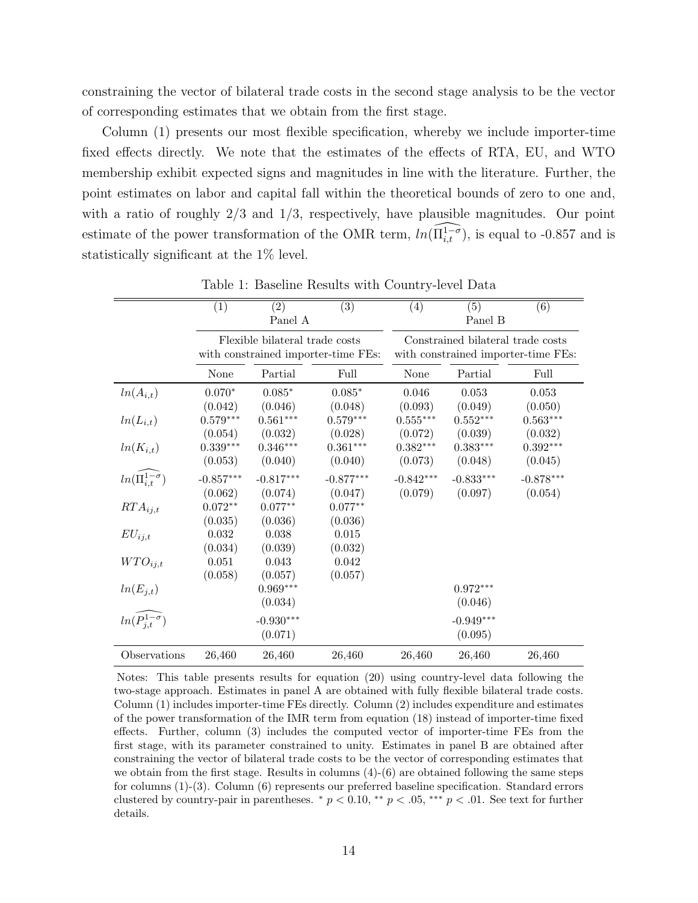constraining the vector of bilateral trade costs in the second stage analysis to be the vector of corresponding estimates that we obtain from the first stage.

Column (1) presents our most flexible specification, whereby we include importer-time fixed effects directly. We note that the estimates of the effects of RTA, EU, and WTO membership exhibit expected signs and magnitudes in line with the literature. Further, the point estimates on labor and capital fall within the theoretical bounds of zero to one and, with a ratio of roughly 2/3 and 1/3, respectively, have plausible magnitudes. Our point estimate of the power transformation of the OMR term, $ln(\widehat{\Pi_{i,t}^{1-\sigma}})$, is equal to -0.857 and is statistically significant at the 1% level.

Table 1: Baseline Results with Country-level Data

| | (1) | (2) | (3) | (4) | (5) | (6) |
|---|---|---|---|---|---|---|
| | Panel A | | | Panel B | | |
| | Flexible bilateral trade costs with constrained importer-time FEs: | | | Constrained bilateral trade costs with constrained importer-time FEs: | | |
| | None | Partial | Full | None | Partial | Full |
| $ln(A_{i,t})$ | 0.070* | 0.085* | 0.085* | 0.046 | 0.053 | 0.053 |
| | (0.042) | (0.046) | (0.048) | (0.093) | (0.049) | (0.050) |
| $ln(L_{i,t})$ | 0.579*** | 0.561*** | 0.579*** | 0.555*** | 0.552*** | 0.563*** |
| | (0.054) | (0.032) | (0.028) | (0.072) | (0.039) | (0.032) |
| $ln(K_{i,t})$ | 0.339*** | 0.346*** | 0.361*** | 0.382*** | 0.383*** | 0.392*** |
| | (0.053) | (0.040) | (0.040) | (0.073) | (0.048) | (0.045) |
| $ln(\widehat{\Pi_{i,t}^{1-\sigma}})$ | -0.857*** | -0.817*** | -0.877*** | -0.842*** | -0.833*** | -0.878*** |
| | (0.062) | (0.074) | (0.047) | (0.079) | (0.097) | (0.054) |
| $RTA_{ij,t}$ | 0.072** | 0.077** | 0.077** | | | |
| | (0.035) | (0.036) | (0.036) | | | |
| $EU_{ij,t}$ | 0.032 | 0.038 | 0.015 | | | |
| | (0.034) | (0.039) | (0.032) | | | |
| $WTO_{ij,t}$ | 0.051 | 0.043 | 0.042 | | | |
| | (0.058) | (0.057) | (0.057) | | | |
| $ln(E_{j,t})$ | | 0.969*** | | | 0.972*** | |
| | | (0.034) | | | (0.046) | |
| $ln(\widehat{P_{j,t}^{1-\sigma}})$ | | -0.930*** | | | -0.949*** | |
| | | (0.071) | | | (0.095) | |
| Observations | 26,460 | 26,460 | 26,460 | 26,460 | 26,460 | 26,460 |

Notes: This table presents results for equation (20) using country-level data following the two-stage approach. Estimates in panel A are obtained with fully flexible bilateral trade costs. Column (1) includes importer-time FEs directly. Column (2) includes expenditure and estimates of the power transformation of the IMR term from equation (18) instead of importer-time fixed effects. Further, column (3) includes the computed vector of importer-time FEs from the first stage, with its parameter constrained to unity. Estimates in panel B are obtained after constraining the vector of bilateral trade costs to be the vector of corresponding estimates that we obtain from the first stage. Results in columns (4)-(6) are obtained following the same steps for columns (1)-(3). Column (6) represents our preferred baseline specification. Standard errors clustered by country-pair in parentheses. * $p < 0.10$, ** $p < .05$, *** $p < .01$. See text for further details.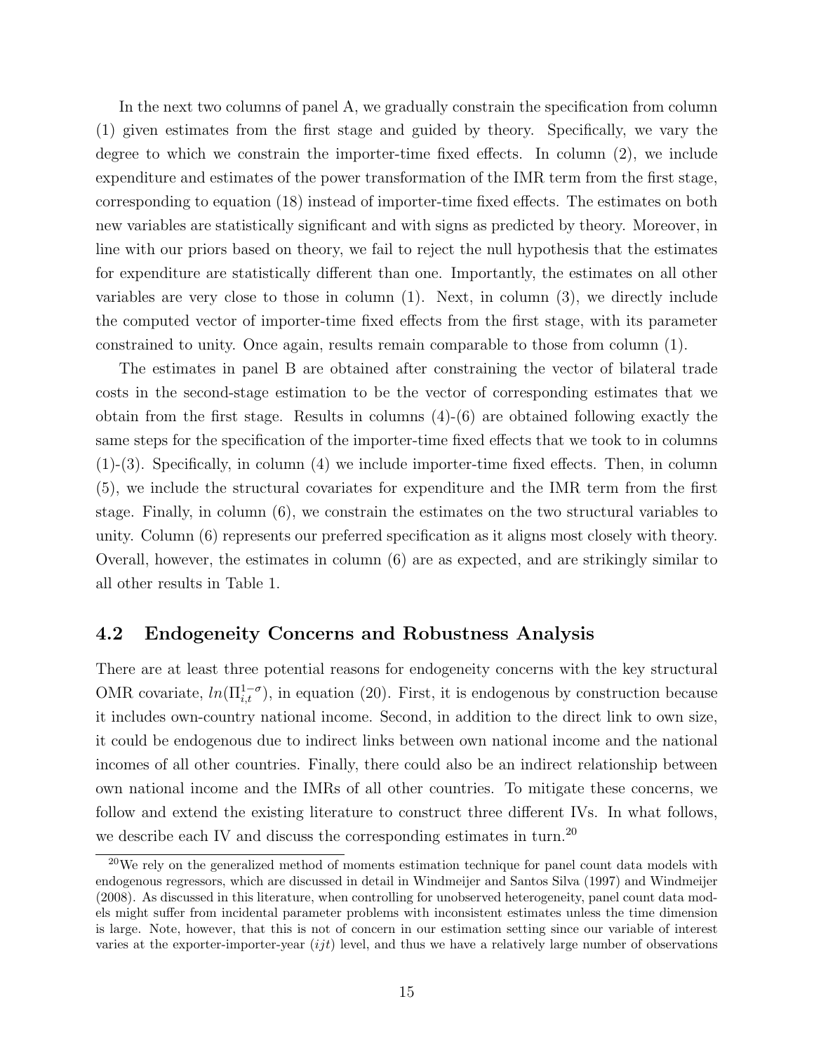In the next two columns of panel A, we gradually constrain the specification from column (1) given estimates from the first stage and guided by theory. Specifically, we vary the degree to which we constrain the importer-time fixed effects. In column (2), we include expenditure and estimates of the power transformation of the IMR term from the first stage, corresponding to equation (18) instead of importer-time fixed effects. The estimates on both new variables are statistically significant and with signs as predicted by theory. Moreover, in line with our priors based on theory, we fail to reject the null hypothesis that the estimates for expenditure are statistically different than one. Importantly, the estimates on all other variables are very close to those in column (1). Next, in column (3), we directly include the computed vector of importer-time fixed effects from the first stage, with its parameter constrained to unity. Once again, results remain comparable to those from column (1).

The estimates in panel B are obtained after constraining the vector of bilateral trade costs in the second-stage estimation to be the vector of corresponding estimates that we obtain from the first stage. Results in columns (4)-(6) are obtained following exactly the same steps for the specification of the importer-time fixed effects that we took to in columns (1)-(3). Specifically, in column (4) we include importer-time fixed effects. Then, in column (5), we include the structural covariates for expenditure and the IMR term from the first stage. Finally, in column (6), we constrain the estimates on the two structural variables to unity. Column (6) represents our preferred specification as it aligns most closely with theory. Overall, however, the estimates in column (6) are as expected, and are strikingly similar to all other results in Table 1.

## 4.2 Endogeneity Concerns and Robustness Analysis

There are at least three potential reasons for endogeneity concerns with the key structural OMR covariate, $ln(\Pi_{i,t}^{1-\sigma})$, in equation (20). First, it is endogenous by construction because it includes own-country national income. Second, in addition to the direct link to own size, it could be endogenous due to indirect links between own national income and the national incomes of all other countries. Finally, there could also be an indirect relationship between own national income and the IMRs of all other countries. To mitigate these concerns, we follow and extend the existing literature to construct three different IVs. In what follows, we describe each IV and discuss the corresponding estimates in turn.[20]

[20] We rely on the generalized method of moments estimation technique for panel count data models with endogenous regressors, which are discussed in detail in Windmeijer and Santos Silva (1997) and Windmeijer (2008). As discussed in this literature, when controlling for unobserved heterogeneity, panel count data models might suffer from incidental parameter problems with inconsistent estimates unless the time dimension is large. Note, however, that this is not of concern in our estimation setting since our variable of interest varies at the exporter-importer-year ($ijt$) level, and thus we have a relatively large number of observations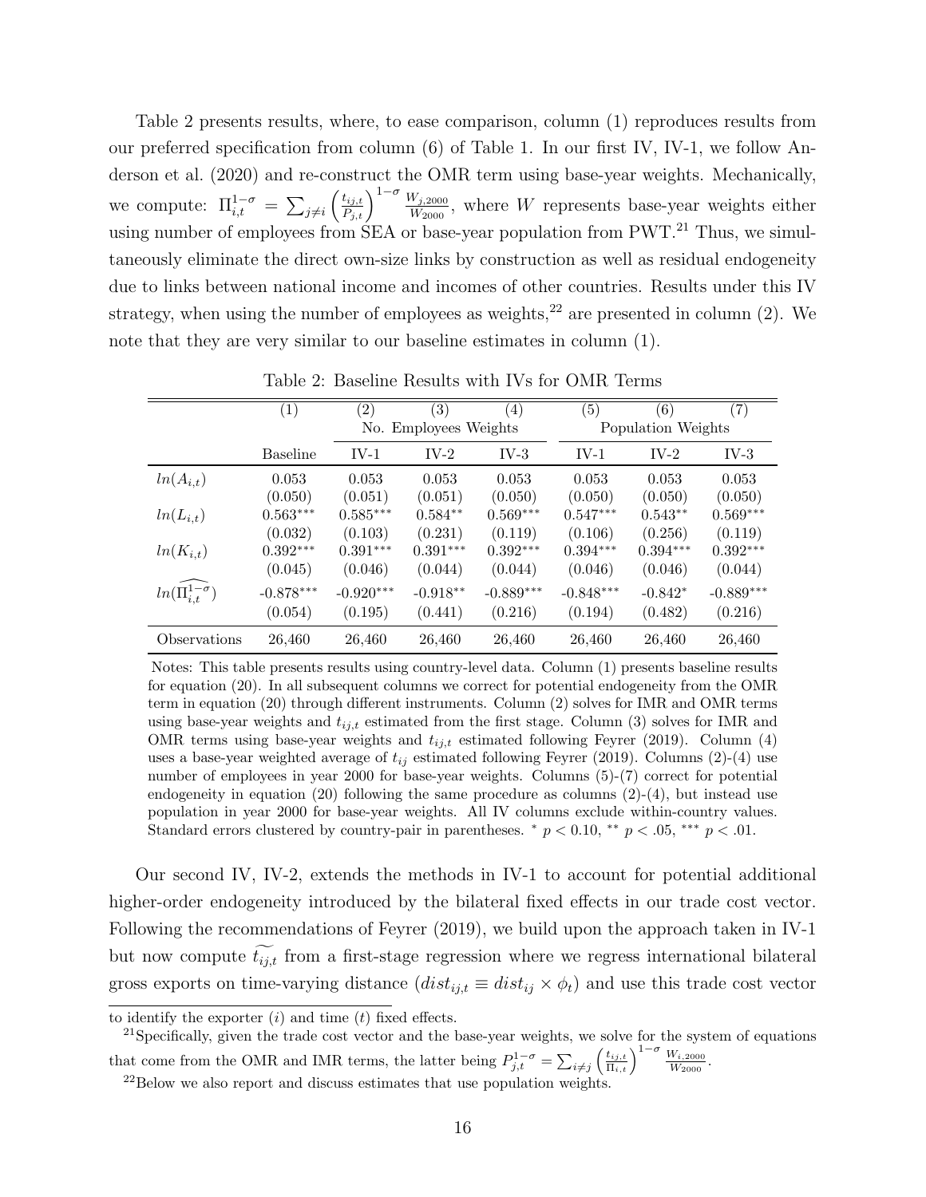Table 2 presents results, where, to ease comparison, column (1) reproduces results from our preferred specification from column (6) of Table 1. In our first IV, IV-1, we follow Anderson et al. (2020) and re-construct the OMR term using base-year weights. Mechanically, we compute: $\Pi_{i,t}^{1-\sigma} = \sum_{j \neq i} \left(\frac{t_{ij,t}}{P_{j,t}}\right)^{1-\sigma} \frac{W_{j,2000}}{W_{2000}}$, where $W$ represents base-year weights either using number of employees from SEA or base-year population from PWT.[21] Thus, we simultaneously eliminate the direct own-size links by construction as well as residual endogeneity due to links between national income and incomes of other countries. Results under this IV strategy, when using the number of employees as weights,[22] are presented in column (2). We note that they are very similar to our baseline estimates in column (1).

Table 2: Baseline Results with IVs for OMR Terms

| | (1) | (2) | (3) | (4) | (5) | (6) | (7) |
|---|---|---|---|---|---|---|---|
| | | No. Employees Weights | | | Population Weights | | |
| | Baseline | IV-1 | IV-2 | IV-3 | IV-1 | IV-2 | IV-3 |
| $ln(A_{i,t})$ | 0.053 | 0.053 | 0.053 | 0.053 | 0.053 | 0.053 | 0.053 |
| | (0.050) | (0.051) | (0.051) | (0.050) | (0.050) | (0.050) | (0.050) |
| $ln(L_{i,t})$ | 0.563*** | 0.585*** | 0.584** | 0.569*** | 0.547*** | 0.543** | 0.569*** |
| | (0.032) | (0.103) | (0.231) | (0.119) | (0.106) | (0.256) | (0.119) |
| $ln(K_{i,t})$ | 0.392*** | 0.391*** | 0.391*** | 0.392*** | 0.394*** | 0.394*** | 0.392*** |
| | (0.045) | (0.046) | (0.044) | (0.044) | (0.046) | (0.046) | (0.044) |
| $ln(\widehat{\Pi_{i,t}^{1-\sigma}})$ | -0.878*** | -0.920*** | -0.918** | -0.889*** | -0.848*** | -0.842* | -0.889*** |
| | (0.054) | (0.195) | (0.441) | (0.216) | (0.194) | (0.482) | (0.216) |
| Observations | 26,460 | 26,460 | 26,460 | 26,460 | 26,460 | 26,460 | 26,460 |

Notes: This table presents results using country-level data. Column (1) presents baseline results for equation (20). In all subsequent columns we correct for potential endogeneity from the OMR term in equation (20) through different instruments. Column (2) solves for IMR and OMR terms using base-year weights and $t_{ij,t}$ estimated from the first stage. Column (3) solves for IMR and OMR terms using base-year weights and $t_{ij,t}$ estimated following Feyrer (2019). Column (4) uses a base-year weighted average of $t_{ij}$ estimated following Feyrer (2019). Columns (2)-(4) use number of employees in year 2000 for base-year weights. Columns (5)-(7) correct for potential endogeneity in equation (20) following the same procedure as columns (2)-(4), but instead use population in year 2000 for base-year weights. All IV columns exclude within-country values. Standard errors clustered by country-pair in parentheses. * $p < 0.10$, ** $p < .05$, *** $p < .01$.

Our second IV, IV-2, extends the methods in IV-1 to account for potential additional higher-order endogeneity introduced by the bilateral fixed effects in our trade cost vector. Following the recommendations of Feyrer (2019), we build upon the approach taken in IV-1 but now compute $\widetilde{t_{ij,t}}$ from a first-stage regression where we regress international bilateral gross exports on time-varying distance ($dist_{ij,t} \equiv dist_{ij} \times \phi_t$) and use this trade cost vector

to identify the exporter ($i$) and time ($t$) fixed effects.

[21] Specifically, given the trade cost vector and the base-year weights, we solve for the system of equations that come from the OMR and IMR terms, the latter being $P_{j,t}^{1-\sigma} = \sum_{i \neq j} \left(\frac{t_{ij,t}}{\Pi_{i,t}}\right)^{1-\sigma} \frac{W_{i,2000}}{W_{2000}}$.

[22] Below we also report and discuss estimates that use population weights.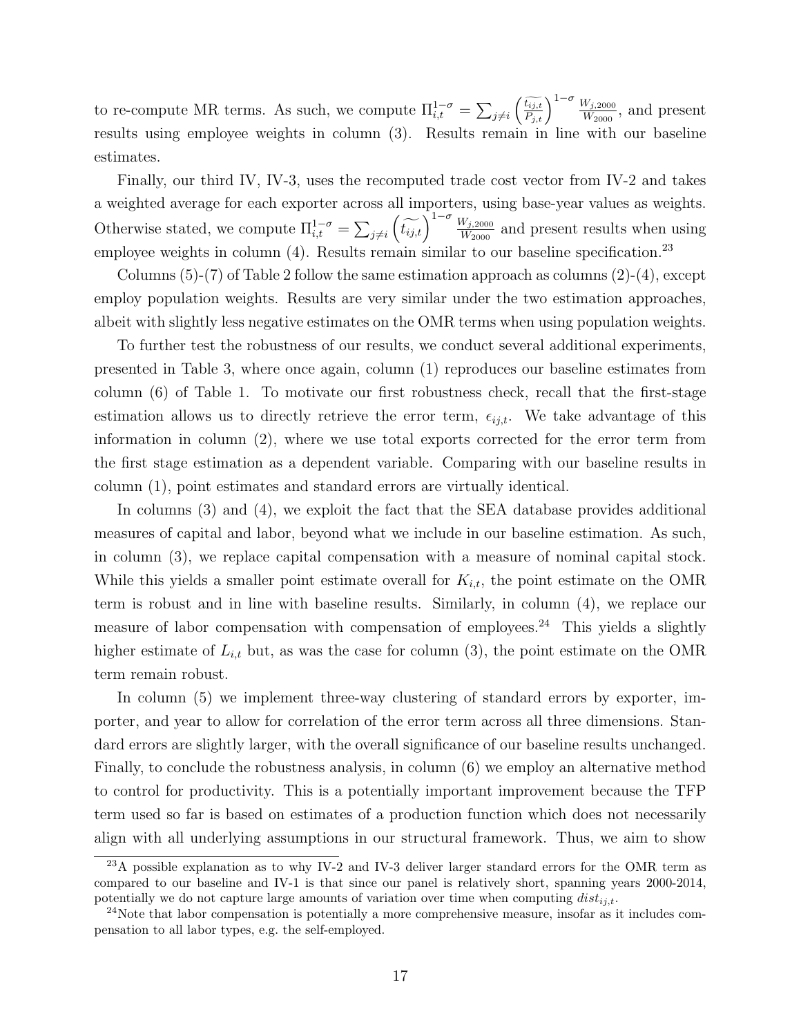to re-compute MR terms. As such, we compute $\Pi_{i,t}^{1-\sigma} = \sum_{j \neq i} \left( \frac{\widetilde{t_{ij,t}}}{P_{j,t}} \right)^{1-\sigma} \frac{W_{j,2000}}{W_{2000}}$, and present results using employee weights in column (3). Results remain in line with our baseline estimates.

Finally, our third IV, IV-3, uses the recomputed trade cost vector from IV-2 and takes a weighted average for each exporter across all importers, using base-year values as weights. Otherwise stated, we compute $\Pi_{i,t}^{1-\sigma} = \sum_{j \neq i} \left( \widetilde{t_{ij,t}} \right)^{1-\sigma} \frac{W_{j,2000}}{W_{2000}}$ and present results when using employee weights in column (4). Results remain similar to our baseline specification.[23]

Columns (5)-(7) of Table 2 follow the same estimation approach as columns (2)-(4), except employ population weights. Results are very similar under the two estimation approaches, albeit with slightly less negative estimates on the OMR terms when using population weights.

To further test the robustness of our results, we conduct several additional experiments, presented in Table 3, where once again, column (1) reproduces our baseline estimates from column (6) of Table 1. To motivate our first robustness check, recall that the first-stage estimation allows us to directly retrieve the error term, $\epsilon_{ij,t}$. We take advantage of this information in column (2), where we use total exports corrected for the error term from the first stage estimation as a dependent variable. Comparing with our baseline results in column (1), point estimates and standard errors are virtually identical.

In columns (3) and (4), we exploit the fact that the SEA database provides additional measures of capital and labor, beyond what we include in our baseline estimation. As such, in column (3), we replace capital compensation with a measure of nominal capital stock. While this yields a smaller point estimate overall for $K_{i,t}$, the point estimate on the OMR term is robust and in line with baseline results. Similarly, in column (4), we replace our measure of labor compensation with compensation of employees.[24] This yields a slightly higher estimate of $L_{i,t}$ but, as was the case for column (3), the point estimate on the OMR term remain robust.

In column (5) we implement three-way clustering of standard errors by exporter, importer, and year to allow for correlation of the error term across all three dimensions. Standard errors are slightly larger, with the overall significance of our baseline results unchanged. Finally, to conclude the robustness analysis, in column (6) we employ an alternative method to control for productivity. This is a potentially important improvement because the TFP term used so far is based on estimates of a production function which does not necessarily align with all underlying assumptions in our structural framework. Thus, we aim to show

[23] A possible explanation as to why IV-2 and IV-3 deliver larger standard errors for the OMR term as compared to our baseline and IV-1 is that since our panel is relatively short, spanning years 2000-2014, potentially we do not capture large amounts of variation over time when computing $dist_{ij,t}$.

[24] Note that labor compensation is potentially a more comprehensive measure, insofar as it includes compensation to all labor types, e.g. the self-employed.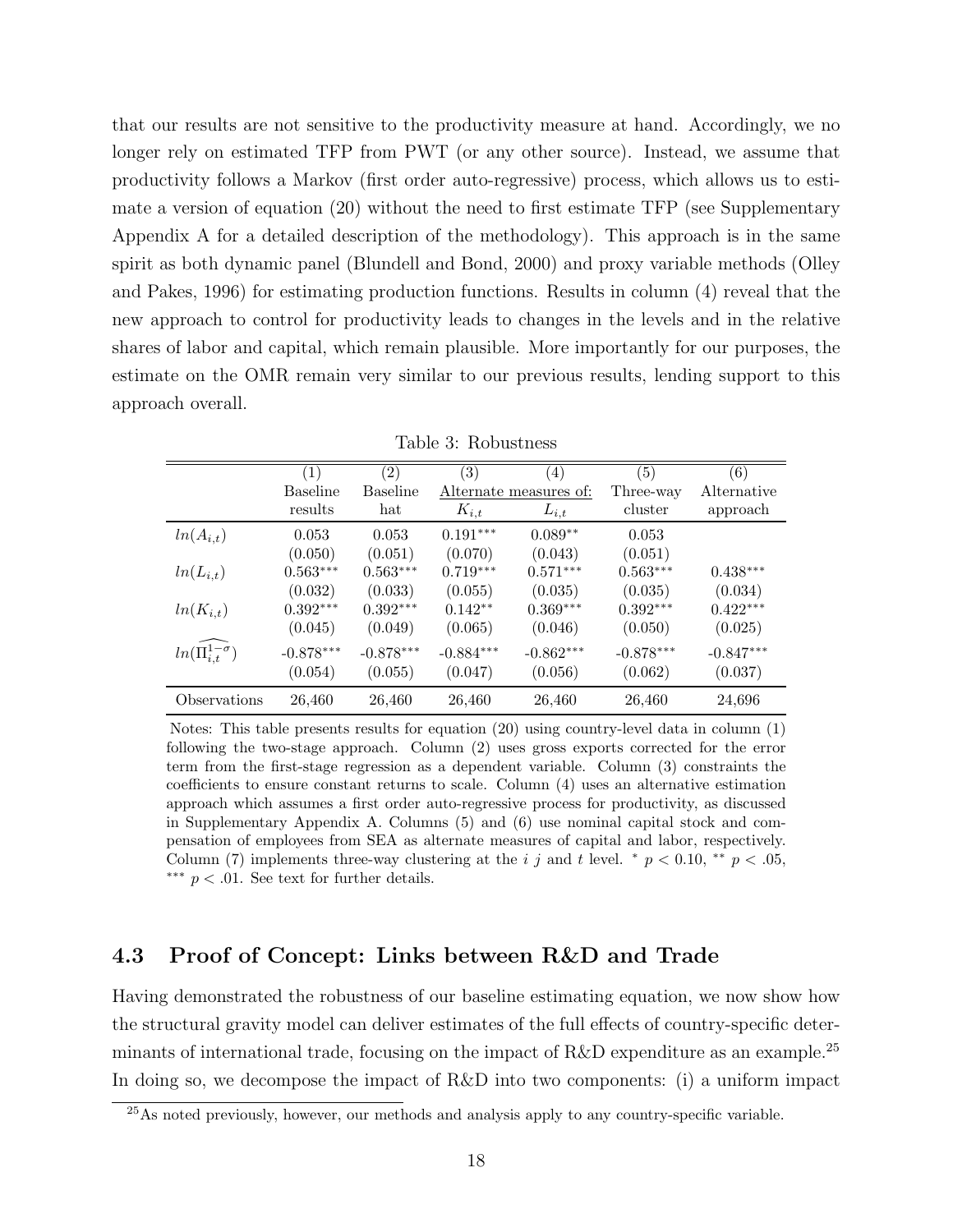that our results are not sensitive to the productivity measure at hand. Accordingly, we no longer rely on estimated TFP from PWT (or any other source). Instead, we assume that productivity follows a Markov (first order auto-regressive) process, which allows us to estimate a version of equation (20) without the need to first estimate TFP (see Supplementary Appendix A for a detailed description of the methodology). This approach is in the same spirit as both dynamic panel (Blundell and Bond, 2000) and proxy variable methods (Olley and Pakes, 1996) for estimating production functions. Results in column (4) reveal that the new approach to control for productivity leads to changes in the levels and in the relative shares of labor and capital, which remain plausible. More importantly for our purposes, the estimate on the OMR remain very similar to our previous results, lending support to this approach overall.

Table 3: Robustness

| | (1) | (2) | (3) | (4) | (5) | (6) |
|---|---|---|---|---|---|---|
| | Baseline | Baseline | Alternate measures of: | | Three-way | Alternative |
| | results | hat | $K_{i,t}$ | $L_{i,t}$ | cluster | approach |
| $ln(A_{i,t})$ | 0.053 | 0.053 | 0.191*** | 0.089** | 0.053 | |
| | (0.050) | (0.051) | (0.070) | (0.043) | (0.051) | |
| $ln(L_{i,t})$ | 0.563*** | 0.563*** | 0.719*** | 0.571*** | 0.563*** | 0.438*** |
| | (0.032) | (0.033) | (0.055) | (0.035) | (0.035) | (0.034) |
| $ln(K_{i,t})$ | 0.392*** | 0.392*** | 0.142** | 0.369*** | 0.392*** | 0.422*** |
| | (0.045) | (0.049) | (0.065) | (0.046) | (0.050) | (0.025) |
| $ln(\widehat{\Pi_{i,t}^{1-\sigma}})$ | -0.878*** | -0.878*** | -0.884*** | -0.862*** | -0.878*** | -0.847*** |
| | (0.054) | (0.055) | (0.047) | (0.056) | (0.062) | (0.037) |
| Observations | 26,460 | 26,460 | 26,460 | 26,460 | 26,460 | 24,696 |

Notes: This table presents results for equation (20) using country-level data in column (1) following the two-stage approach. Column (2) uses gross exports corrected for the error term from the first-stage regression as a dependent variable. Column (3) constraints the coefficients to ensure constant returns to scale. Column (4) uses an alternative estimation approach which assumes a first order auto-regressive process for productivity, as discussed in Supplementary Appendix A. Columns (5) and (6) use nominal capital stock and compensation of employees from SEA as alternate measures of capital and labor, respectively. Column (7) implements three-way clustering at the $i$ $j$ and $t$ level. * $p < 0.10$, ** $p < .05$, *** $p < .01$. See text for further details.

### 4.3 Proof of Concept: Links between R&D and Trade

Having demonstrated the robustness of our baseline estimating equation, we now show how the structural gravity model can deliver estimates of the full effects of country-specific determinants of international trade, focusing on the impact of R&D expenditure as an example.[25] In doing so, we decompose the impact of R&D into two components: (i) a uniform impact

[25]As noted previously, however, our methods and analysis apply to any country-specific variable.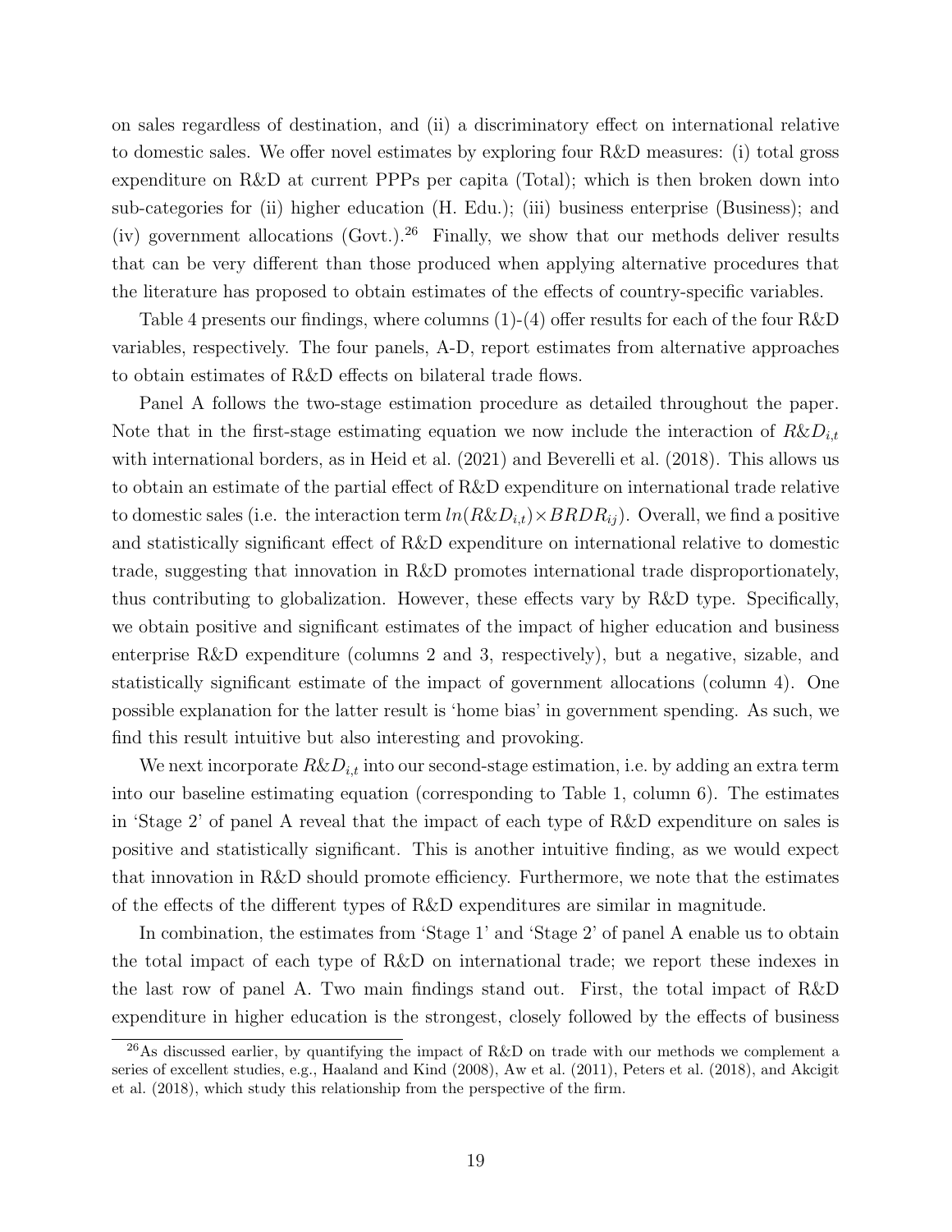on sales regardless of destination, and (ii) a discriminatory effect on international relative to domestic sales. We offer novel estimates by exploring four R&D measures: (i) total gross expenditure on R&D at current PPPs per capita (Total); which is then broken down into sub-categories for (ii) higher education (H. Edu.); (iii) business enterprise (Business); and (iv) government allocations (Govt.).[26] Finally, we show that our methods deliver results that can be very different than those produced when applying alternative procedures that the literature has proposed to obtain estimates of the effects of country-specific variables.

Table 4 presents our findings, where columns (1)-(4) offer results for each of the four R&D variables, respectively. The four panels, A-D, report estimates from alternative approaches to obtain estimates of R&D effects on bilateral trade flows.

Panel A follows the two-stage estimation procedure as detailed throughout the paper. Note that in the first-stage estimating equation we now include the interaction of $R\&D_{i,t}$ with international borders, as in Heid et al. (2021) and Beverelli et al. (2018). This allows us to obtain an estimate of the partial effect of R&D expenditure on international trade relative to domestic sales (i.e. the interaction term $ln(R\&D_{i,t}) \times BRDR_{ij}$). Overall, we find a positive and statistically significant effect of R&D expenditure on international relative to domestic trade, suggesting that innovation in R&D promotes international trade disproportionately, thus contributing to globalization. However, these effects vary by R&D type. Specifically, we obtain positive and significant estimates of the impact of higher education and business enterprise R&D expenditure (columns 2 and 3, respectively), but a negative, sizable, and statistically significant estimate of the impact of government allocations (column 4). One possible explanation for the latter result is 'home bias' in government spending. As such, we find this result intuitive but also interesting and provoking.

We next incorporate $R\&D_{i,t}$ into our second-stage estimation, i.e. by adding an extra term into our baseline estimating equation (corresponding to Table 1, column 6). The estimates in 'Stage 2' of panel A reveal that the impact of each type of R&D expenditure on sales is positive and statistically significant. This is another intuitive finding, as we would expect that innovation in R&D should promote efficiency. Furthermore, we note that the estimates of the effects of the different types of R&D expenditures are similar in magnitude.

In combination, the estimates from 'Stage 1' and 'Stage 2' of panel A enable us to obtain the total impact of each type of R&D on international trade; we report these indexes in the last row of panel A. Two main findings stand out. First, the total impact of R&D expenditure in higher education is the strongest, closely followed by the effects of business

[26] As discussed earlier, by quantifying the impact of R&D on trade with our methods we complement a series of excellent studies, e.g., Haaland and Kind (2008), Aw et al. (2011), Peters et al. (2018), and Akcigit et al. (2018), which study this relationship from the perspective of the firm.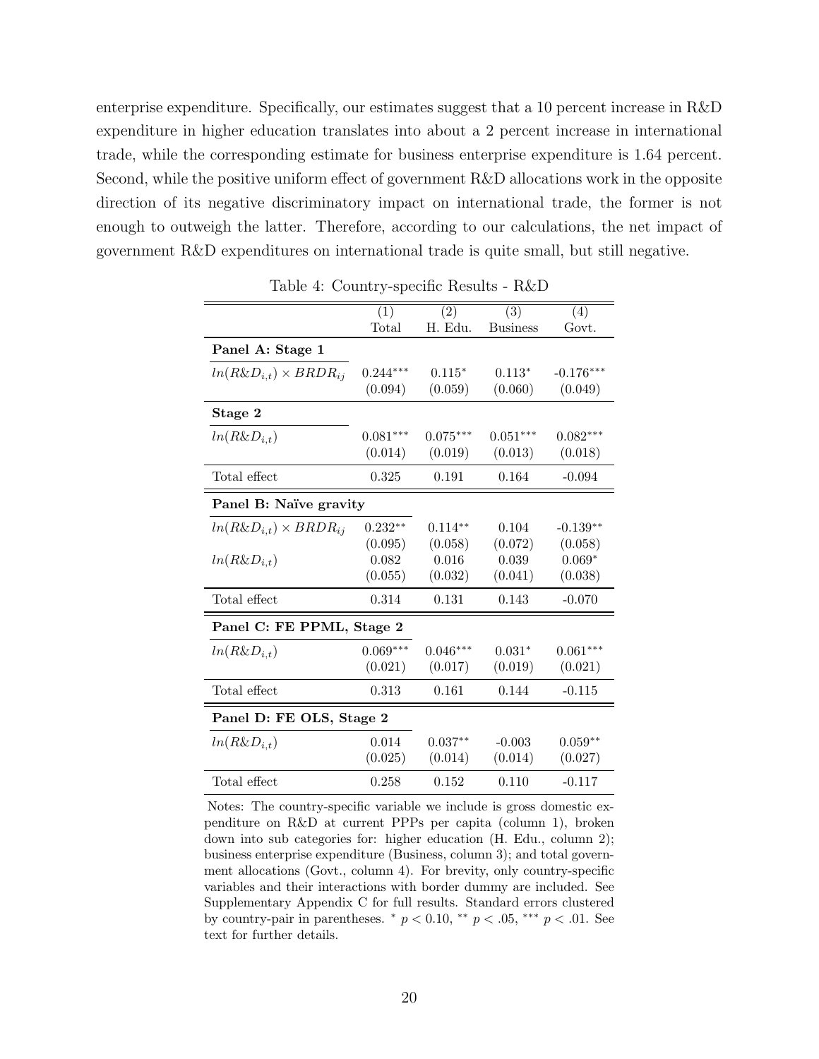enterprise expenditure. Specifically, our estimates suggest that a 10 percent increase in R&D expenditure in higher education translates into about a 2 percent increase in international trade, while the corresponding estimate for business enterprise expenditure is 1.64 percent. Second, while the positive uniform effect of government R&D allocations work in the opposite direction of its negative discriminatory impact on international trade, the former is not enough to outweigh the latter. Therefore, according to our calculations, the net impact of government R&D expenditures on international trade is quite small, but still negative.

Table 4: Country-specific Results - R&D

| | (1) Total | (2) H. Edu. | (3) Business | (4) Govt. |
|---|---|---|---|---|
| **Panel A: Stage 1** | | | | |
| $ln(R\&D_{i,t}) \times BRDR_{ij}$ | $0.244^{***}$ | $0.115^{*}$ | $0.113^{*}$ | $-0.176^{***}$ |
| | (0.094) | (0.059) | (0.060) | (0.049) |
| **Stage 2** | | | | |
| $ln(R\&D_{i,t})$ | $0.081^{***}$ | $0.075^{***}$ | $0.051^{***}$ | $0.082^{***}$ |
| | (0.014) | (0.019) | (0.013) | (0.018) |
| Total effect | 0.325 | 0.191 | 0.164 | -0.094 |
| **Panel B: Naïve gravity** | | | | |
| $ln(R\&D_{i,t}) \times BRDR_{ij}$ | $0.232^{**}$ | $0.114^{**}$ | 0.104 | $-0.139^{**}$ |
| | (0.095) | (0.058) | (0.072) | (0.058) |
| $ln(R\&D_{i,t})$ | 0.082 | 0.016 | 0.039 | $0.069^{*}$ |
| | (0.055) | (0.032) | (0.041) | (0.038) |
| Total effect | 0.314 | 0.131 | 0.143 | -0.070 |
| **Panel C: FE PPML, Stage 2** | | | | |
| $ln(R\&D_{i,t})$ | $0.069^{***}$ | $0.046^{***}$ | $0.031^{*}$ | $0.061^{***}$ |
| | (0.021) | (0.017) | (0.019) | (0.021) |
| Total effect | 0.313 | 0.161 | 0.144 | -0.115 |
| **Panel D: FE OLS, Stage 2** | | | | |
| $ln(R\&D_{i,t})$ | 0.014 | $0.037^{**}$ | -0.003 | $0.059^{**}$ |
| | (0.025) | (0.014) | (0.014) | (0.027) |
| Total effect | 0.258 | 0.152 | 0.110 | -0.117 |

Notes: The country-specific variable we include is gross domestic expenditure on R&D at current PPPs per capita (column 1), broken down into sub categories for: higher education (H. Edu., column 2); business enterprise expenditure (Business, column 3); and total government allocations (Govt., column 4). For brevity, only country-specific variables and their interactions with border dummy are included. See Supplementary Appendix C for full results. Standard errors clustered by country-pair in parentheses. $^{*}$ $p < 0.10$, $^{**}$ $p < .05$, $^{***}$ $p < .01$. See text for further details.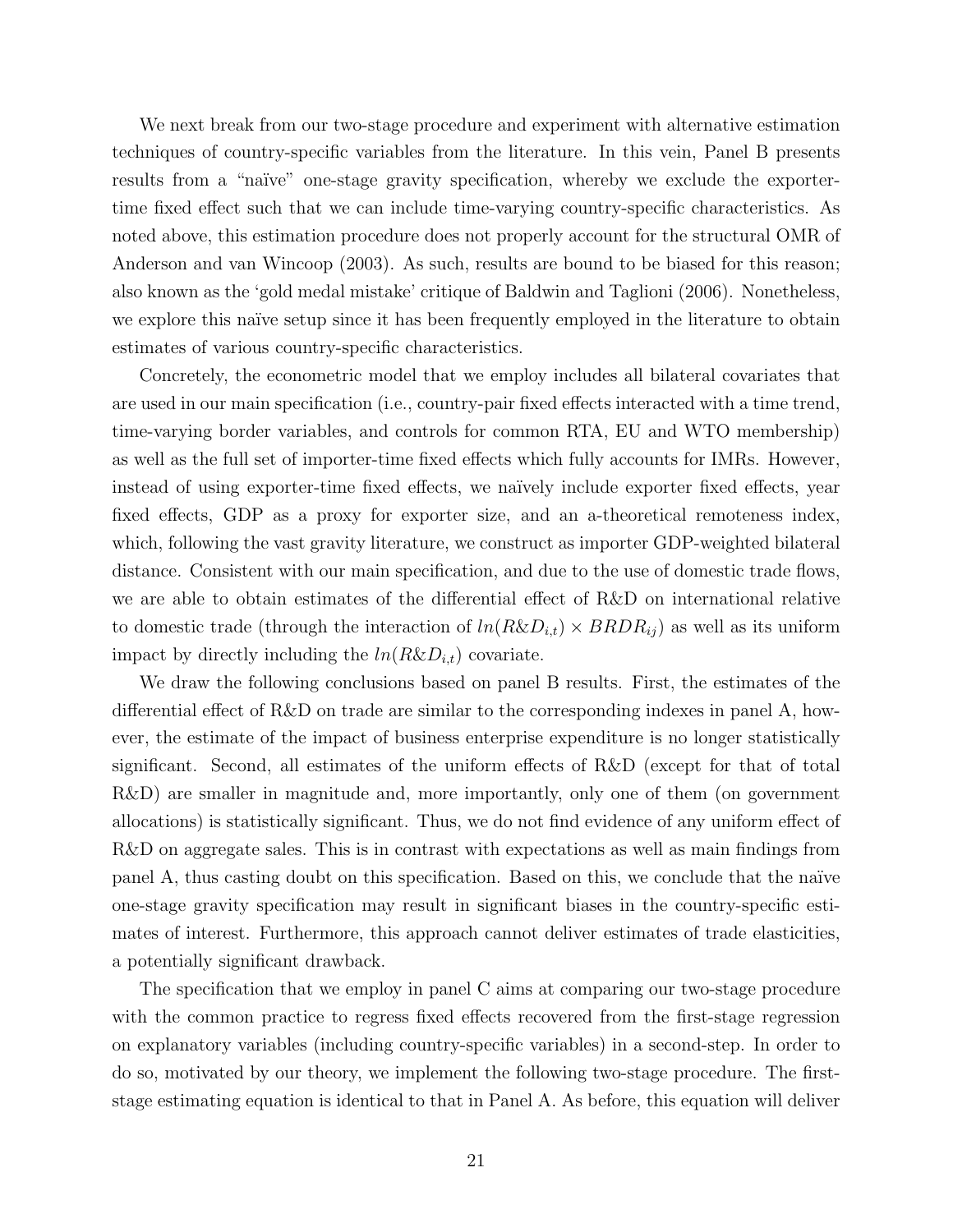We next break from our two-stage procedure and experiment with alternative estimation techniques of country-specific variables from the literature. In this vein, Panel B presents results from a "naïve" one-stage gravity specification, whereby we exclude the exporter-time fixed effect such that we can include time-varying country-specific characteristics. As noted above, this estimation procedure does not properly account for the structural OMR of Anderson and van Wincoop (2003). As such, results are bound to be biased for this reason; also known as the 'gold medal mistake' critique of Baldwin and Taglioni (2006). Nonetheless, we explore this naïve setup since it has been frequently employed in the literature to obtain estimates of various country-specific characteristics.

Concretely, the econometric model that we employ includes all bilateral covariates that are used in our main specification (i.e., country-pair fixed effects interacted with a time trend, time-varying border variables, and controls for common RTA, EU and WTO membership) as well as the full set of importer-time fixed effects which fully accounts for IMRs. However, instead of using exporter-time fixed effects, we naïvely include exporter fixed effects, year fixed effects, GDP as a proxy for exporter size, and an a-theoretical remoteness index, which, following the vast gravity literature, we construct as importer GDP-weighted bilateral distance. Consistent with our main specification, and due to the use of domestic trade flows, we are able to obtain estimates of the differential effect of R&D on international relative to domestic trade (through the interaction of $ln(R\&D_{i,t}) \times BRDR_{ij}$) as well as its uniform impact by directly including the $ln(R\&D_{i,t})$ covariate.

We draw the following conclusions based on panel B results. First, the estimates of the differential effect of R&D on trade are similar to the corresponding indexes in panel A, however, the estimate of the impact of business enterprise expenditure is no longer statistically significant. Second, all estimates of the uniform effects of R&D (except for that of total R&D) are smaller in magnitude and, more importantly, only one of them (on government allocations) is statistically significant. Thus, we do not find evidence of any uniform effect of R&D on aggregate sales. This is in contrast with expectations as well as main findings from panel A, thus casting doubt on this specification. Based on this, we conclude that the naïve one-stage gravity specification may result in significant biases in the country-specific estimates of interest. Furthermore, this approach cannot deliver estimates of trade elasticities, a potentially significant drawback.

The specification that we employ in panel C aims at comparing our two-stage procedure with the common practice to regress fixed effects recovered from the first-stage regression on explanatory variables (including country-specific variables) in a second-step. In order to do so, motivated by our theory, we implement the following two-stage procedure. The first-stage estimating equation is identical to that in Panel A. As before, this equation will deliver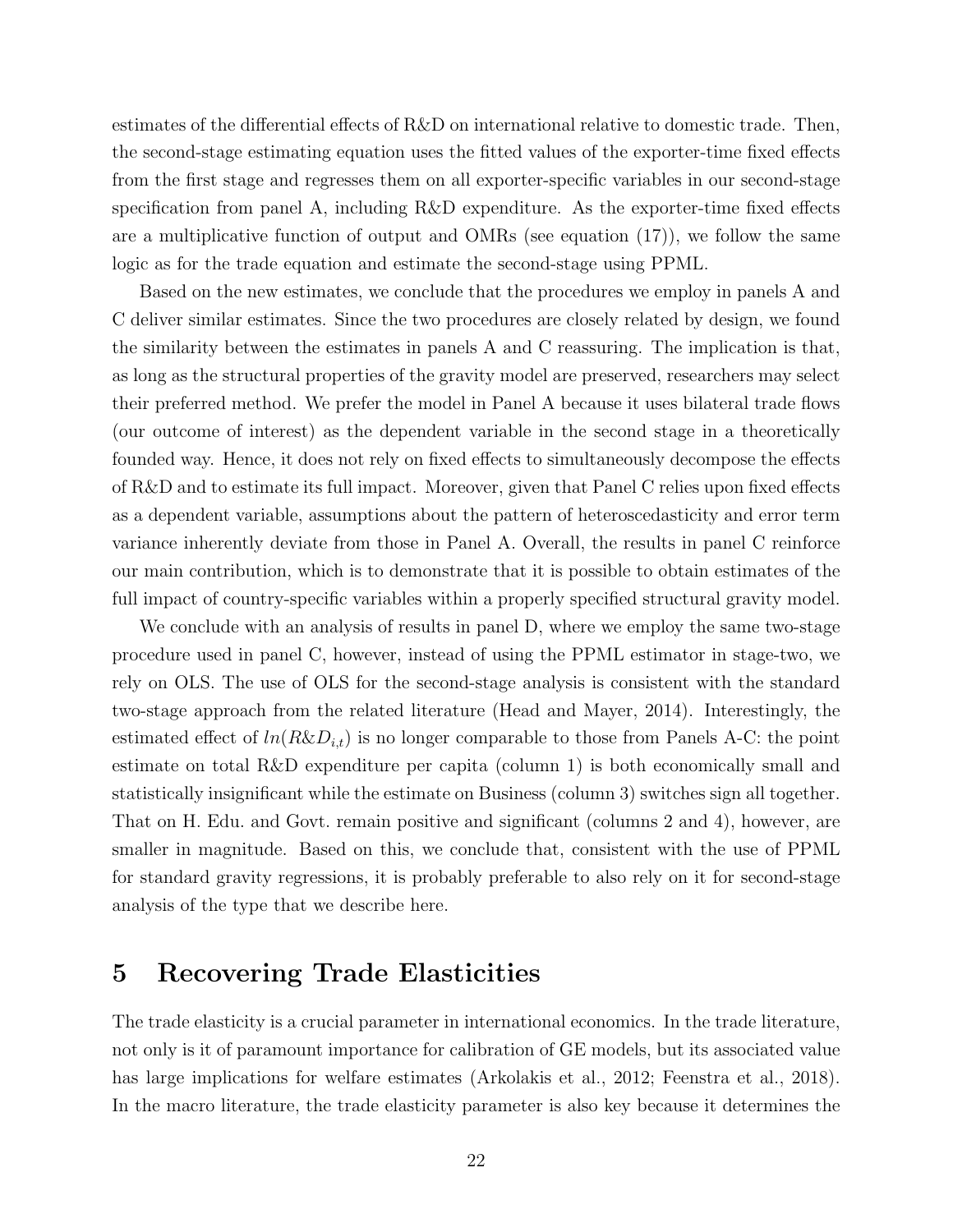estimates of the differential effects of R&D on international relative to domestic trade. Then, the second-stage estimating equation uses the fitted values of the exporter-time fixed effects from the first stage and regresses them on all exporter-specific variables in our second-stage specification from panel A, including R&D expenditure. As the exporter-time fixed effects are a multiplicative function of output and OMRs (see equation (17)), we follow the same logic as for the trade equation and estimate the second-stage using PPML.

Based on the new estimates, we conclude that the procedures we employ in panels A and C deliver similar estimates. Since the two procedures are closely related by design, we found the similarity between the estimates in panels A and C reassuring. The implication is that, as long as the structural properties of the gravity model are preserved, researchers may select their preferred method. We prefer the model in Panel A because it uses bilateral trade flows (our outcome of interest) as the dependent variable in the second stage in a theoretically founded way. Hence, it does not rely on fixed effects to simultaneously decompose the effects of R&D and to estimate its full impact. Moreover, given that Panel C relies upon fixed effects as a dependent variable, assumptions about the pattern of heteroscedasticity and error term variance inherently deviate from those in Panel A. Overall, the results in panel C reinforce our main contribution, which is to demonstrate that it is possible to obtain estimates of the full impact of country-specific variables within a properly specified structural gravity model.

We conclude with an analysis of results in panel D, where we employ the same two-stage procedure used in panel C, however, instead of using the PPML estimator in stage-two, we rely on OLS. The use of OLS for the second-stage analysis is consistent with the standard two-stage approach from the related literature (Head and Mayer, 2014). Interestingly, the estimated effect of $ln(R\&D_{i,t})$ is no longer comparable to those from Panels A-C: the point estimate on total R&D expenditure per capita (column 1) is both economically small and statistically insignificant while the estimate on Business (column 3) switches sign all together. That on H. Edu. and Govt. remain positive and significant (columns 2 and 4), however, are smaller in magnitude. Based on this, we conclude that, consistent with the use of PPML for standard gravity regressions, it is probably preferable to also rely on it for second-stage analysis of the type that we describe here.

# 5 Recovering Trade Elasticities

The trade elasticity is a crucial parameter in international economics. In the trade literature, not only is it of paramount importance for calibration of GE models, but its associated value has large implications for welfare estimates (Arkolakis et al., 2012; Feenstra et al., 2018). In the macro literature, the trade elasticity parameter is also key because it determines the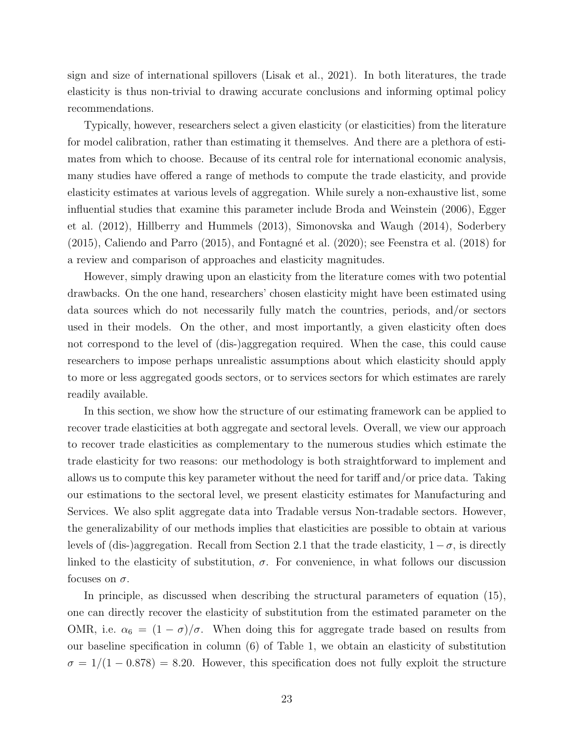sign and size of international spillovers (Lisak et al., 2021). In both literatures, the trade elasticity is thus non-trivial to drawing accurate conclusions and informing optimal policy recommendations.

Typically, however, researchers select a given elasticity (or elasticities) from the literature for model calibration, rather than estimating it themselves. And there are a plethora of estimates from which to choose. Because of its central role for international economic analysis, many studies have offered a range of methods to compute the trade elasticity, and provide elasticity estimates at various levels of aggregation. While surely a non-exhaustive list, some influential studies that examine this parameter include Broda and Weinstein (2006), Egger et al. (2012), Hillberry and Hummels (2013), Simonovska and Waugh (2014), Soderbery (2015), Caliendo and Parro (2015), and Fontagné et al. (2020); see Feenstra et al. (2018) for a review and comparison of approaches and elasticity magnitudes.

However, simply drawing upon an elasticity from the literature comes with two potential drawbacks. On the one hand, researchers' chosen elasticity might have been estimated using data sources which do not necessarily fully match the countries, periods, and/or sectors used in their models. On the other, and most importantly, a given elasticity often does not correspond to the level of (dis-)aggregation required. When the case, this could cause researchers to impose perhaps unrealistic assumptions about which elasticity should apply to more or less aggregated goods sectors, or to services sectors for which estimates are rarely readily available.

In this section, we show how the structure of our estimating framework can be applied to recover trade elasticities at both aggregate and sectoral levels. Overall, we view our approach to recover trade elasticities as complementary to the numerous studies which estimate the trade elasticity for two reasons: our methodology is both straightforward to implement and allows us to compute this key parameter without the need for tariff and/or price data. Taking our estimations to the sectoral level, we present elasticity estimates for Manufacturing and Services. We also split aggregate data into Tradable versus Non-tradable sectors. However, the generalizability of our methods implies that elasticities are possible to obtain at various levels of (dis-)aggregation. Recall from Section 2.1 that the trade elasticity, $1-\sigma$, is directly linked to the elasticity of substitution, $\sigma$. For convenience, in what follows our discussion focuses on $\sigma$.

In principle, as discussed when describing the structural parameters of equation (15), one can directly recover the elasticity of substitution from the estimated parameter on the OMR, i.e. $\alpha_6 = (1-\sigma)/\sigma$. When doing this for aggregate trade based on results from our baseline specification in column (6) of Table 1, we obtain an elasticity of substitution $\sigma = 1/(1-0.878) = 8.20$. However, this specification does not fully exploit the structure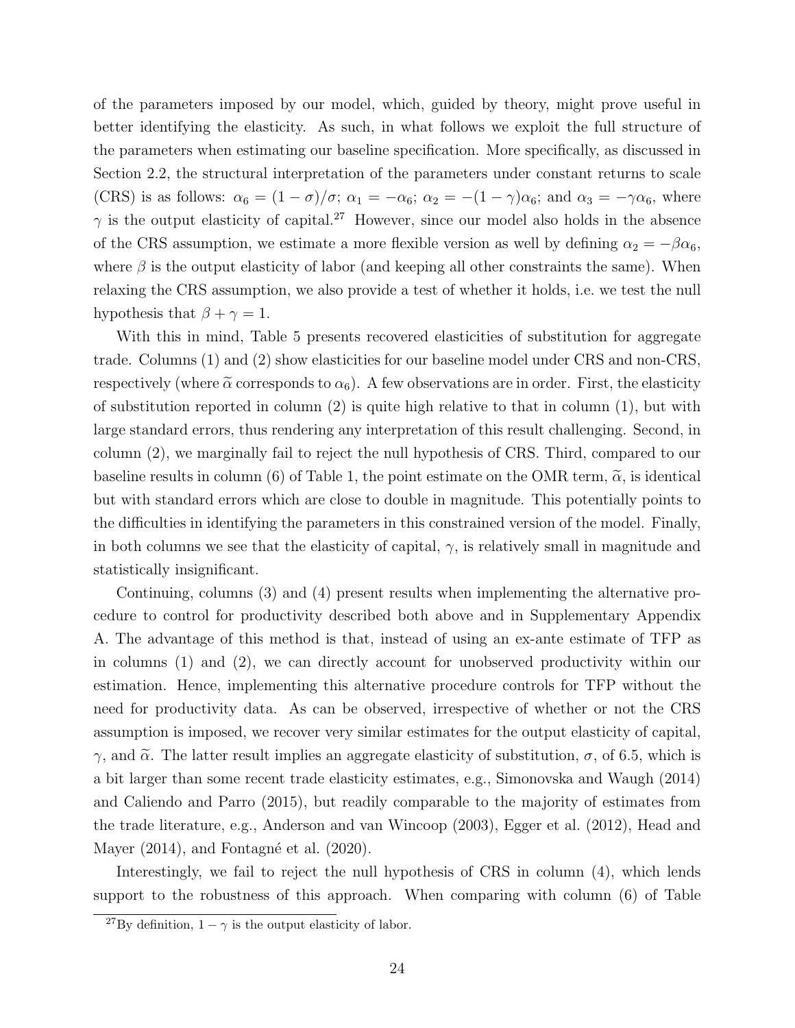of the parameters imposed by our model, which, guided by theory, might prove useful in better identifying the elasticity. As such, in what follows we exploit the full structure of the parameters when estimating our baseline specification. More specifically, as discussed in Section 2.2, the structural interpretation of the parameters under constant returns to scale (CRS) is as follows: $\alpha_6 = (1-\sigma)/\sigma$; $\alpha_1 = -\alpha_6$; $\alpha_2 = -(1-\gamma)\alpha_6$; and $\alpha_3 = -\gamma\alpha_6$, where $\gamma$ is the output elasticity of capital.[27] However, since our model also holds in the absence of the CRS assumption, we estimate a more flexible version as well by defining $\alpha_2 = -\beta\alpha_6$, where $\beta$ is the output elasticity of labor (and keeping all other constraints the same). When relaxing the CRS assumption, we also provide a test of whether it holds, i.e. we test the null hypothesis that $\beta + \gamma = 1$.

With this in mind, Table 5 presents recovered elasticities of substitution for aggregate trade. Columns (1) and (2) show elasticities for our baseline model under CRS and non-CRS, respectively (where $\widetilde{\alpha}$ corresponds to $\alpha_6$). A few observations are in order. First, the elasticity of substitution reported in column (2) is quite high relative to that in column (1), but with large standard errors, thus rendering any interpretation of this result challenging. Second, in column (2), we marginally fail to reject the null hypothesis of CRS. Third, compared to our baseline results in column (6) of Table 1, the point estimate on the OMR term, $\widetilde{\alpha}$, is identical but with standard errors which are close to double in magnitude. This potentially points to the difficulties in identifying the parameters in this constrained version of the model. Finally, in both columns we see that the elasticity of capital, $\gamma$, is relatively small in magnitude and statistically insignificant.

Continuing, columns (3) and (4) present results when implementing the alternative procedure to control for productivity described both above and in Supplementary Appendix A. The advantage of this method is that, instead of using an ex-ante estimate of TFP as in columns (1) and (2), we can directly account for unobserved productivity within our estimation. Hence, implementing this alternative procedure controls for TFP without the need for productivity data. As can be observed, irrespective of whether or not the CRS assumption is imposed, we recover very similar estimates for the output elasticity of capital, $\gamma$, and $\widetilde{\alpha}$. The latter result implies an aggregate elasticity of substitution, $\sigma$, of 6.5, which is a bit larger than some recent trade elasticity estimates, e.g., Simonovska and Waugh (2014) and Caliendo and Parro (2015), but readily comparable to the majority of estimates from the trade literature, e.g., Anderson and van Wincoop (2003), Egger et al. (2012), Head and Mayer (2014), and Fontagné et al. (2020).

Interestingly, we fail to reject the null hypothesis of CRS in column (4), which lends support to the robustness of this approach. When comparing with column (6) of Table

[27] By definition, $1-\gamma$ is the output elasticity of labor.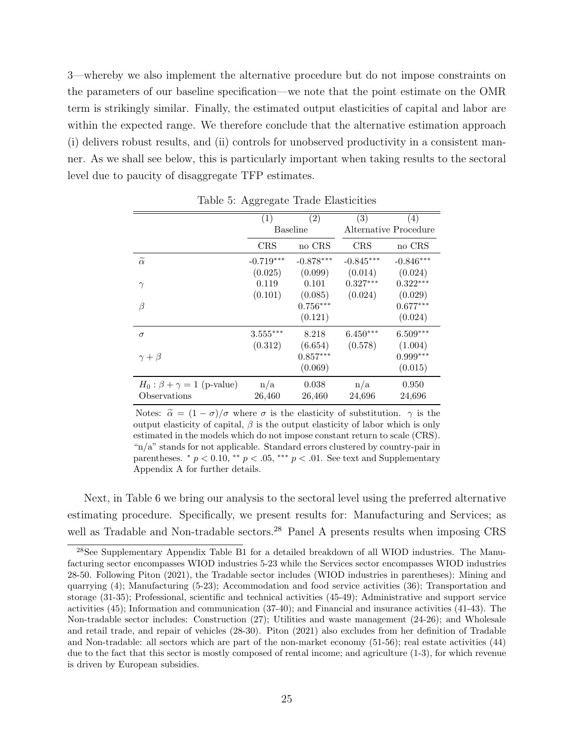3—whereby we also implement the alternative procedure but do not impose constraints on the parameters of our baseline specification—we note that the point estimate on the OMR term is strikingly similar. Finally, the estimated output elasticities of capital and labor are within the expected range. We therefore conclude that the alternative estimation approach (i) delivers robust results, and (ii) controls for unobserved productivity in a consistent manner. As we shall see below, this is particularly important when taking results to the sectoral level due to paucity of disaggregate TFP estimates.

Table 5: Aggregate Trade Elasticities

| | (1) | (2) | (3) | (4) |
|---|---|---|---|---|
| | Baseline | | Alternative Procedure | |
| | CRS | no CRS | CRS | no CRS |
| $\widetilde{\alpha}$ | -0.719*** | -0.878*** | -0.845*** | -0.846*** |
| | (0.025) | (0.099) | (0.014) | (0.024) |
| $\gamma$ | 0.119 | 0.101 | 0.327*** | 0.322*** |
| | (0.101) | (0.085) | (0.024) | (0.029) |
| $\beta$ | | 0.756*** | | 0.677*** |
| | | (0.121) | | (0.024) |
| $\sigma$ | 3.555*** | 8.218 | 6.450*** | 6.509*** |
| | (0.312) | (6.654) | (0.578) | (1.004) |
| $\gamma + \beta$ | | 0.857*** | | 0.999*** |
| | | (0.069) | | (0.015) |
| $H_0 : \beta + \gamma = 1$ (p-value) | n/a | 0.038 | n/a | 0.950 |
| Observations | 26,460 | 26,460 | 24,696 | 24,696 |

Notes: $\widetilde{\alpha} = (1 - \sigma)/\sigma$ where $\sigma$ is the elasticity of substitution. $\gamma$ is the output elasticity of capital, $\beta$ is the output elasticity of labor which is only estimated in the models which do not impose constant return to scale (CRS). "n/a" stands for not applicable. Standard errors clustered by country-pair in parentheses. * $p < 0.10$, ** $p < .05$, *** $p < .01$. See text and Supplementary Appendix A for further details.

Next, in Table 6 we bring our analysis to the sectoral level using the preferred alternative estimating procedure. Specifically, we present results for: Manufacturing and Services; as well as Tradable and Non-tradable sectors.[28] Panel A presents results when imposing CRS

[28] See Supplementary Appendix Table B1 for a detailed breakdown of all WIOD industries. The Manufacturing sector encompasses WIOD industries 5-23 while the Services sector encompasses WIOD industries 28-50. Following Piton (2021), the Tradable sector includes (WIOD industries in parentheses): Mining and quarrying (4); Manufacturing (5-23); Accommodation and food service activities (36); Transportation and storage (31-35); Professional, scientific and technical activities (45-49); Administrative and support service activities (45); Information and communication (37-40); and Financial and insurance activities (41-43). The Non-tradable sector includes: Construction (27); Utilities and waste management (24-26); and Wholesale and retail trade, and repair of vehicles (28-30). Piton (2021) also excludes from her definition of Tradable and Non-tradable: all sectors which are part of the non-market economy (51-56); real estate activities (44) due to the fact that this sector is mostly composed of rental income; and agriculture (1-3), for which revenue is driven by European subsidies.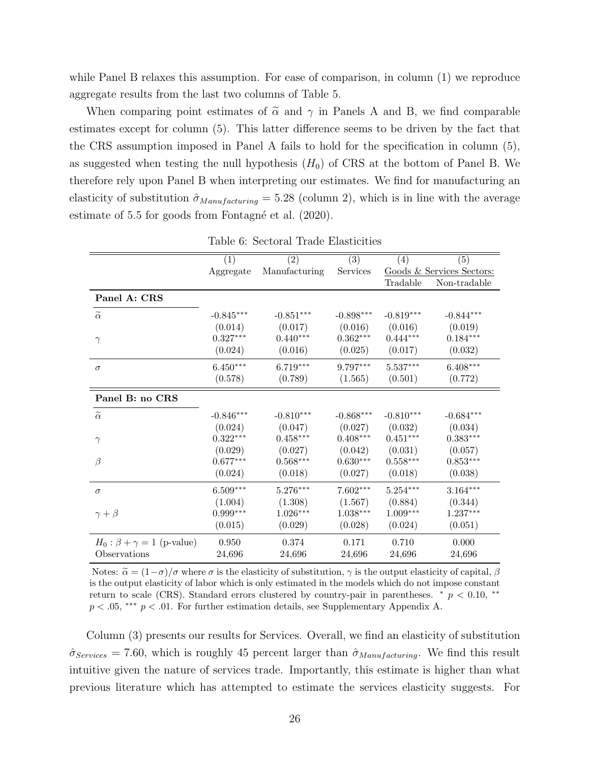while Panel B relaxes this assumption. For ease of comparison, in column (1) we reproduce aggregate results from the last two columns of Table 5.

When comparing point estimates of $\widetilde{\alpha}$ and $\gamma$ in Panels A and B, we find comparable estimates except for column (5). This latter difference seems to be driven by the fact that the CRS assumption imposed in Panel A fails to hold for the specification in column (5), as suggested when testing the null hypothesis ($H_0$) of CRS at the bottom of Panel B. We therefore rely upon Panel B when interpreting our estimates. We find for manufacturing an elasticity of substitution $\hat{\sigma}_{Manufacturing} = 5.28$ (column 2), which is in line with the average estimate of 5.5 for goods from Fontagné et al. (2020).

Table 6: Sectoral Trade Elasticities

| | (1) | (2) | (3) | (4) | (5) |
|---|---|---|---|---|---|
| | Aggregate | Manufacturing | Services | Goods & Services Sectors: | |
| | | | | Tradable | Non-tradable |
| **Panel A: CRS** | | | | | |
| $\widetilde{\alpha}$ | -0.845*** | -0.851*** | -0.898*** | -0.819*** | -0.844*** |
| | (0.014) | (0.017) | (0.016) | (0.016) | (0.019) |
| $\gamma$ | 0.327*** | 0.440*** | 0.362*** | 0.444*** | 0.184*** |
| | (0.024) | (0.016) | (0.025) | (0.017) | (0.032) |
| $\sigma$ | 6.450*** | 6.719*** | 9.797*** | 5.537*** | 6.408*** |
| | (0.578) | (0.789) | (1.565) | (0.501) | (0.772) |
| **Panel B: no CRS** | | | | | |
| $\widetilde{\alpha}$ | -0.846*** | -0.810*** | -0.868*** | -0.810*** | -0.684*** |
| | (0.024) | (0.047) | (0.027) | (0.032) | (0.034) |
| $\gamma$ | 0.322*** | 0.458*** | 0.408*** | 0.451*** | 0.383*** |
| | (0.029) | (0.027) | (0.042) | (0.031) | (0.057) |
| $\beta$ | 0.677*** | 0.568*** | 0.630*** | 0.558*** | 0.853*** |
| | (0.024) | (0.018) | (0.027) | (0.018) | (0.038) |
| $\sigma$ | 6.509*** | 5.276*** | 7.602*** | 5.254*** | 3.164*** |
| | (1.004) | (1.308) | (1.567) | (0.884) | (0.344) |
| $\gamma + \beta$ | 0.999*** | 1.026*** | 1.038*** | 1.009*** | 1.237*** |
| | (0.015) | (0.029) | (0.028) | (0.024) | (0.051) |
| $H_0 : \beta + \gamma = 1$ (p-value) | 0.950 | 0.374 | 0.171 | 0.710 | 0.000 |
| Observations | 24,696 | 24,696 | 24,696 | 24,696 | 24,696 |

Notes: $\widetilde{\alpha} = (1-\sigma)/\sigma$ where $\sigma$ is the elasticity of substitution, $\gamma$ is the output elasticity of capital, $\beta$ is the output elasticity of labor which is only estimated in the models which do not impose constant return to scale (CRS). Standard errors clustered by country-pair in parentheses. * $p < 0.10$, ** $p < .05$, *** $p < .01$. For further estimation details, see Supplementary Appendix A.

Column (3) presents our results for Services. Overall, we find an elasticity of substitution $\hat{\sigma}_{Services} = 7.60$, which is roughly 45 percent larger than $\hat{\sigma}_{Manufacturing}$. We find this result intuitive given the nature of services trade. Importantly, this estimate is higher than what previous literature which has attempted to estimate the services elasticity suggests. For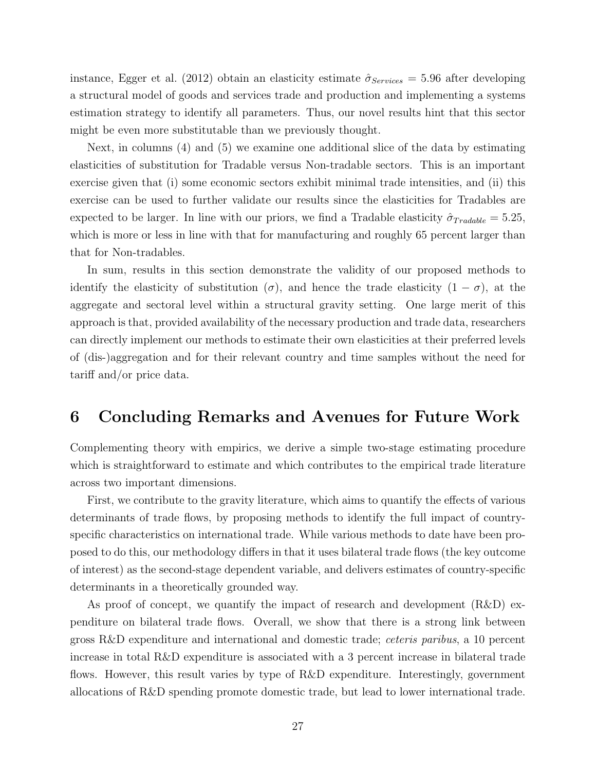instance, Egger et al. (2012) obtain an elasticity estimate $\hat{\sigma}_{Services} = 5.96$ after developing a structural model of goods and services trade and production and implementing a systems estimation strategy to identify all parameters. Thus, our novel results hint that this sector might be even more substitutable than we previously thought.

Next, in columns (4) and (5) we examine one additional slice of the data by estimating elasticities of substitution for Tradable versus Non-tradable sectors. This is an important exercise given that (i) some economic sectors exhibit minimal trade intensities, and (ii) this exercise can be used to further validate our results since the elasticities for Tradables are expected to be larger. In line with our priors, we find a Tradable elasticity $\hat{\sigma}_{Tradable} = 5.25$, which is more or less in line with that for manufacturing and roughly 65 percent larger than that for Non-tradables.

In sum, results in this section demonstrate the validity of our proposed methods to identify the elasticity of substitution ($\sigma$), and hence the trade elasticity ($1 - \sigma$), at the aggregate and sectoral level within a structural gravity setting. One large merit of this approach is that, provided availability of the necessary production and trade data, researchers can directly implement our methods to estimate their own elasticities at their preferred levels of (dis-)aggregation and for their relevant country and time samples without the need for tariff and/or price data.

# 6 Concluding Remarks and Avenues for Future Work

Complementing theory with empirics, we derive a simple two-stage estimating procedure which is straightforward to estimate and which contributes to the empirical trade literature across two important dimensions.

First, we contribute to the gravity literature, which aims to quantify the effects of various determinants of trade flows, by proposing methods to identify the full impact of country-specific characteristics on international trade. While various methods to date have been proposed to do this, our methodology differs in that it uses bilateral trade flows (the key outcome of interest) as the second-stage dependent variable, and delivers estimates of country-specific determinants in a theoretically grounded way.

As proof of concept, we quantify the impact of research and development (R&D) expenditure on bilateral trade flows. Overall, we show that there is a strong link between gross R&D expenditure and international and domestic trade; *ceteris paribus*, a 10 percent increase in total R&D expenditure is associated with a 3 percent increase in bilateral trade flows. However, this result varies by type of R&D expenditure. Interestingly, government allocations of R&D spending promote domestic trade, but lead to lower international trade.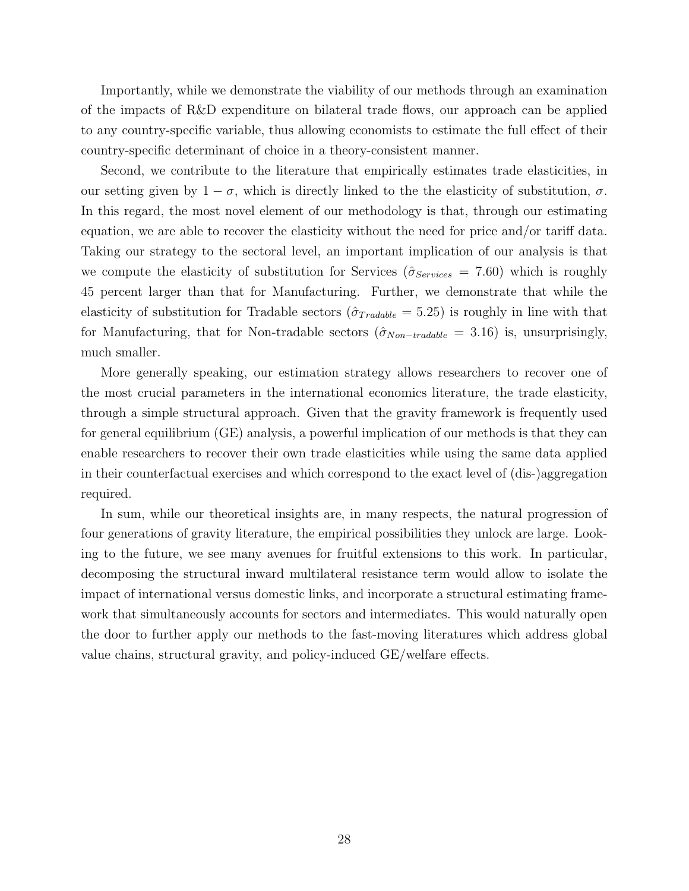Importantly, while we demonstrate the viability of our methods through an examination of the impacts of R&D expenditure on bilateral trade flows, our approach can be applied to any country-specific variable, thus allowing economists to estimate the full effect of their country-specific determinant of choice in a theory-consistent manner.

Second, we contribute to the literature that empirically estimates trade elasticities, in our setting given by $1 - \sigma$, which is directly linked to the the elasticity of substitution, $\sigma$. In this regard, the most novel element of our methodology is that, through our estimating equation, we are able to recover the elasticity without the need for price and/or tariff data. Taking our strategy to the sectoral level, an important implication of our analysis is that we compute the elasticity of substitution for Services ($\hat{\sigma}_{Services} = 7.60$) which is roughly 45 percent larger than that for Manufacturing. Further, we demonstrate that while the elasticity of substitution for Tradable sectors ($\hat{\sigma}_{Tradable} = 5.25$) is roughly in line with that for Manufacturing, that for Non-tradable sectors ($\hat{\sigma}_{Non-tradable} = 3.16$) is, unsurprisingly, much smaller.

More generally speaking, our estimation strategy allows researchers to recover one of the most crucial parameters in the international economics literature, the trade elasticity, through a simple structural approach. Given that the gravity framework is frequently used for general equilibrium (GE) analysis, a powerful implication of our methods is that they can enable researchers to recover their own trade elasticities while using the same data applied in their counterfactual exercises and which correspond to the exact level of (dis-)aggregation required.

In sum, while our theoretical insights are, in many respects, the natural progression of four generations of gravity literature, the empirical possibilities they unlock are large. Looking to the future, we see many avenues for fruitful extensions to this work. In particular, decomposing the structural inward multilateral resistance term would allow to isolate the impact of international versus domestic links, and incorporate a structural estimating framework that simultaneously accounts for sectors and intermediates. This would naturally open the door to further apply our methods to the fast-moving literatures which address global value chains, structural gravity, and policy-induced GE/welfare effects.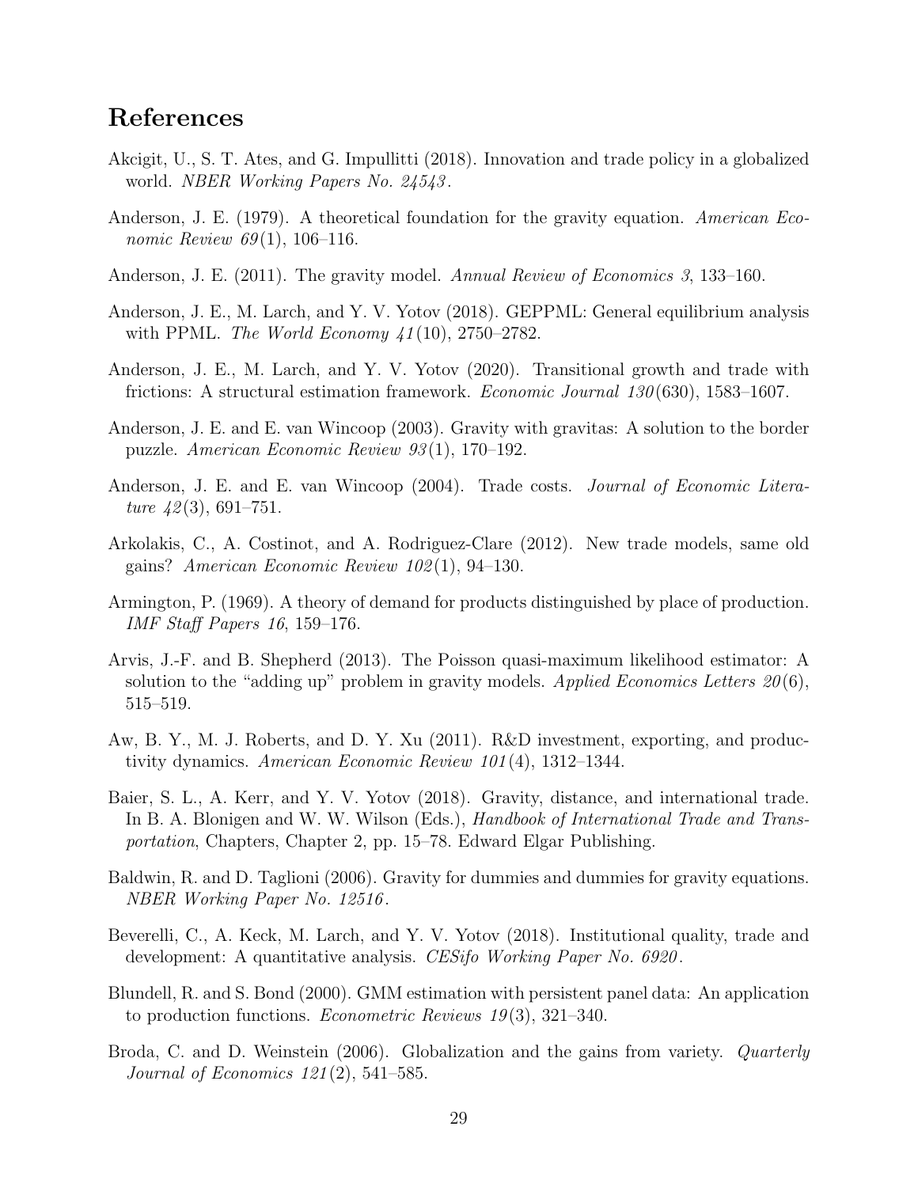# References

Akcigit, U., S. T. Ates, and G. Impullitti (2018). Innovation and trade policy in a globalized world. *NBER Working Papers No. 24543*.

Anderson, J. E. (1979). A theoretical foundation for the gravity equation. *American Economic Review 69*(1), 106–116.

Anderson, J. E. (2011). The gravity model. *Annual Review of Economics 3*, 133–160.

Anderson, J. E., M. Larch, and Y. V. Yotov (2018). GEPPML: General equilibrium analysis with PPML. *The World Economy 41*(10), 2750–2782.

Anderson, J. E., M. Larch, and Y. V. Yotov (2020). Transitional growth and trade with frictions: A structural estimation framework. *Economic Journal 130*(630), 1583–1607.

Anderson, J. E. and E. van Wincoop (2003). Gravity with gravitas: A solution to the border puzzle. *American Economic Review 93*(1), 170–192.

Anderson, J. E. and E. van Wincoop (2004). Trade costs. *Journal of Economic Literature 42*(3), 691–751.

Arkolakis, C., A. Costinot, and A. Rodriguez-Clare (2012). New trade models, same old gains? *American Economic Review 102*(1), 94–130.

Armington, P. (1969). A theory of demand for products distinguished by place of production. *IMF Staff Papers 16*, 159–176.

Arvis, J.-F. and B. Shepherd (2013). The Poisson quasi-maximum likelihood estimator: A solution to the "adding up" problem in gravity models. *Applied Economics Letters 20*(6), 515–519.

Aw, B. Y., M. J. Roberts, and D. Y. Xu (2011). R&D investment, exporting, and productivity dynamics. *American Economic Review 101*(4), 1312–1344.

Baier, S. L., A. Kerr, and Y. V. Yotov (2018). Gravity, distance, and international trade. In B. A. Blonigen and W. W. Wilson (Eds.), *Handbook of International Trade and Transportation*, Chapters, Chapter 2, pp. 15–78. Edward Elgar Publishing.

Baldwin, R. and D. Taglioni (2006). Gravity for dummies and dummies for gravity equations. *NBER Working Paper No. 12516*.

Beverelli, C., A. Keck, M. Larch, and Y. V. Yotov (2018). Institutional quality, trade and development: A quantitative analysis. *CESifo Working Paper No. 6920*.

Blundell, R. and S. Bond (2000). GMM estimation with persistent panel data: An application to production functions. *Econometric Reviews 19*(3), 321–340.

Broda, C. and D. Weinstein (2006). Globalization and the gains from variety. *Quarterly Journal of Economics 121*(2), 541–585.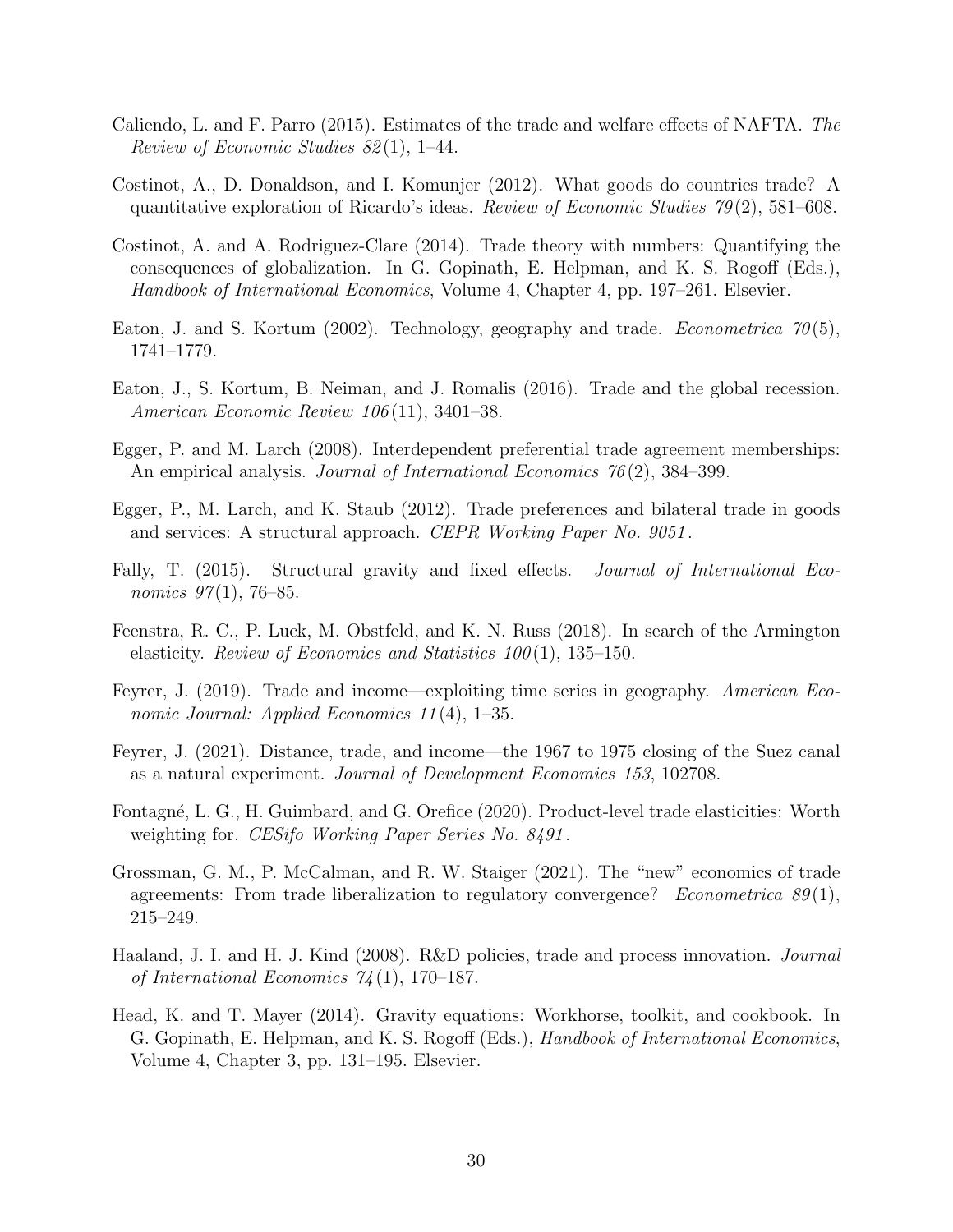Caliendo, L. and F. Parro (2015). Estimates of the trade and welfare effects of NAFTA. *The Review of Economic Studies 82*(1), 1–44.

Costinot, A., D. Donaldson, and I. Komunjer (2012). What goods do countries trade? A quantitative exploration of Ricardo's ideas. *Review of Economic Studies 79*(2), 581–608.

Costinot, A. and A. Rodriguez-Clare (2014). Trade theory with numbers: Quantifying the consequences of globalization. In G. Gopinath, E. Helpman, and K. S. Rogoff (Eds.), *Handbook of International Economics*, Volume 4, Chapter 4, pp. 197–261. Elsevier.

Eaton, J. and S. Kortum (2002). Technology, geography and trade. *Econometrica 70*(5), 1741–1779.

Eaton, J., S. Kortum, B. Neiman, and J. Romalis (2016). Trade and the global recession. *American Economic Review 106*(11), 3401–38.

Egger, P. and M. Larch (2008). Interdependent preferential trade agreement memberships: An empirical analysis. *Journal of International Economics 76*(2), 384–399.

Egger, P., M. Larch, and K. Staub (2012). Trade preferences and bilateral trade in goods and services: A structural approach. *CEPR Working Paper No. 9051*.

Fally, T. (2015). Structural gravity and fixed effects. *Journal of International Economics 97*(1), 76–85.

Feenstra, R. C., P. Luck, M. Obstfeld, and K. N. Russ (2018). In search of the Armington elasticity. *Review of Economics and Statistics 100*(1), 135–150.

Feyrer, J. (2019). Trade and income—exploiting time series in geography. *American Economic Journal: Applied Economics 11*(4), 1–35.

Feyrer, J. (2021). Distance, trade, and income—the 1967 to 1975 closing of the Suez canal as a natural experiment. *Journal of Development Economics 153*, 102708.

Fontagné, L. G., H. Guimbard, and G. Orefice (2020). Product-level trade elasticities: Worth weighting for. *CESifo Working Paper Series No. 8491*.

Grossman, G. M., P. McCalman, and R. W. Staiger (2021). The "new" economics of trade agreements: From trade liberalization to regulatory convergence? *Econometrica 89*(1), 215–249.

Haaland, J. I. and H. J. Kind (2008). R&D policies, trade and process innovation. *Journal of International Economics 74*(1), 170–187.

Head, K. and T. Mayer (2014). Gravity equations: Workhorse, toolkit, and cookbook. In G. Gopinath, E. Helpman, and K. S. Rogoff (Eds.), *Handbook of International Economics*, Volume 4, Chapter 3, pp. 131–195. Elsevier.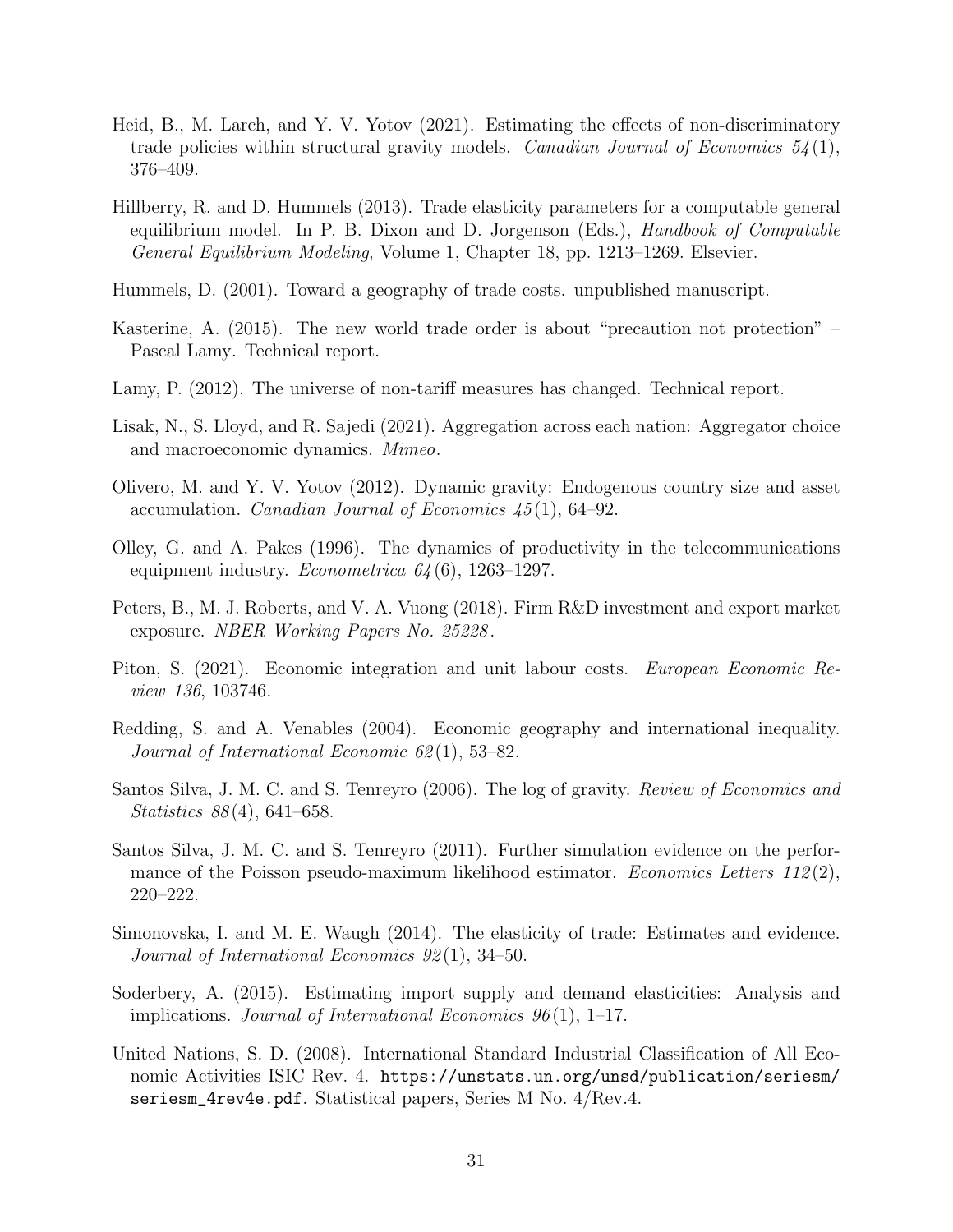Heid, B., M. Larch, and Y. V. Yotov (2021). Estimating the effects of non-discriminatory trade policies within structural gravity models. *Canadian Journal of Economics 54*(1), 376–409.

Hillberry, R. and D. Hummels (2013). Trade elasticity parameters for a computable general equilibrium model. In P. B. Dixon and D. Jorgenson (Eds.), *Handbook of Computable General Equilibrium Modeling*, Volume 1, Chapter 18, pp. 1213–1269. Elsevier.

Hummels, D. (2001). Toward a geography of trade costs. unpublished manuscript.

Kasterine, A. (2015). The new world trade order is about "precaution not protection" – Pascal Lamy. Technical report.

Lamy, P. (2012). The universe of non-tariff measures has changed. Technical report.

Lisak, N., S. Lloyd, and R. Sajedi (2021). Aggregation across each nation: Aggregator choice and macroeconomic dynamics. *Mimeo*.

Olivero, M. and Y. V. Yotov (2012). Dynamic gravity: Endogenous country size and asset accumulation. *Canadian Journal of Economics 45*(1), 64–92.

Olley, G. and A. Pakes (1996). The dynamics of productivity in the telecommunications equipment industry. *Econometrica 64*(6), 1263–1297.

Peters, B., M. J. Roberts, and V. A. Vuong (2018). Firm R&D investment and export market exposure. *NBER Working Papers No. 25228*.

Piton, S. (2021). Economic integration and unit labour costs. *European Economic Review 136*, 103746.

Redding, S. and A. Venables (2004). Economic geography and international inequality. *Journal of International Economic 62*(1), 53–82.

Santos Silva, J. M. C. and S. Tenreyro (2006). The log of gravity. *Review of Economics and Statistics 88*(4), 641–658.

Santos Silva, J. M. C. and S. Tenreyro (2011). Further simulation evidence on the performance of the Poisson pseudo-maximum likelihood estimator. *Economics Letters 112*(2), 220–222.

Simonovska, I. and M. E. Waugh (2014). The elasticity of trade: Estimates and evidence. *Journal of International Economics 92*(1), 34–50.

Soderbery, A. (2015). Estimating import supply and demand elasticities: Analysis and implications. *Journal of International Economics 96*(1), 1–17.

United Nations, S. D. (2008). International Standard Industrial Classification of All Economic Activities ISIC Rev. 4. `https://unstats.un.org/unsd/publication/seriesm/seriesm_4rev4e.pdf`. Statistical papers, Series M No. 4/Rev.4.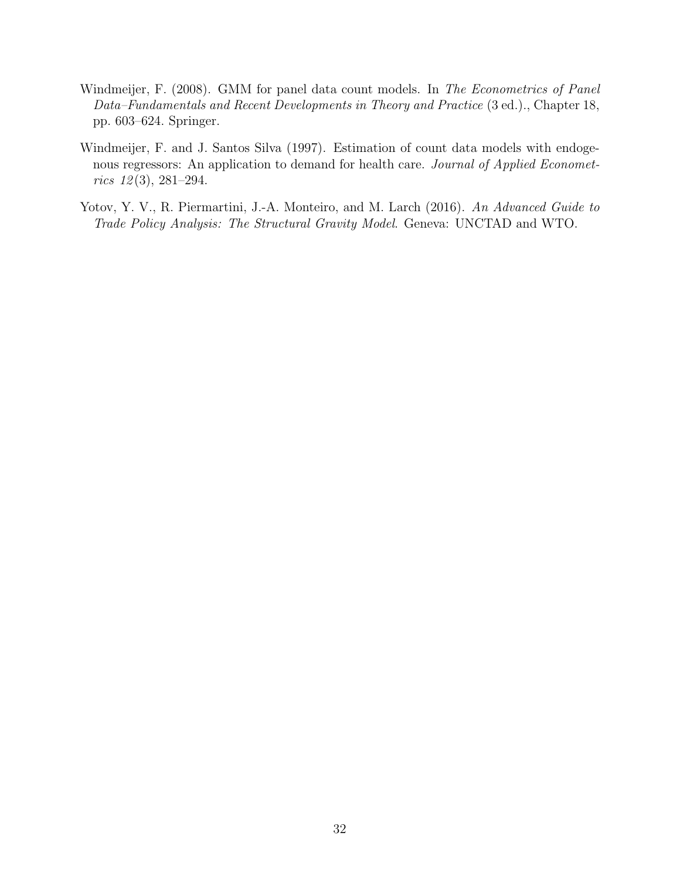Windmeijer, F. (2008). GMM for panel data count models. In *The Econometrics of Panel Data–Fundamentals and Recent Developments in Theory and Practice* (3 ed.)., Chapter 18, pp. 603–624. Springer.

Windmeijer, F. and J. Santos Silva (1997). Estimation of count data models with endogenous regressors: An application to demand for health care. *Journal of Applied Econometrics 12*(3), 281–294.

Yotov, Y. V., R. Piermartini, J.-A. Monteiro, and M. Larch (2016). *An Advanced Guide to Trade Policy Analysis: The Structural Gravity Model*. Geneva: UNCTAD and WTO.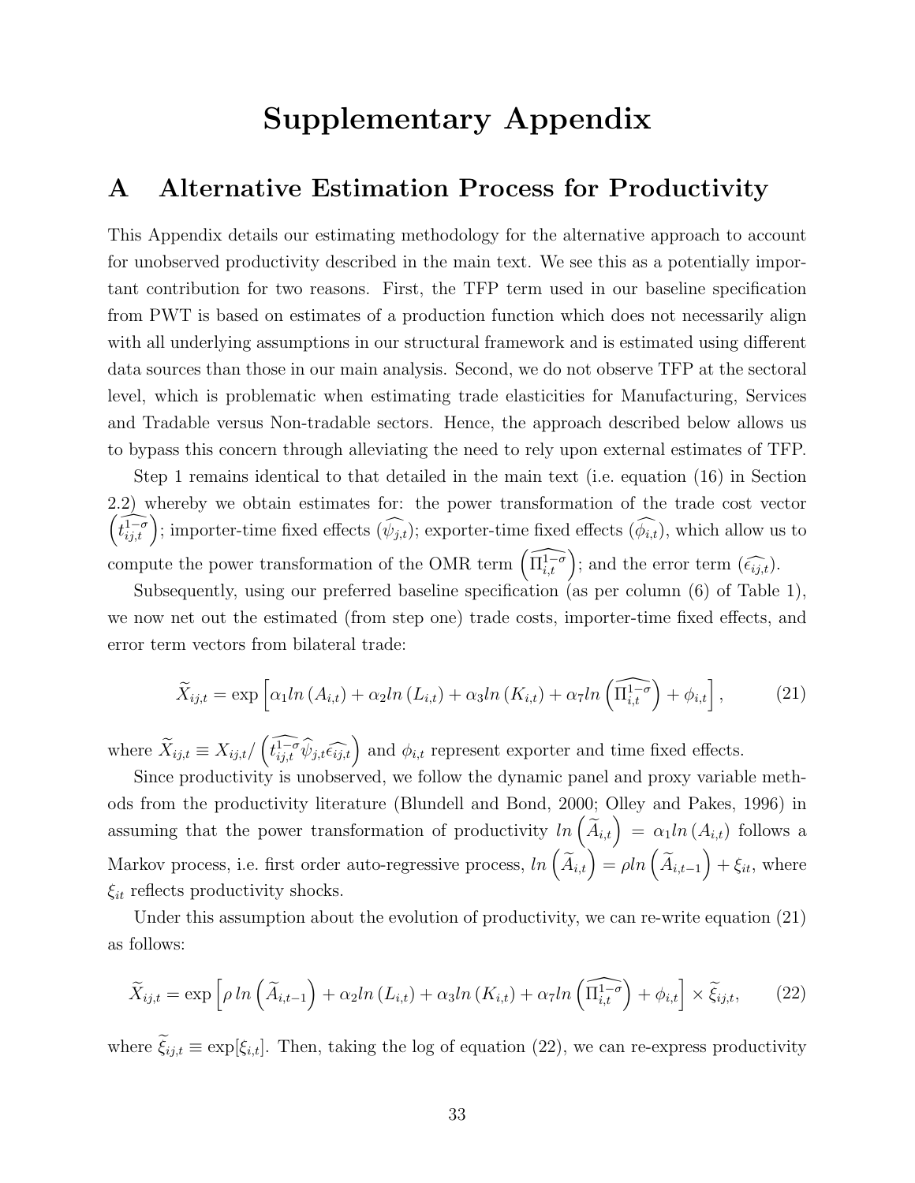# Supplementary Appendix

## A Alternative Estimation Process for Productivity

This Appendix details our estimating methodology for the alternative approach to account for unobserved productivity described in the main text. We see this as a potentially important contribution for two reasons. First, the TFP term used in our baseline specification from PWT is based on estimates of a production function which does not necessarily align with all underlying assumptions in our structural framework and is estimated using different data sources than those in our main analysis. Second, we do not observe TFP at the sectoral level, which is problematic when estimating trade elasticities for Manufacturing, Services and Tradable versus Non-tradable sectors. Hence, the approach described below allows us to bypass this concern through alleviating the need to rely upon external estimates of TFP.

Step 1 remains identical to that detailed in the main text (i.e. equation (16) in Section 2.2) whereby we obtain estimates for: the power transformation of the trade cost vector $\left(\widehat{t_{ij,t}^{1-\sigma}}\right)$; importer-time fixed effects $(\widehat{\psi_{j,t}})$; exporter-time fixed effects $(\widehat{\phi_{i,t}})$, which allow us to compute the power transformation of the OMR term $\left(\widehat{\Pi_{i,t}^{1-\sigma}}\right)$; and the error term $(\widehat{\epsilon_{ij,t}})$.

Subsequently, using our preferred baseline specification (as per column (6) of Table 1), we now net out the estimated (from step one) trade costs, importer-time fixed effects, and error term vectors from bilateral trade:

$$\widetilde{X}_{ij,t} = \exp\left[\alpha_1 ln\left(A_{i,t}\right) + \alpha_2 ln\left(L_{i,t}\right) + \alpha_3 ln\left(K_{i,t}\right) + \alpha_7 ln\left(\widehat{\Pi_{i,t}^{1-\sigma}}\right) + \phi_{i,t}\right], \tag{21}$$

where $\widetilde{X}_{ij,t} \equiv X_{ij,t}/\left(\widehat{t_{ij,t}^{1-\sigma}}\widehat{\psi}_{j,t}\widehat{\epsilon_{ij,t}}\right)$ and $\phi_{i,t}$ represent exporter and time fixed effects.

Since productivity is unobserved, we follow the dynamic panel and proxy variable methods from the productivity literature (Blundell and Bond, 2000; Olley and Pakes, 1996) in assuming that the power transformation of productivity $ln\left(\widetilde{A}_{i,t}\right) = \alpha_1 ln\left(A_{i,t}\right)$ follows a Markov process, i.e. first order auto-regressive process, $ln\left(\widetilde{A}_{i,t}\right) = \rho ln\left(\widetilde{A}_{i,t-1}\right) + \xi_{it}$, where $\xi_{it}$ reflects productivity shocks.

Under this assumption about the evolution of productivity, we can re-write equation (21) as follows:

$$\widetilde{X}_{ij,t} = \exp\left[\rho\, ln\left(\widetilde{A}_{i,t-1}\right) + \alpha_2 ln\left(L_{i,t}\right) + \alpha_3 ln\left(K_{i,t}\right) + \alpha_7 ln\left(\widehat{\Pi_{i,t}^{1-\sigma}}\right) + \phi_{i,t}\right] \times \widetilde{\xi}_{ij,t}, \tag{22}$$

where $\widetilde{\xi}_{ij,t} \equiv \exp[\xi_{i,t}]$. Then, taking the log of equation (22), we can re-express productivity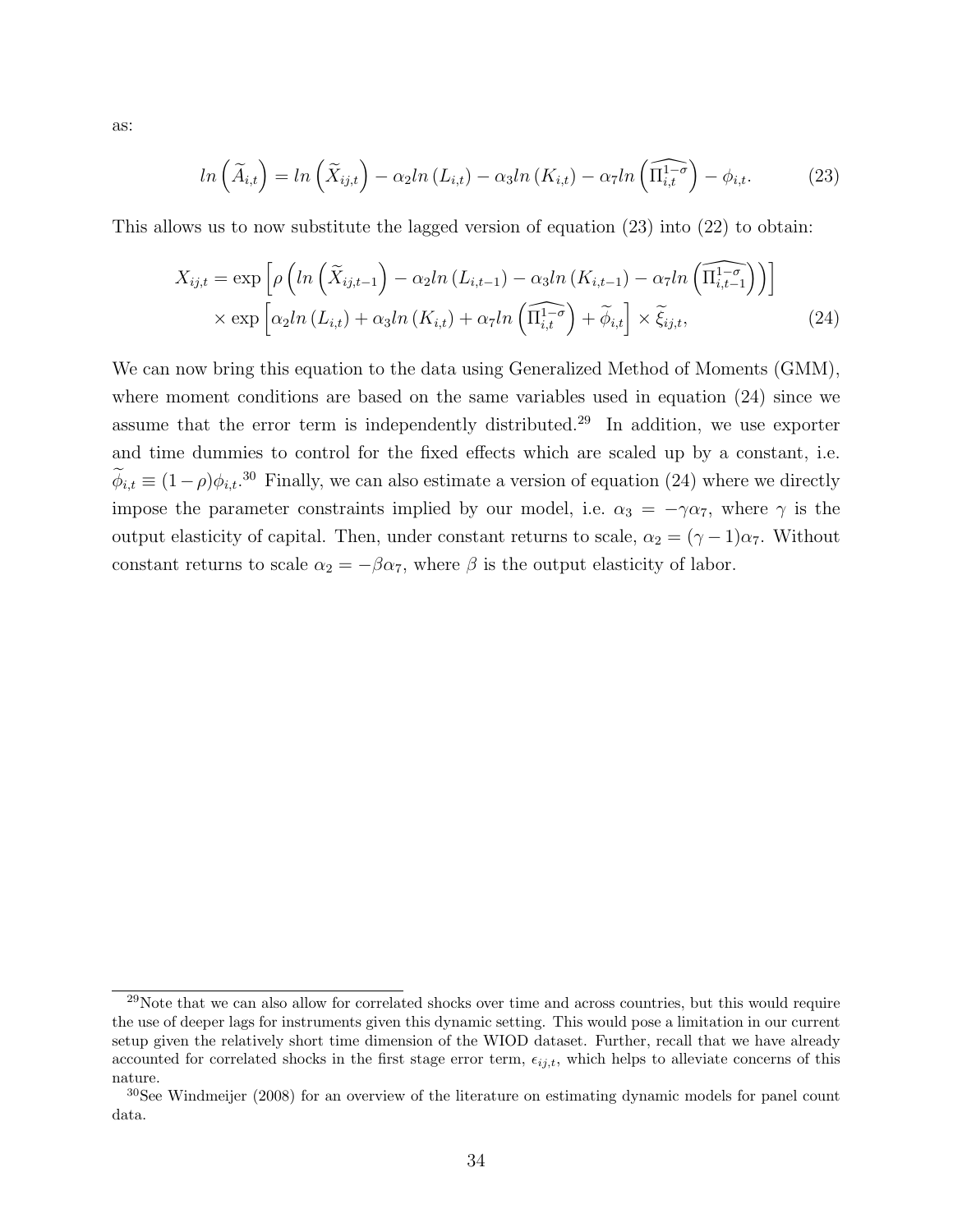as:

$$ln\left(\widetilde{A}_{i,t}\right) = ln\left(\widetilde{X}_{ij,t}\right) - \alpha_2 ln\left(L_{i,t}\right) - \alpha_3 ln\left(K_{i,t}\right) - \alpha_7 ln\left(\widehat{\Pi_{i,t}^{1-\sigma}}\right) - \phi_{i,t}. \tag{23}$$

This allows us to now substitute the lagged version of equation (23) into (22) to obtain:

$$\begin{aligned} X_{ij,t} = &\exp\left[\rho\left(ln\left(\widetilde{X}_{ij,t-1}\right) - \alpha_2 ln\left(L_{i,t-1}\right) - \alpha_3 ln\left(K_{i,t-1}\right) - \alpha_7 ln\left(\widehat{\Pi_{i,t-1}^{1-\sigma}}\right)\right)\right] \\ &\times \exp\left[\alpha_2 ln\left(L_{i,t}\right) + \alpha_3 ln\left(K_{i,t}\right) + \alpha_7 ln\left(\widehat{\Pi_{i,t}^{1-\sigma}}\right) + \widetilde{\phi}_{i,t}\right] \times \widetilde{\xi}_{ij,t}, \end{aligned} \tag{24}$$

We can now bring this equation to the data using Generalized Method of Moments (GMM), where moment conditions are based on the same variables used in equation (24) since we assume that the error term is independently distributed.[29] In addition, we use exporter and time dummies to control for the fixed effects which are scaled up by a constant, i.e. $\widetilde{\phi}_{i,t} \equiv (1-\rho)\phi_{i,t}$.[30] Finally, we can also estimate a version of equation (24) where we directly impose the parameter constraints implied by our model, i.e. $\alpha_3 = -\gamma\alpha_7$, where $\gamma$ is the output elasticity of capital. Then, under constant returns to scale, $\alpha_2 = (\gamma - 1)\alpha_7$. Without constant returns to scale $\alpha_2 = -\beta\alpha_7$, where $\beta$ is the output elasticity of labor.

[29] Note that we can also allow for correlated shocks over time and across countries, but this would require the use of deeper lags for instruments given this dynamic setting. This would pose a limitation in our current setup given the relatively short time dimension of the WIOD dataset. Further, recall that we have already accounted for correlated shocks in the first stage error term, $\epsilon_{ij,t}$, which helps to alleviate concerns of this nature.

[30] See Windmeijer (2008) for an overview of the literature on estimating dynamic models for panel count data.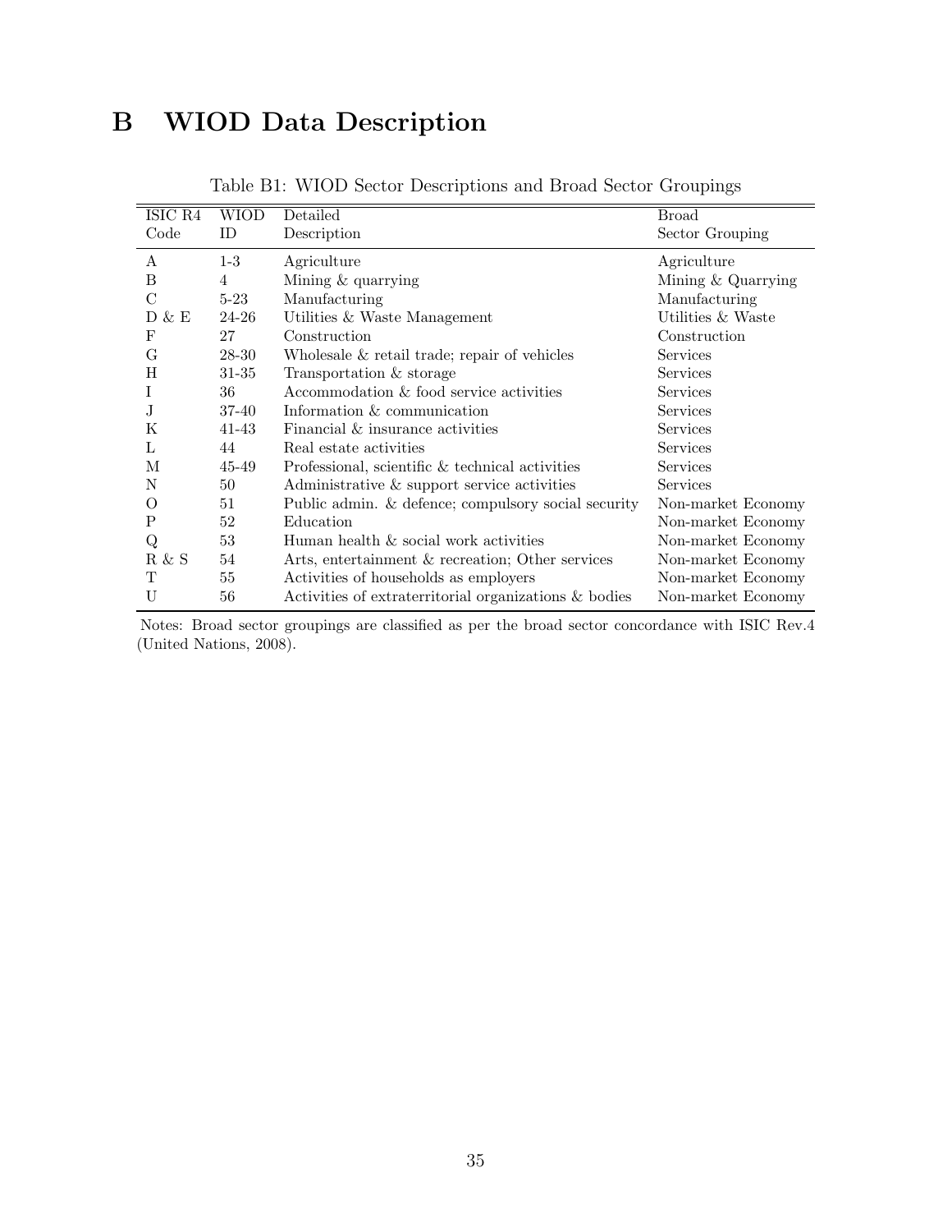# B WIOD Data Description

Table B1: WIOD Sector Descriptions and Broad Sector Groupings

| ISIC R4 Code | WIOD ID | Detailed Description | Broad Sector Grouping |
|---|---|---|---|
| A | 1-3 | Agriculture | Agriculture |
| B | 4 | Mining & quarrying | Mining & Quarrying |
| C | 5-23 | Manufacturing | Manufacturing |
| D & E | 24-26 | Utilities & Waste Management | Utilities & Waste |
| F | 27 | Construction | Construction |
| G | 28-30 | Wholesale & retail trade; repair of vehicles | Services |
| H | 31-35 | Transportation & storage | Services |
| I | 36 | Accommodation & food service activities | Services |
| J | 37-40 | Information & communication | Services |
| K | 41-43 | Financial & insurance activities | Services |
| L | 44 | Real estate activities | Services |
| M | 45-49 | Professional, scientific & technical activities | Services |
| N | 50 | Administrative & support service activities | Services |
| O | 51 | Public admin. & defence; compulsory social security | Non-market Economy |
| P | 52 | Education | Non-market Economy |
| Q | 53 | Human health & social work activities | Non-market Economy |
| R & S | 54 | Arts, entertainment & recreation; Other services | Non-market Economy |
| T | 55 | Activities of households as employers | Non-market Economy |
| U | 56 | Activities of extraterritorial organizations & bodies | Non-market Economy |

Notes: Broad sector groupings are classified as per the broad sector concordance with ISIC Rev.4 (United Nations, 2008).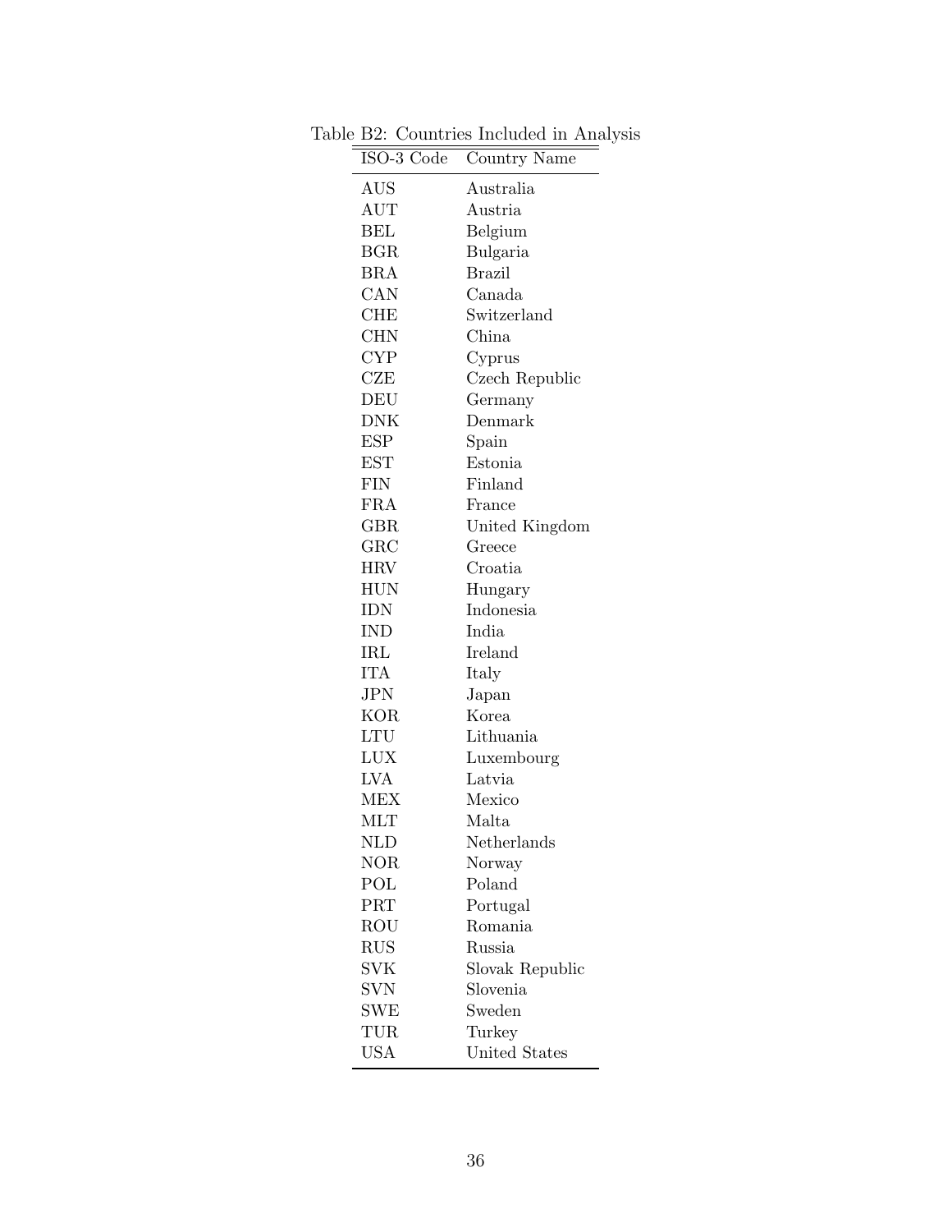Table B2: Countries Included in Analysis

| ISO-3 Code | Country Name |
|---|---|
| AUS | Australia |
| AUT | Austria |
| BEL | Belgium |
| BGR | Bulgaria |
| BRA | Brazil |
| CAN | Canada |
| CHE | Switzerland |
| CHN | China |
| CYP | Cyprus |
| CZE | Czech Republic |
| DEU | Germany |
| DNK | Denmark |
| ESP | Spain |
| EST | Estonia |
| FIN | Finland |
| FRA | France |
| GBR | United Kingdom |
| GRC | Greece |
| HRV | Croatia |
| HUN | Hungary |
| IDN | Indonesia |
| IND | India |
| IRL | Ireland |
| ITA | Italy |
| JPN | Japan |
| KOR | Korea |
| LTU | Lithuania |
| LUX | Luxembourg |
| LVA | Latvia |
| MEX | Mexico |
| MLT | Malta |
| NLD | Netherlands |
| NOR | Norway |
| POL | Poland |
| PRT | Portugal |
| ROU | Romania |
| RUS | Russia |
| SVK | Slovak Republic |
| SVN | Slovenia |
| SWE | Sweden |
| TUR | Turkey |
| USA | United States |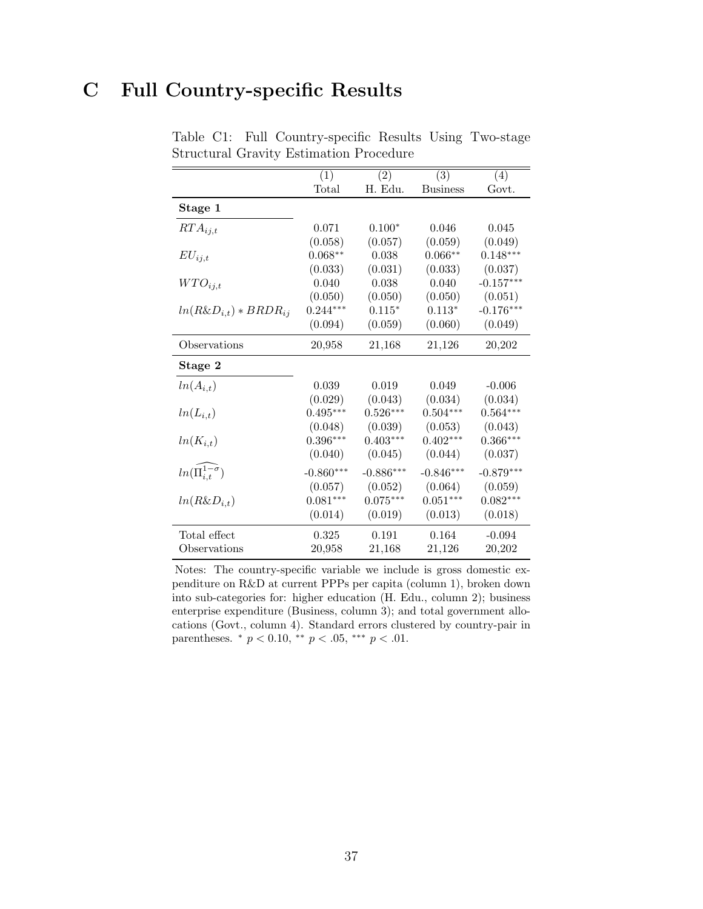# C Full Country-specific Results

Table C1: Full Country-specific Results Using Two-stage Structural Gravity Estimation Procedure

| | (1) Total | (2) H. Edu. | (3) Business | (4) Govt. |
|---|---|---|---|---|
| **Stage 1** | | | | |
| $RTA_{ij,t}$ | 0.071 | 0.100* | 0.046 | 0.045 |
| | (0.058) | (0.057) | (0.059) | (0.049) |
| $EU_{ij,t}$ | 0.068** | 0.038 | 0.066** | 0.148*** |
| | (0.033) | (0.031) | (0.033) | (0.037) |
| $WTO_{ij,t}$ | 0.040 | 0.038 | 0.040 | -0.157*** |
| | (0.050) | (0.050) | (0.050) | (0.051) |
| $ln(R\&D_{i,t}) * BRDR_{ij}$ | 0.244*** | 0.115* | 0.113* | -0.176*** |
| | (0.094) | (0.059) | (0.060) | (0.049) |
| Observations | 20,958 | 21,168 | 21,126 | 20,202 |
| **Stage 2** | | | | |
| $ln(A_{i,t})$ | 0.039 | 0.019 | 0.049 | -0.006 |
| | (0.029) | (0.043) | (0.034) | (0.034) |
| $ln(L_{i,t})$ | 0.495*** | 0.526*** | 0.504*** | 0.564*** |
| | (0.048) | (0.039) | (0.053) | (0.043) |
| $ln(K_{i,t})$ | 0.396*** | 0.403*** | 0.402*** | 0.366*** |
| | (0.040) | (0.045) | (0.044) | (0.037) |
| $ln(\widehat{\Pi_{i,t}^{1-\sigma}})$ | -0.860*** | -0.886*** | -0.846*** | -0.879*** |
| | (0.057) | (0.052) | (0.064) | (0.059) |
| $ln(R\&D_{i,t})$ | 0.081*** | 0.075*** | 0.051*** | 0.082*** |
| | (0.014) | (0.019) | (0.013) | (0.018) |
| Total effect | 0.325 | 0.191 | 0.164 | -0.094 |
| Observations | 20,958 | 21,168 | 21,126 | 20,202 |

Notes: The country-specific variable we include is gross domestic expenditure on R&D at current PPPs per capita (column 1), broken down into sub-categories for: higher education (H. Edu., column 2); business enterprise expenditure (Business, column 3); and total government allocations (Govt., column 4). Standard errors clustered by country-pair in parentheses. * $p < 0.10$, ** $p < .05$, *** $p < .01$.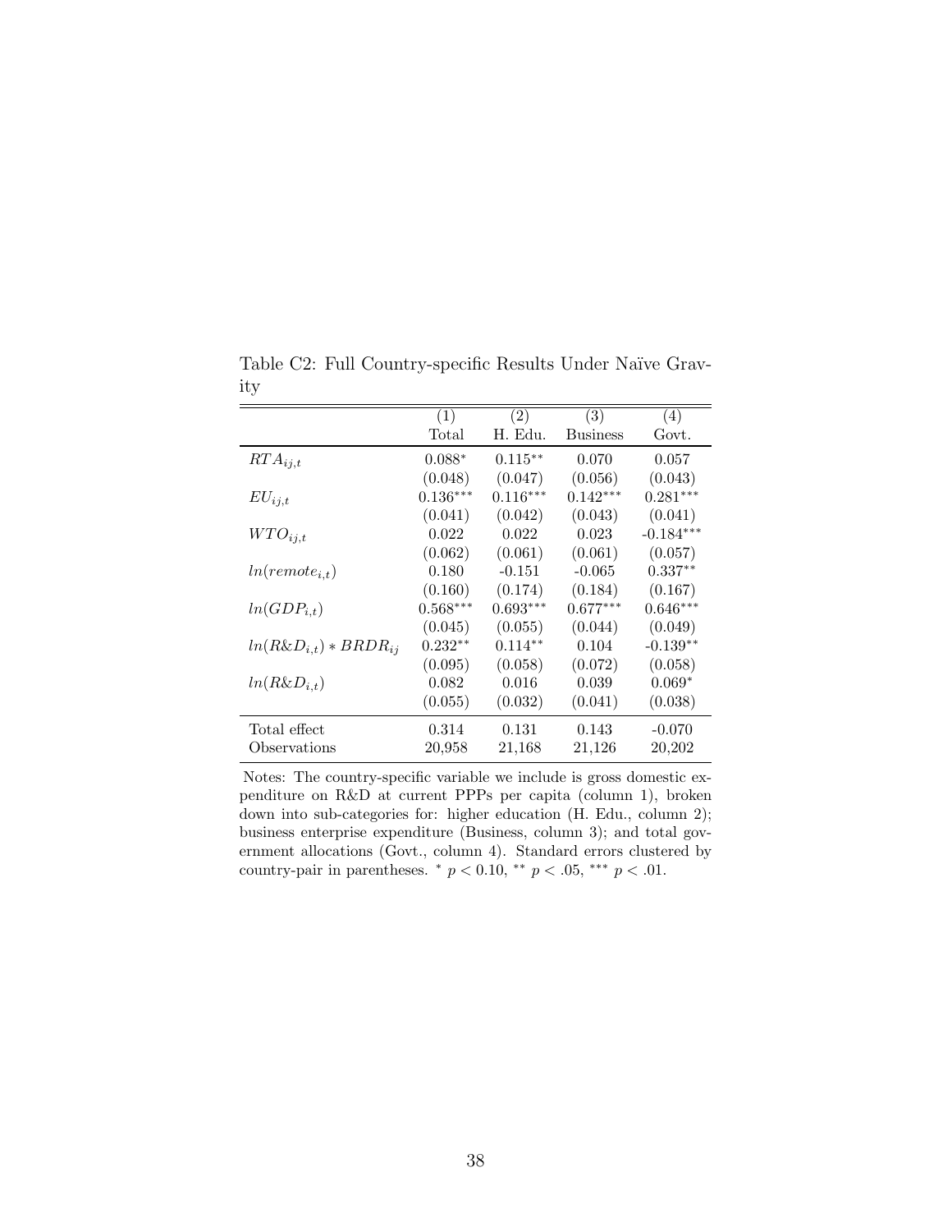Table C2: Full Country-specific Results Under Naïve Gravity

| | (1) | (2) | (3) | (4) |
|---|---|---|---|---|
| | Total | H. Edu. | Business | Govt. |
| $RTA_{ij,t}$ | $0.088^{*}$ | $0.115^{**}$ | 0.070 | 0.057 |
| | (0.048) | (0.047) | (0.056) | (0.043) |
| $EU_{ij,t}$ | $0.136^{***}$ | $0.116^{***}$ | $0.142^{***}$ | $0.281^{***}$ |
| | (0.041) | (0.042) | (0.043) | (0.041) |
| $WTO_{ij,t}$ | 0.022 | 0.022 | 0.023 | $-0.184^{***}$ |
| | (0.062) | (0.061) | (0.061) | (0.057) |
| $ln(remote_{i,t})$ | 0.180 | -0.151 | -0.065 | $0.337^{**}$ |
| | (0.160) | (0.174) | (0.184) | (0.167) |
| $ln(GDP_{i,t})$ | $0.568^{***}$ | $0.693^{***}$ | $0.677^{***}$ | $0.646^{***}$ |
| | (0.045) | (0.055) | (0.044) | (0.049) |
| $ln(R\&D_{i,t}) * BRDR_{ij}$ | $0.232^{**}$ | $0.114^{**}$ | 0.104 | $-0.139^{**}$ |
| | (0.095) | (0.058) | (0.072) | (0.058) |
| $ln(R\&D_{i,t})$ | 0.082 | 0.016 | 0.039 | $0.069^{*}$ |
| | (0.055) | (0.032) | (0.041) | (0.038) |
| Total effect | 0.314 | 0.131 | 0.143 | -0.070 |
| Observations | 20,958 | 21,168 | 21,126 | 20,202 |

Notes: The country-specific variable we include is gross domestic expenditure on R&D at current PPPs per capita (column 1), broken down into sub-categories for: higher education (H. Edu., column 2); business enterprise expenditure (Business, column 3); and total government allocations (Govt., column 4). Standard errors clustered by country-pair in parentheses. $^{*}$ $p < 0.10$, $^{**}$ $p < .05$, $^{***}$ $p < .01$.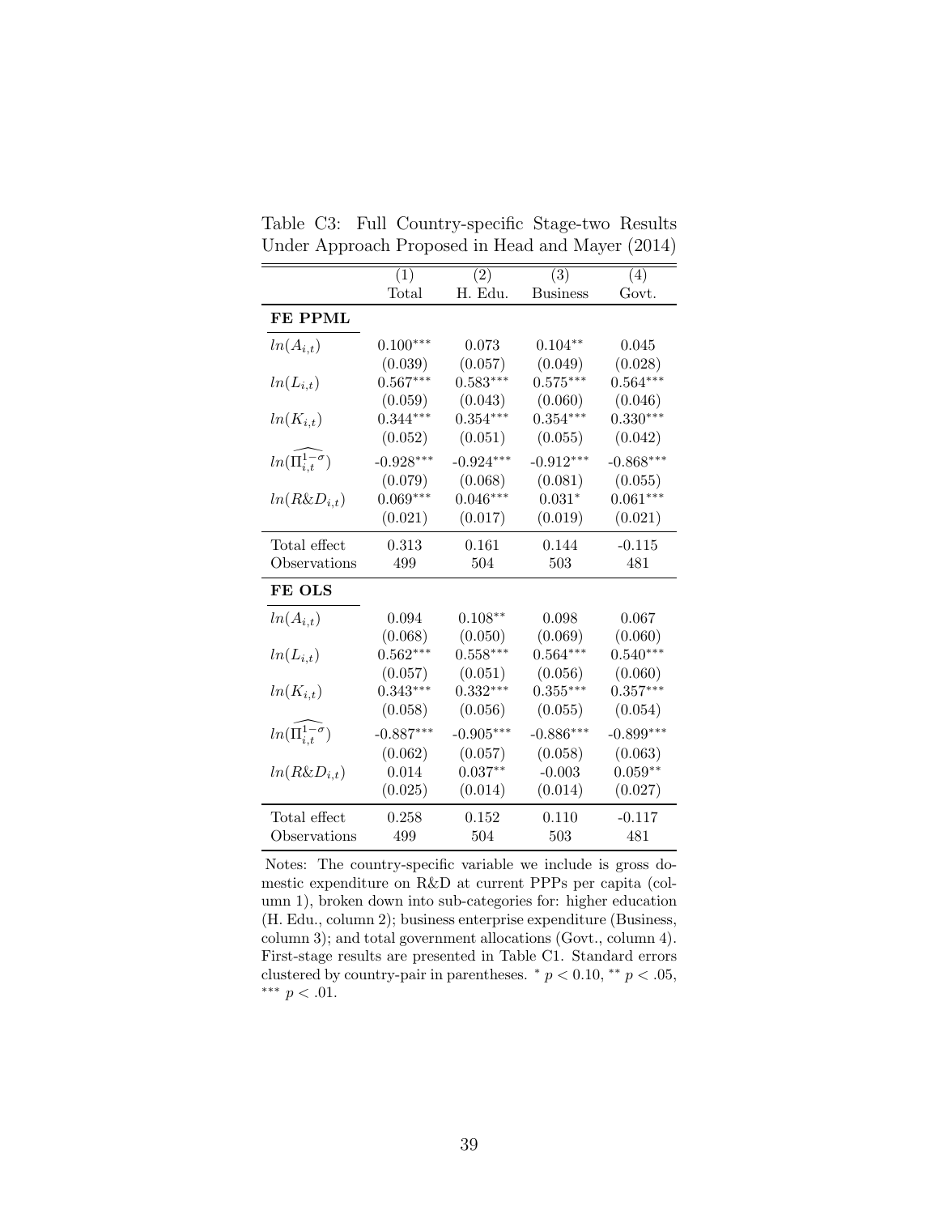Table C3: Full Country-specific Stage-two Results Under Approach Proposed in Head and Mayer (2014)

| | (1) Total | (2) H. Edu. | (3) Business | (4) Govt. |
|---|---|---|---|---|
| **FE PPML** | | | | |
| $ln(A_{i,t})$ | 0.100*** | 0.073 | 0.104** | 0.045 |
| | (0.039) | (0.057) | (0.049) | (0.028) |
| $ln(L_{i,t})$ | 0.567*** | 0.583*** | 0.575*** | 0.564*** |
| | (0.059) | (0.043) | (0.060) | (0.046) |
| $ln(K_{i,t})$ | 0.344*** | 0.354*** | 0.354*** | 0.330*** |
| | (0.052) | (0.051) | (0.055) | (0.042) |
| $ln(\widehat{\Pi_{i,t}^{1-\sigma}})$ | -0.928*** | -0.924*** | -0.912*** | -0.868*** |
| | (0.079) | (0.068) | (0.081) | (0.055) |
| $ln(R\&D_{i,t})$ | 0.069*** | 0.046*** | 0.031* | 0.061*** |
| | (0.021) | (0.017) | (0.019) | (0.021) |
| Total effect | 0.313 | 0.161 | 0.144 | -0.115 |
| Observations | 499 | 504 | 503 | 481 |
| **FE OLS** | | | | |
| $ln(A_{i,t})$ | 0.094 | 0.108** | 0.098 | 0.067 |
| | (0.068) | (0.050) | (0.069) | (0.060) |
| $ln(L_{i,t})$ | 0.562*** | 0.558*** | 0.564*** | 0.540*** |
| | (0.057) | (0.051) | (0.056) | (0.060) |
| $ln(K_{i,t})$ | 0.343*** | 0.332*** | 0.355*** | 0.357*** |
| | (0.058) | (0.056) | (0.055) | (0.054) |
| $ln(\widehat{\Pi_{i,t}^{1-\sigma}})$ | -0.887*** | -0.905*** | -0.886*** | -0.899*** |
| | (0.062) | (0.057) | (0.058) | (0.063) |
| $ln(R\&D_{i,t})$ | 0.014 | 0.037** | -0.003 | 0.059** |
| | (0.025) | (0.014) | (0.014) | (0.027) |
| Total effect | 0.258 | 0.152 | 0.110 | -0.117 |
| Observations | 499 | 504 | 503 | 481 |

Notes: The country-specific variable we include is gross domestic expenditure on R&D at current PPPs per capita (column 1), broken down into sub-categories for: higher education (H. Edu., column 2); business enterprise expenditure (Business, column 3); and total government allocations (Govt., column 4). First-stage results are presented in Table C1. Standard errors clustered by country-pair in parentheses. * $p < 0.10$, ** $p < .05$, *** $p < .01$.